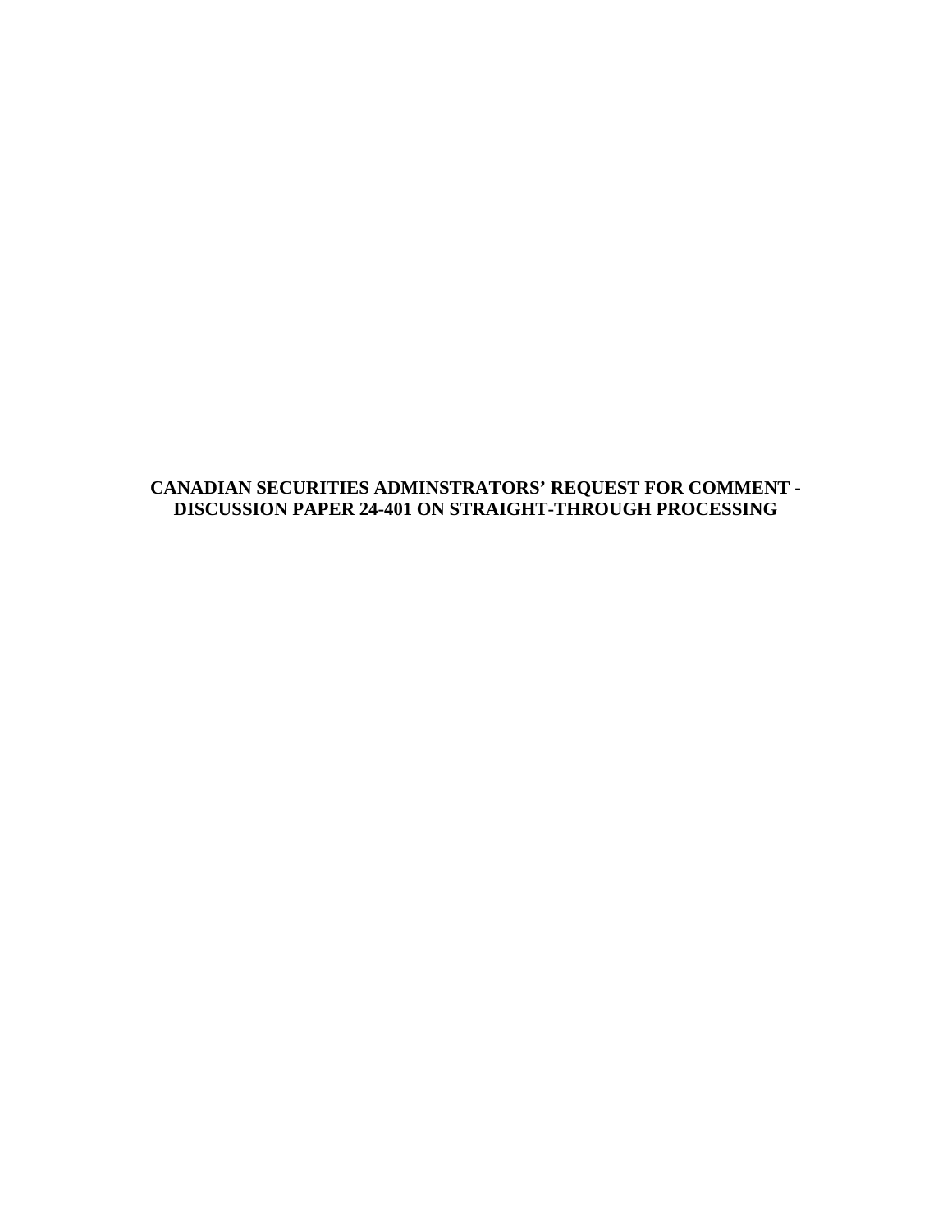**CANADIAN SECURITIES ADMINSTRATORS' REQUEST FOR COMMENT - DISCUSSION PAPER 24-401 ON STRAIGHT-THROUGH PROCESSING**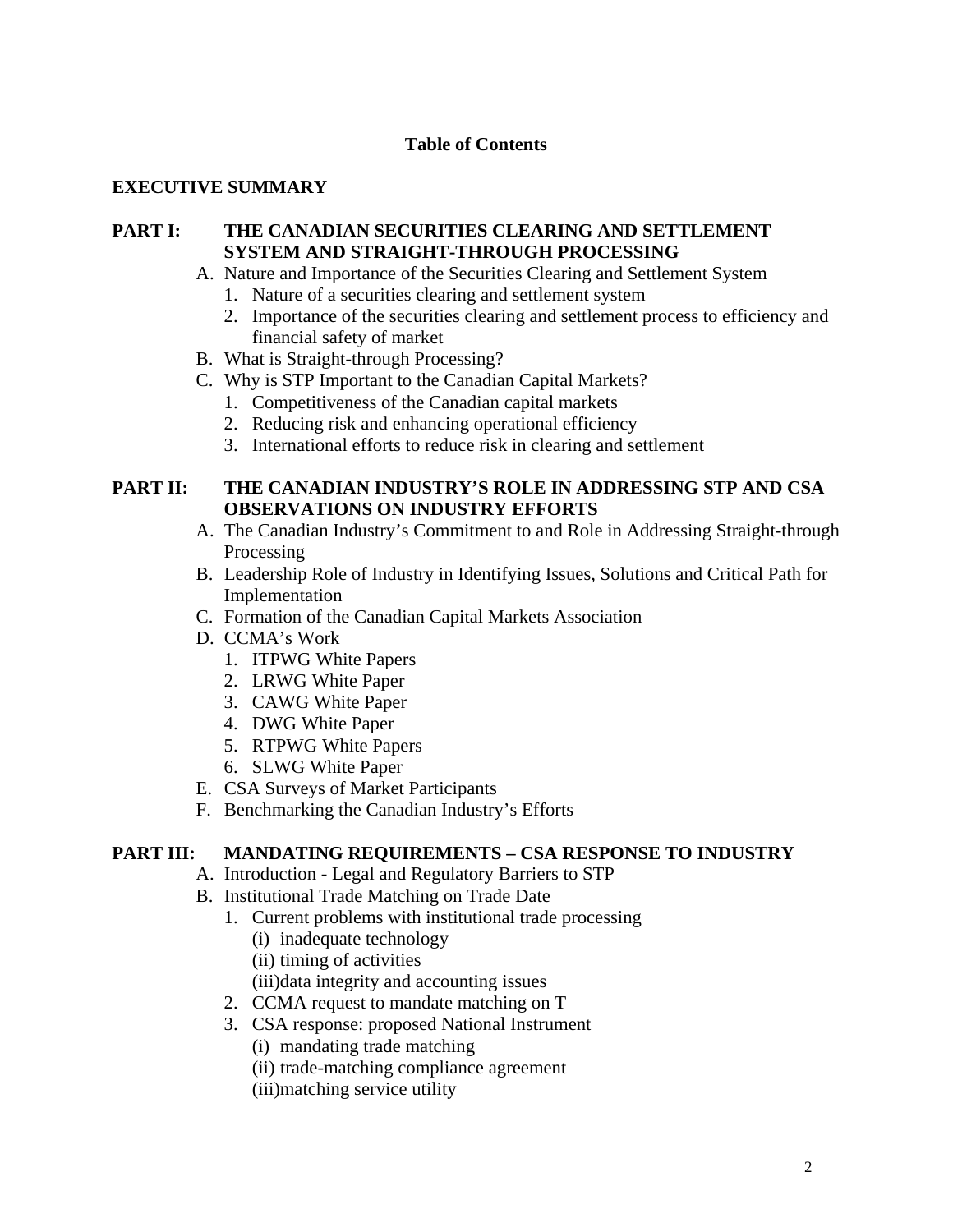**Table of Contents**

**EXECUTIVE SUMMARY**

**PART I: THE CANADIAN SECURITIES CLEARING AND SETTLEMENT SYSTEM AND STRAIGHT-THROUGH PROCESSING**

- A. Nature and Importance of the Securities Clearing and Settlement System
  1. Nature of a securities clearing and settlement system
  2. Importance of the securities clearing and settlement process to efficiency and financial safety of market
- B. What is Straight-through Processing?
- C. Why is STP Important to the Canadian Capital Markets?
  1. Competitiveness of the Canadian capital markets
  2. Reducing risk and enhancing operational efficiency
  3. International efforts to reduce risk in clearing and settlement

**PART II: THE CANADIAN INDUSTRY'S ROLE IN ADDRESSING STP AND CSA OBSERVATIONS ON INDUSTRY EFFORTS**

- A. The Canadian Industry's Commitment to and Role in Addressing Straight-through Processing
- B. Leadership Role of Industry in Identifying Issues, Solutions and Critical Path for Implementation
- C. Formation of the Canadian Capital Markets Association
- D. CCMA's Work
  1. ITPWG White Papers
  2. LRWG White Paper
  3. CAWG White Paper
  4. DWG White Paper
  5. RTPWG White Papers
  6. SLWG White Paper
- E. CSA Surveys of Market Participants
- F. Benchmarking the Canadian Industry's Efforts

**PART III: MANDATING REQUIREMENTS – CSA RESPONSE TO INDUSTRY**

- A. Introduction - Legal and Regulatory Barriers to STP
- B. Institutional Trade Matching on Trade Date
  1. Current problems with institutional trade processing
     - (i) inadequate technology
     - (ii) timing of activities
     - (iii)data integrity and accounting issues
  2. CCMA request to mandate matching on T
  3. CSA response: proposed National Instrument
     - (i) mandating trade matching
     - (ii) trade-matching compliance agreement
     - (iii)matching service utility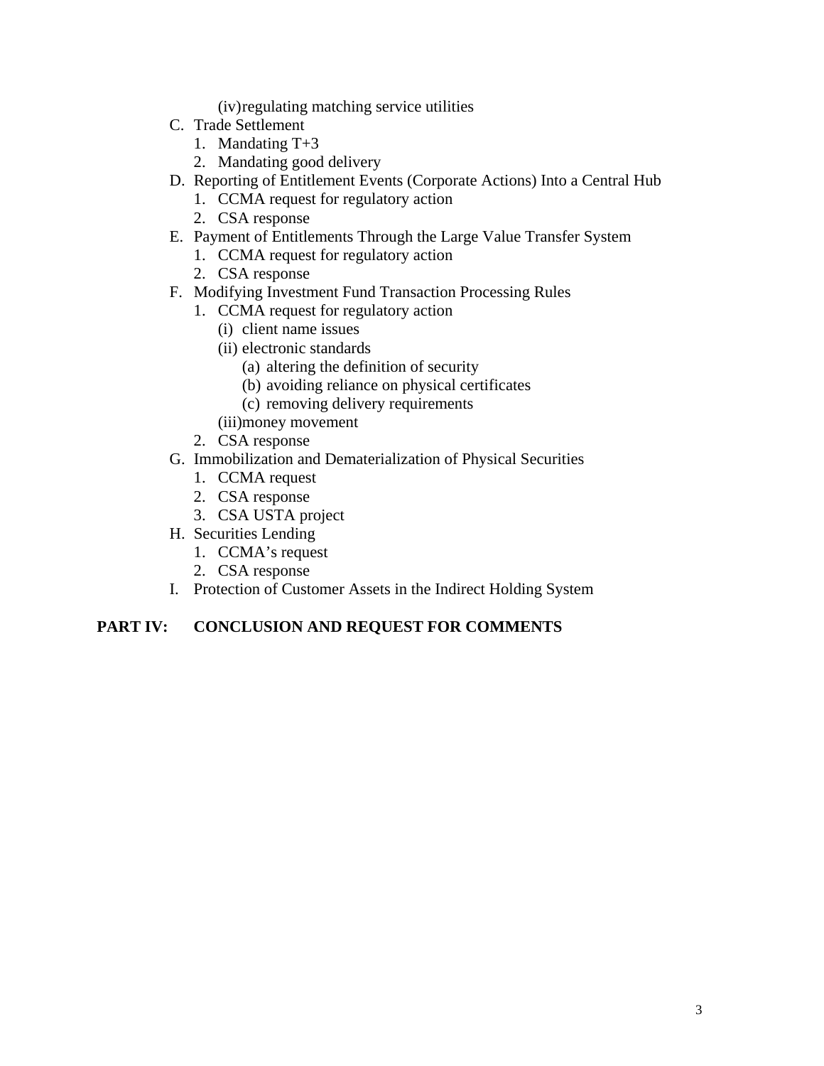(iv) regulating matching service utilities

C. Trade Settlement
   1. Mandating T+3
   2. Mandating good delivery

D. Reporting of Entitlement Events (Corporate Actions) Into a Central Hub
   1. CCMA request for regulatory action
   2. CSA response

E. Payment of Entitlements Through the Large Value Transfer System
   1. CCMA request for regulatory action
   2. CSA response

F. Modifying Investment Fund Transaction Processing Rules
   1. CCMA request for regulatory action
      (i) client name issues
      (ii) electronic standards
         (a) altering the definition of security
         (b) avoiding reliance on physical certificates
         (c) removing delivery requirements
      (iii) money movement
   2. CSA response

G. Immobilization and Dematerialization of Physical Securities
   1. CCMA request
   2. CSA response
   3. CSA USTA project

H. Securities Lending
   1. CCMA's request
   2. CSA response

I. Protection of Customer Assets in the Indirect Holding System

**PART IV: CONCLUSION AND REQUEST FOR COMMENTS**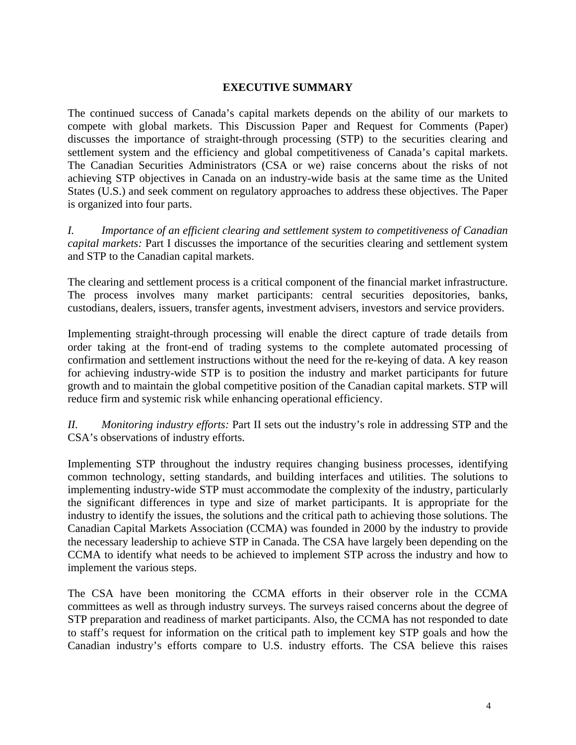## EXECUTIVE SUMMARY

The continued success of Canada's capital markets depends on the ability of our markets to compete with global markets. This Discussion Paper and Request for Comments (Paper) discusses the importance of straight-through processing (STP) to the securities clearing and settlement system and the efficiency and global competitiveness of Canada's capital markets. The Canadian Securities Administrators (CSA or we) raise concerns about the risks of not achieving STP objectives in Canada on an industry-wide basis at the same time as the United States (U.S.) and seek comment on regulatory approaches to address these objectives. The Paper is organized into four parts.

*I. Importance of an efficient clearing and settlement system to competitiveness of Canadian capital markets:* Part I discusses the importance of the securities clearing and settlement system and STP to the Canadian capital markets.

The clearing and settlement process is a critical component of the financial market infrastructure. The process involves many market participants: central securities depositories, banks, custodians, dealers, issuers, transfer agents, investment advisers, investors and service providers.

Implementing straight-through processing will enable the direct capture of trade details from order taking at the front-end of trading systems to the complete automated processing of confirmation and settlement instructions without the need for the re-keying of data. A key reason for achieving industry-wide STP is to position the industry and market participants for future growth and to maintain the global competitive position of the Canadian capital markets. STP will reduce firm and systemic risk while enhancing operational efficiency.

*II. Monitoring industry efforts:* Part II sets out the industry's role in addressing STP and the CSA's observations of industry efforts.

Implementing STP throughout the industry requires changing business processes, identifying common technology, setting standards, and building interfaces and utilities. The solutions to implementing industry-wide STP must accommodate the complexity of the industry, particularly the significant differences in type and size of market participants. It is appropriate for the industry to identify the issues, the solutions and the critical path to achieving those solutions. The Canadian Capital Markets Association (CCMA) was founded in 2000 by the industry to provide the necessary leadership to achieve STP in Canada. The CSA have largely been depending on the CCMA to identify what needs to be achieved to implement STP across the industry and how to implement the various steps.

The CSA have been monitoring the CCMA efforts in their observer role in the CCMA committees as well as through industry surveys. The surveys raised concerns about the degree of STP preparation and readiness of market participants. Also, the CCMA has not responded to date to staff's request for information on the critical path to implement key STP goals and how the Canadian industry's efforts compare to U.S. industry efforts. The CSA believe this raises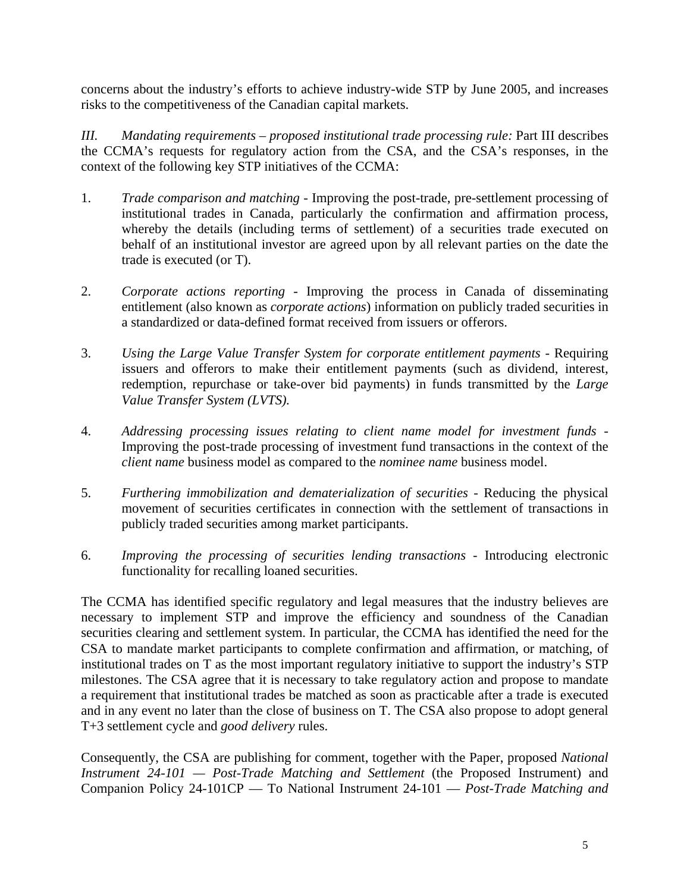concerns about the industry's efforts to achieve industry-wide STP by June 2005, and increases risks to the competitiveness of the Canadian capital markets.

*III. Mandating requirements – proposed institutional trade processing rule:* Part III describes the CCMA's requests for regulatory action from the CSA, and the CSA's responses, in the context of the following key STP initiatives of the CCMA:

1. *Trade comparison and matching* - Improving the post-trade, pre-settlement processing of institutional trades in Canada, particularly the confirmation and affirmation process, whereby the details (including terms of settlement) of a securities trade executed on behalf of an institutional investor are agreed upon by all relevant parties on the date the trade is executed (or T).

2. *Corporate actions reporting* - Improving the process in Canada of disseminating entitlement (also known as *corporate actions*) information on publicly traded securities in a standardized or data-defined format received from issuers or offerors.

3. *Using the Large Value Transfer System for corporate entitlement payments* - Requiring issuers and offerors to make their entitlement payments (such as dividend, interest, redemption, repurchase or take-over bid payments) in funds transmitted by the *Large Value Transfer System (LVTS).*

4. *Addressing processing issues relating to client name model for investment funds* - Improving the post-trade processing of investment fund transactions in the context of the *client name* business model as compared to the *nominee name* business model.

5. *Furthering immobilization and dematerialization of securities* - Reducing the physical movement of securities certificates in connection with the settlement of transactions in publicly traded securities among market participants.

6. *Improving the processing of securities lending transactions* - Introducing electronic functionality for recalling loaned securities.

The CCMA has identified specific regulatory and legal measures that the industry believes are necessary to implement STP and improve the efficiency and soundness of the Canadian securities clearing and settlement system. In particular, the CCMA has identified the need for the CSA to mandate market participants to complete confirmation and affirmation, or matching, of institutional trades on T as the most important regulatory initiative to support the industry's STP milestones. The CSA agree that it is necessary to take regulatory action and propose to mandate a requirement that institutional trades be matched as soon as practicable after a trade is executed and in any event no later than the close of business on T. The CSA also propose to adopt general T+3 settlement cycle and *good delivery* rules.

Consequently, the CSA are publishing for comment, together with the Paper, proposed *National Instrument 24-101 — Post-Trade Matching and Settlement* (the Proposed Instrument) and Companion Policy 24-101CP — To National Instrument 24-101 — *Post-Trade Matching and*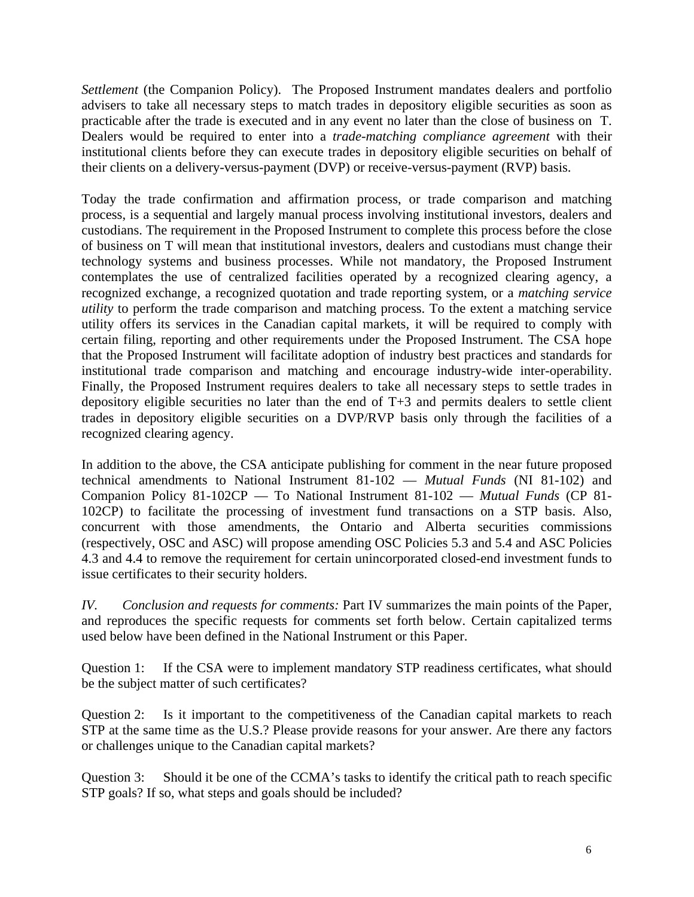*Settlement* (the Companion Policy). The Proposed Instrument mandates dealers and portfolio advisers to take all necessary steps to match trades in depository eligible securities as soon as practicable after the trade is executed and in any event no later than the close of business on T. Dealers would be required to enter into a *trade-matching compliance agreement* with their institutional clients before they can execute trades in depository eligible securities on behalf of their clients on a delivery-versus-payment (DVP) or receive-versus-payment (RVP) basis.

Today the trade confirmation and affirmation process, or trade comparison and matching process, is a sequential and largely manual process involving institutional investors, dealers and custodians. The requirement in the Proposed Instrument to complete this process before the close of business on T will mean that institutional investors, dealers and custodians must change their technology systems and business processes. While not mandatory, the Proposed Instrument contemplates the use of centralized facilities operated by a recognized clearing agency, a recognized exchange, a recognized quotation and trade reporting system, or a *matching service utility* to perform the trade comparison and matching process. To the extent a matching service utility offers its services in the Canadian capital markets, it will be required to comply with certain filing, reporting and other requirements under the Proposed Instrument. The CSA hope that the Proposed Instrument will facilitate adoption of industry best practices and standards for institutional trade comparison and matching and encourage industry-wide inter-operability. Finally, the Proposed Instrument requires dealers to take all necessary steps to settle trades in depository eligible securities no later than the end of T+3 and permits dealers to settle client trades in depository eligible securities on a DVP/RVP basis only through the facilities of a recognized clearing agency.

In addition to the above, the CSA anticipate publishing for comment in the near future proposed technical amendments to National Instrument 81-102 — *Mutual Funds* (NI 81-102) and Companion Policy 81-102CP — To National Instrument 81-102 — *Mutual Funds* (CP 81-102CP) to facilitate the processing of investment fund transactions on a STP basis. Also, concurrent with those amendments, the Ontario and Alberta securities commissions (respectively, OSC and ASC) will propose amending OSC Policies 5.3 and 5.4 and ASC Policies 4.3 and 4.4 to remove the requirement for certain unincorporated closed-end investment funds to issue certificates to their security holders.

*IV. Conclusion and requests for comments:* Part IV summarizes the main points of the Paper, and reproduces the specific requests for comments set forth below. Certain capitalized terms used below have been defined in the National Instrument or this Paper.

Question 1: If the CSA were to implement mandatory STP readiness certificates, what should be the subject matter of such certificates?

Question 2: Is it important to the competitiveness of the Canadian capital markets to reach STP at the same time as the U.S.? Please provide reasons for your answer. Are there any factors or challenges unique to the Canadian capital markets?

Question 3: Should it be one of the CCMA's tasks to identify the critical path to reach specific STP goals? If so, what steps and goals should be included?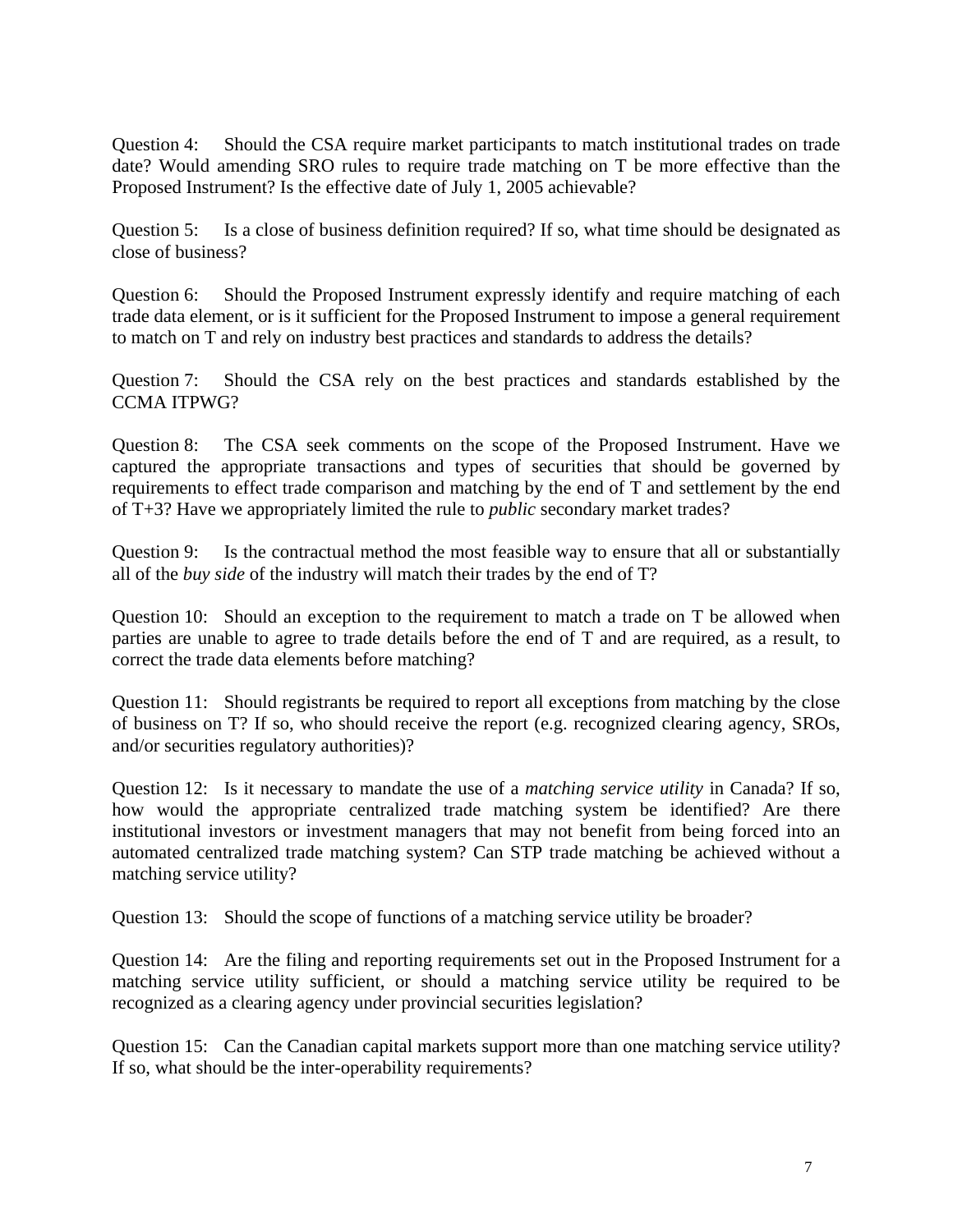Question 4: Should the CSA require market participants to match institutional trades on trade date? Would amending SRO rules to require trade matching on T be more effective than the Proposed Instrument? Is the effective date of July 1, 2005 achievable?

Question 5: Is a close of business definition required? If so, what time should be designated as close of business?

Question 6: Should the Proposed Instrument expressly identify and require matching of each trade data element, or is it sufficient for the Proposed Instrument to impose a general requirement to match on T and rely on industry best practices and standards to address the details?

Question 7: Should the CSA rely on the best practices and standards established by the CCMA ITPWG?

Question 8: The CSA seek comments on the scope of the Proposed Instrument. Have we captured the appropriate transactions and types of securities that should be governed by requirements to effect trade comparison and matching by the end of T and settlement by the end of T+3? Have we appropriately limited the rule to *public* secondary market trades?

Question 9: Is the contractual method the most feasible way to ensure that all or substantially all of the *buy side* of the industry will match their trades by the end of T?

Question 10: Should an exception to the requirement to match a trade on T be allowed when parties are unable to agree to trade details before the end of T and are required, as a result, to correct the trade data elements before matching?

Question 11: Should registrants be required to report all exceptions from matching by the close of business on T? If so, who should receive the report (e.g. recognized clearing agency, SROs, and/or securities regulatory authorities)?

Question 12: Is it necessary to mandate the use of a *matching service utility* in Canada? If so, how would the appropriate centralized trade matching system be identified? Are there institutional investors or investment managers that may not benefit from being forced into an automated centralized trade matching system? Can STP trade matching be achieved without a matching service utility?

Question 13: Should the scope of functions of a matching service utility be broader?

Question 14: Are the filing and reporting requirements set out in the Proposed Instrument for a matching service utility sufficient, or should a matching service utility be required to be recognized as a clearing agency under provincial securities legislation?

Question 15: Can the Canadian capital markets support more than one matching service utility? If so, what should be the inter-operability requirements?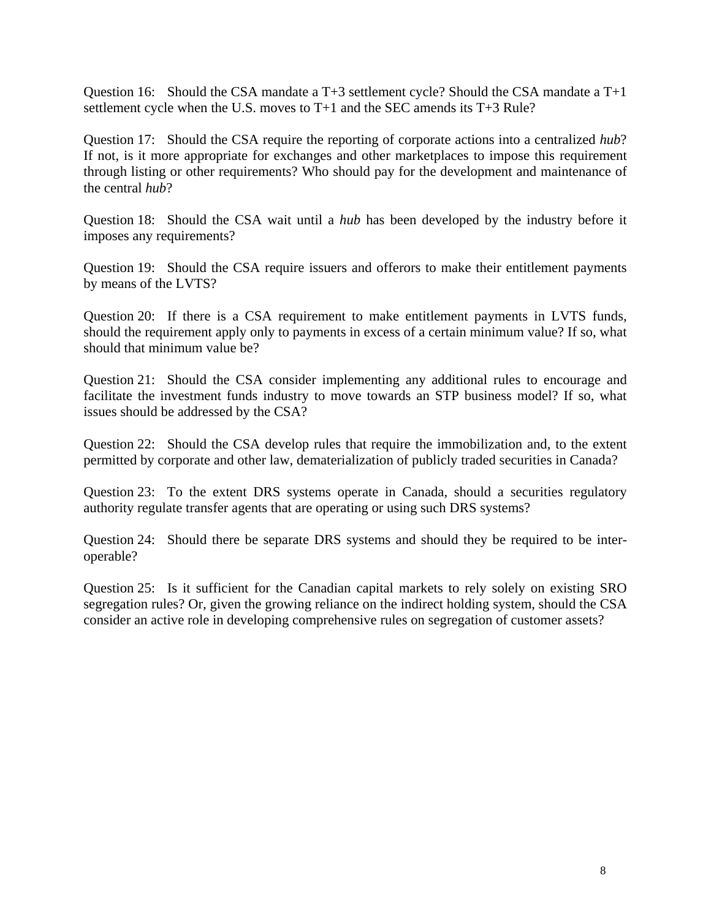Question 16: Should the CSA mandate a T+3 settlement cycle? Should the CSA mandate a T+1 settlement cycle when the U.S. moves to T+1 and the SEC amends its T+3 Rule?

Question 17: Should the CSA require the reporting of corporate actions into a centralized *hub*? If not, is it more appropriate for exchanges and other marketplaces to impose this requirement through listing or other requirements? Who should pay for the development and maintenance of the central *hub*?

Question 18: Should the CSA wait until a *hub* has been developed by the industry before it imposes any requirements?

Question 19: Should the CSA require issuers and offerors to make their entitlement payments by means of the LVTS?

Question 20: If there is a CSA requirement to make entitlement payments in LVTS funds, should the requirement apply only to payments in excess of a certain minimum value? If so, what should that minimum value be?

Question 21: Should the CSA consider implementing any additional rules to encourage and facilitate the investment funds industry to move towards an STP business model? If so, what issues should be addressed by the CSA?

Question 22: Should the CSA develop rules that require the immobilization and, to the extent permitted by corporate and other law, dematerialization of publicly traded securities in Canada?

Question 23: To the extent DRS systems operate in Canada, should a securities regulatory authority regulate transfer agents that are operating or using such DRS systems?

Question 24: Should there be separate DRS systems and should they be required to be inter-operable?

Question 25: Is it sufficient for the Canadian capital markets to rely solely on existing SRO segregation rules? Or, given the growing reliance on the indirect holding system, should the CSA consider an active role in developing comprehensive rules on segregation of customer assets?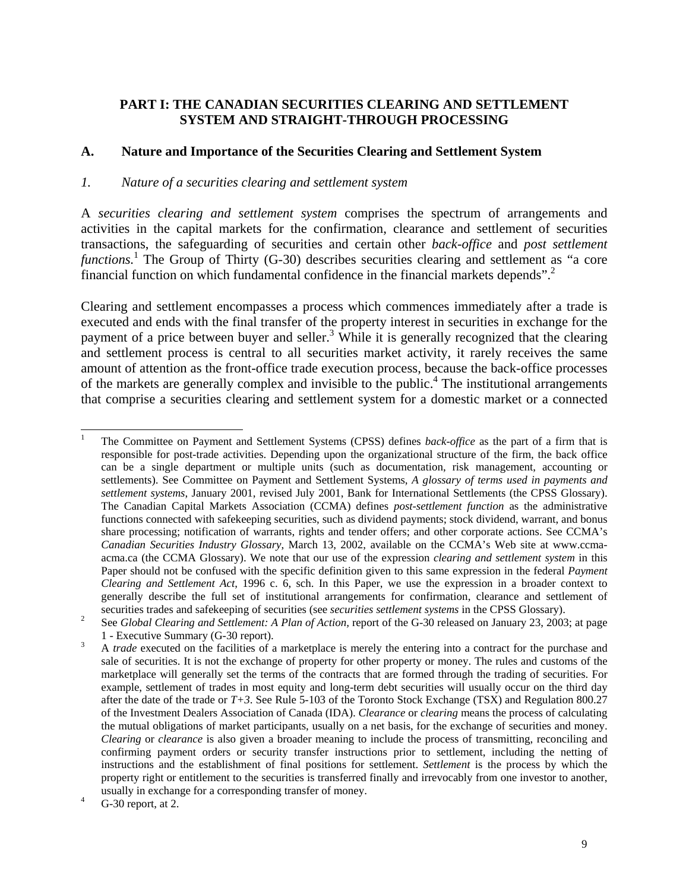## PART I: THE CANADIAN SECURITIES CLEARING AND SETTLEMENT SYSTEM AND STRAIGHT-THROUGH PROCESSING

### A. Nature and Importance of the Securities Clearing and Settlement System

#### *1. Nature of a securities clearing and settlement system*

A *securities clearing and settlement system* comprises the spectrum of arrangements and activities in the capital markets for the confirmation, clearance and settlement of securities transactions, the safeguarding of securities and certain other *back-office* and *post settlement functions*.[1] The Group of Thirty (G-30) describes securities clearing and settlement as "a core financial function on which fundamental confidence in the financial markets depends".[2]

Clearing and settlement encompasses a process which commences immediately after a trade is executed and ends with the final transfer of the property interest in securities in exchange for the payment of a price between buyer and seller.[3] While it is generally recognized that the clearing and settlement process is central to all securities market activity, it rarely receives the same amount of attention as the front-office trade execution process, because the back-office processes of the markets are generally complex and invisible to the public.[4] The institutional arrangements that comprise a securities clearing and settlement system for a domestic market or a connected

---

1. The Committee on Payment and Settlement Systems (CPSS) defines *back-office* as the part of a firm that is responsible for post-trade activities. Depending upon the organizational structure of the firm, the back office can be a single department or multiple units (such as documentation, risk management, accounting or settlements). See Committee on Payment and Settlement Systems, *A glossary of terms used in payments and settlement systems*, January 2001, revised July 2001, Bank for International Settlements (the CPSS Glossary). The Canadian Capital Markets Association (CCMA) defines *post-settlement function* as the administrative functions connected with safekeeping securities, such as dividend payments; stock dividend, warrant, and bonus share processing; notification of warrants, rights and tender offers; and other corporate actions. See CCMA's *Canadian Securities Industry Glossary*, March 13, 2002, available on the CCMA's Web site at www.ccma-acma.ca (the CCMA Glossary). We note that our use of the expression *clearing and settlement system* in this Paper should not be confused with the specific definition given to this same expression in the federal *Payment Clearing and Settlement Act*, 1996 c. 6, sch. In this Paper, we use the expression in a broader context to generally describe the full set of institutional arrangements for confirmation, clearance and settlement of securities trades and safekeeping of securities (see *securities settlement systems* in the CPSS Glossary).
2. See *Global Clearing and Settlement: A Plan of Action*, report of the G-30 released on January 23, 2003; at page 1 - Executive Summary (G-30 report).
3. A *trade* executed on the facilities of a marketplace is merely the entering into a contract for the purchase and sale of securities. It is not the exchange of property for other property or money. The rules and customs of the marketplace will generally set the terms of the contracts that are formed through the trading of securities. For example, settlement of trades in most equity and long-term debt securities will usually occur on the third day after the date of the trade or *T+3*. See Rule 5-103 of the Toronto Stock Exchange (TSX) and Regulation 800.27 of the Investment Dealers Association of Canada (IDA). *Clearance* or *clearing* means the process of calculating the mutual obligations of market participants, usually on a net basis, for the exchange of securities and money. *Clearing* or *clearance* is also given a broader meaning to include the process of transmitting, reconciling and confirming payment orders or security transfer instructions prior to settlement, including the netting of instructions and the establishment of final positions for settlement. *Settlement* is the process by which the property right or entitlement to the securities is transferred finally and irrevocably from one investor to another, usually in exchange for a corresponding transfer of money.
4. G-30 report, at 2.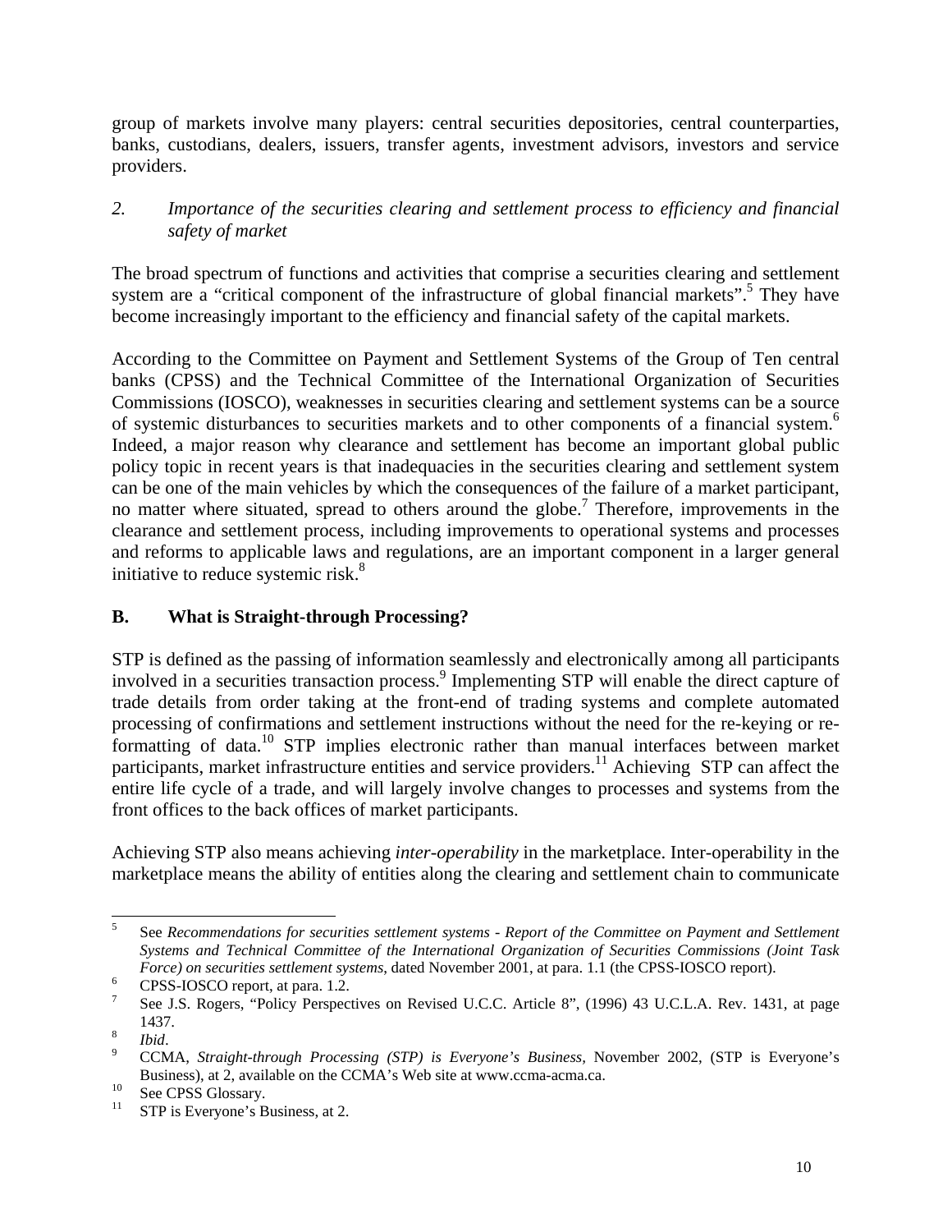group of markets involve many players: central securities depositories, central counterparties, banks, custodians, dealers, issuers, transfer agents, investment advisors, investors and service providers.

*2. Importance of the securities clearing and settlement process to efficiency and financial safety of market*

The broad spectrum of functions and activities that comprise a securities clearing and settlement system are a "critical component of the infrastructure of global financial markets".[5] They have become increasingly important to the efficiency and financial safety of the capital markets.

According to the Committee on Payment and Settlement Systems of the Group of Ten central banks (CPSS) and the Technical Committee of the International Organization of Securities Commissions (IOSCO), weaknesses in securities clearing and settlement systems can be a source of systemic disturbances to securities markets and to other components of a financial system.[6] Indeed, a major reason why clearance and settlement has become an important global public policy topic in recent years is that inadequacies in the securities clearing and settlement system can be one of the main vehicles by which the consequences of the failure of a market participant, no matter where situated, spread to others around the globe.[7] Therefore, improvements in the clearance and settlement process, including improvements to operational systems and processes and reforms to applicable laws and regulations, are an important component in a larger general initiative to reduce systemic risk.[8]

## B. What is Straight-through Processing?

STP is defined as the passing of information seamlessly and electronically among all participants involved in a securities transaction process.[9] Implementing STP will enable the direct capture of trade details from order taking at the front-end of trading systems and complete automated processing of confirmations and settlement instructions without the need for the re-keying or re-formatting of data.[10] STP implies electronic rather than manual interfaces between market participants, market infrastructure entities and service providers.[11] Achieving STP can affect the entire life cycle of a trade, and will largely involve changes to processes and systems from the front offices to the back offices of market participants.

Achieving STP also means achieving *inter-operability* in the marketplace. Inter-operability in the marketplace means the ability of entities along the clearing and settlement chain to communicate

---

[5] See *Recommendations for securities settlement systems - Report of the Committee on Payment and Settlement Systems and Technical Committee of the International Organization of Securities Commissions (Joint Task Force) on securities settlement systems*, dated November 2001, at para. 1.1 (the CPSS-IOSCO report).

[6] CPSS-IOSCO report, at para. 1.2.

[7] See J.S. Rogers, "Policy Perspectives on Revised U.C.C. Article 8", (1996) 43 U.C.L.A. Rev. 1431, at page 1437.

[8] *Ibid*.

[9] CCMA, *Straight-through Processing (STP) is Everyone's Business*, November 2002, (STP is Everyone's Business), at 2, available on the CCMA's Web site at www.ccma-acma.ca.

[10] See CPSS Glossary.

[11] STP is Everyone's Business, at 2.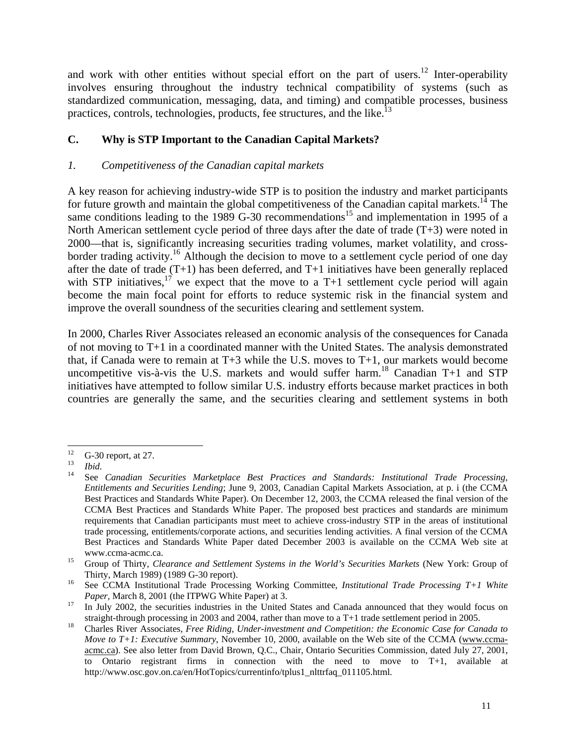and work with other entities without special effort on the part of users.[12] Inter-operability involves ensuring throughout the industry technical compatibility of systems (such as standardized communication, messaging, data, and timing) and compatible processes, business practices, controls, technologies, products, fee structures, and the like.[13]

## C. Why is STP Important to the Canadian Capital Markets?

### *1. Competitiveness of the Canadian capital markets*

A key reason for achieving industry-wide STP is to position the industry and market participants for future growth and maintain the global competitiveness of the Canadian capital markets.[14] The same conditions leading to the 1989 G-30 recommendations[15] and implementation in 1995 of a North American settlement cycle period of three days after the date of trade (T+3) were noted in 2000—that is, significantly increasing securities trading volumes, market volatility, and cross-border trading activity.[16] Although the decision to move to a settlement cycle period of one day after the date of trade (T+1) has been deferred, and T+1 initiatives have been generally replaced with STP initiatives,[17] we expect that the move to a T+1 settlement cycle period will again become the main focal point for efforts to reduce systemic risk in the financial system and improve the overall soundness of the securities clearing and settlement system.

In 2000, Charles River Associates released an economic analysis of the consequences for Canada of not moving to T+1 in a coordinated manner with the United States. The analysis demonstrated that, if Canada were to remain at T+3 while the U.S. moves to T+1, our markets would become uncompetitive vis-à-vis the U.S. markets and would suffer harm.[18] Canadian T+1 and STP initiatives have attempted to follow similar U.S. industry efforts because market practices in both countries are generally the same, and the securities clearing and settlement systems in both

---

[12] G-30 report, at 27.

[13] *Ibid.*

[14] See *Canadian Securities Marketplace Best Practices and Standards: Institutional Trade Processing, Entitlements and Securities Lending*; June 9, 2003, Canadian Capital Markets Association, at p. i (the CCMA Best Practices and Standards White Paper). On December 12, 2003, the CCMA released the final version of the CCMA Best Practices and Standards White Paper. The proposed best practices and standards are minimum requirements that Canadian participants must meet to achieve cross-industry STP in the areas of institutional trade processing, entitlements/corporate actions, and securities lending activities. A final version of the CCMA Best Practices and Standards White Paper dated December 2003 is available on the CCMA Web site at www.ccma-acmc.ca.

[15] Group of Thirty, *Clearance and Settlement Systems in the World's Securities Markets* (New York: Group of Thirty, March 1989) (1989 G-30 report).

[16] See CCMA Institutional Trade Processing Working Committee, *Institutional Trade Processing T+1 White Paper*, March 8, 2001 (the ITPWG White Paper) at 3.

[17] In July 2002, the securities industries in the United States and Canada announced that they would focus on straight-through processing in 2003 and 2004, rather than move to a T+1 trade settlement period in 2005.

[18] Charles River Associates, *Free Riding, Under-investment and Competition: the Economic Case for Canada to Move to T+1: Executive Summary*, November 10, 2000, available on the Web site of the CCMA (www.ccma-acmc.ca). See also letter from David Brown, Q.C., Chair, Ontario Securities Commission, dated July 27, 2001, to Ontario registrant firms in connection with the need to move to T+1, available at http://www.osc.gov.on.ca/en/HotTopics/currentinfo/tplus1_nlttrfaq_011105.html.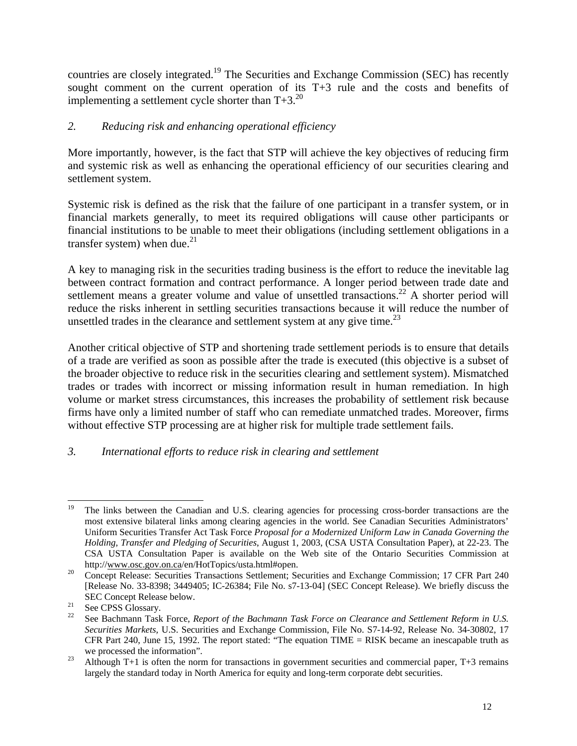countries are closely integrated.[19] The Securities and Exchange Commission (SEC) has recently sought comment on the current operation of its T+3 rule and the costs and benefits of implementing a settlement cycle shorter than T+3.[20]

### *2. Reducing risk and enhancing operational efficiency*

More importantly, however, is the fact that STP will achieve the key objectives of reducing firm and systemic risk as well as enhancing the operational efficiency of our securities clearing and settlement system.

Systemic risk is defined as the risk that the failure of one participant in a transfer system, or in financial markets generally, to meet its required obligations will cause other participants or financial institutions to be unable to meet their obligations (including settlement obligations in a transfer system) when due.[21]

A key to managing risk in the securities trading business is the effort to reduce the inevitable lag between contract formation and contract performance. A longer period between trade date and settlement means a greater volume and value of unsettled transactions.[22] A shorter period will reduce the risks inherent in settling securities transactions because it will reduce the number of unsettled trades in the clearance and settlement system at any give time.[23]

Another critical objective of STP and shortening trade settlement periods is to ensure that details of a trade are verified as soon as possible after the trade is executed (this objective is a subset of the broader objective to reduce risk in the securities clearing and settlement system). Mismatched trades or trades with incorrect or missing information result in human remediation. In high volume or market stress circumstances, this increases the probability of settlement risk because firms have only a limited number of staff who can remediate unmatched trades. Moreover, firms without effective STP processing are at higher risk for multiple trade settlement fails.

### *3. International efforts to reduce risk in clearing and settlement*

---

[19] The links between the Canadian and U.S. clearing agencies for processing cross-border transactions are the most extensive bilateral links among clearing agencies in the world. See Canadian Securities Administrators' Uniform Securities Transfer Act Task Force *Proposal for a Modernized Uniform Law in Canada Governing the Holding, Transfer and Pledging of Securities*, August 1, 2003, (CSA USTA Consultation Paper), at 22-23. The CSA USTA Consultation Paper is available on the Web site of the Ontario Securities Commission at http://www.osc.gov.on.ca/en/HotTopics/usta.html#open.

[20] Concept Release: Securities Transactions Settlement; Securities and Exchange Commission; 17 CFR Part 240 [Release No. 33-8398; 3449405; IC-26384; File No. s7-13-04] (SEC Concept Release). We briefly discuss the SEC Concept Release below.

[21] See CPSS Glossary.

[22] See Bachmann Task Force, *Report of the Bachmann Task Force on Clearance and Settlement Reform in U.S. Securities Markets,* U.S. Securities and Exchange Commission, File No. S7-14-92, Release No. 34-30802, 17 CFR Part 240, June 15, 1992. The report stated: "The equation TIME = RISK became an inescapable truth as we processed the information".

[23] Although T+1 is often the norm for transactions in government securities and commercial paper, T+3 remains largely the standard today in North America for equity and long-term corporate debt securities.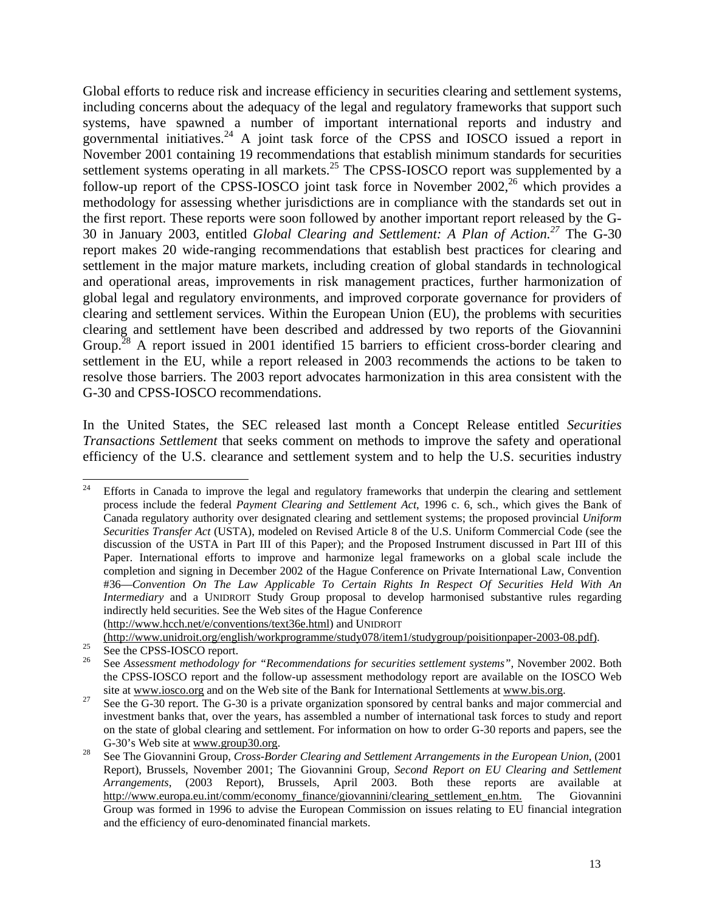Global efforts to reduce risk and increase efficiency in securities clearing and settlement systems, including concerns about the adequacy of the legal and regulatory frameworks that support such systems, have spawned a number of important international reports and industry and governmental initiatives.[24] A joint task force of the CPSS and IOSCO issued a report in November 2001 containing 19 recommendations that establish minimum standards for securities settlement systems operating in all markets.[25] The CPSS-IOSCO report was supplemented by a follow-up report of the CPSS-IOSCO joint task force in November 2002,[26] which provides a methodology for assessing whether jurisdictions are in compliance with the standards set out in the first report. These reports were soon followed by another important report released by the G-30 in January 2003, entitled *Global Clearing and Settlement: A Plan of Action.*[27] The G-30 report makes 20 wide-ranging recommendations that establish best practices for clearing and settlement in the major mature markets, including creation of global standards in technological and operational areas, improvements in risk management practices, further harmonization of global legal and regulatory environments, and improved corporate governance for providers of clearing and settlement services. Within the European Union (EU), the problems with securities clearing and settlement have been described and addressed by two reports of the Giovannini Group.[28] A report issued in 2001 identified 15 barriers to efficient cross-border clearing and settlement in the EU, while a report released in 2003 recommends the actions to be taken to resolve those barriers. The 2003 report advocates harmonization in this area consistent with the G-30 and CPSS-IOSCO recommendations.

In the United States, the SEC released last month a Concept Release entitled *Securities Transactions Settlement* that seeks comment on methods to improve the safety and operational efficiency of the U.S. clearance and settlement system and to help the U.S. securities industry

---

[24] Efforts in Canada to improve the legal and regulatory frameworks that underpin the clearing and settlement process include the federal *Payment Clearing and Settlement Act*, 1996 c. 6, sch., which gives the Bank of Canada regulatory authority over designated clearing and settlement systems; the proposed provincial *Uniform Securities Transfer Act* (USTA), modeled on Revised Article 8 of the U.S. Uniform Commercial Code (see the discussion of the USTA in Part III of this Paper); and the Proposed Instrument discussed in Part III of this Paper. International efforts to improve and harmonize legal frameworks on a global scale include the completion and signing in December 2002 of the Hague Conference on Private International Law, Convention #36—*Convention On The Law Applicable To Certain Rights In Respect Of Securities Held With An Intermediary* and a UNIDROIT Study Group proposal to develop harmonised substantive rules regarding indirectly held securities. See the Web sites of the Hague Conference (http://www.hcch.net/e/conventions/text36e.html) and UNIDROIT (http://www.unidroit.org/english/workprogramme/study078/item1/studygroup/poisitionpaper-2003-08.pdf).

[25] See the CPSS-IOSCO report.

[26] See *Assessment methodology for "Recommendations for securities settlement systems"*, November 2002. Both the CPSS-IOSCO report and the follow-up assessment methodology report are available on the IOSCO Web site at www.iosco.org and on the Web site of the Bank for International Settlements at www.bis.org.

[27] See the G-30 report. The G-30 is a private organization sponsored by central banks and major commercial and investment banks that, over the years, has assembled a number of international task forces to study and report on the state of global clearing and settlement. For information on how to order G-30 reports and papers, see the G-30's Web site at www.group30.org.

[28] See The Giovannini Group, *Cross-Border Clearing and Settlement Arrangements in the European Union*, (2001 Report), Brussels, November 2001; The Giovannini Group, *Second Report on EU Clearing and Settlement Arrangements*, (2003 Report), Brussels, April 2003. Both these reports are available at http://www.europa.eu.int/comm/economy_finance/giovannini/clearing_settlement_en.htm. The Giovannini Group was formed in 1996 to advise the European Commission on issues relating to EU financial integration and the efficiency of euro-denominated financial markets.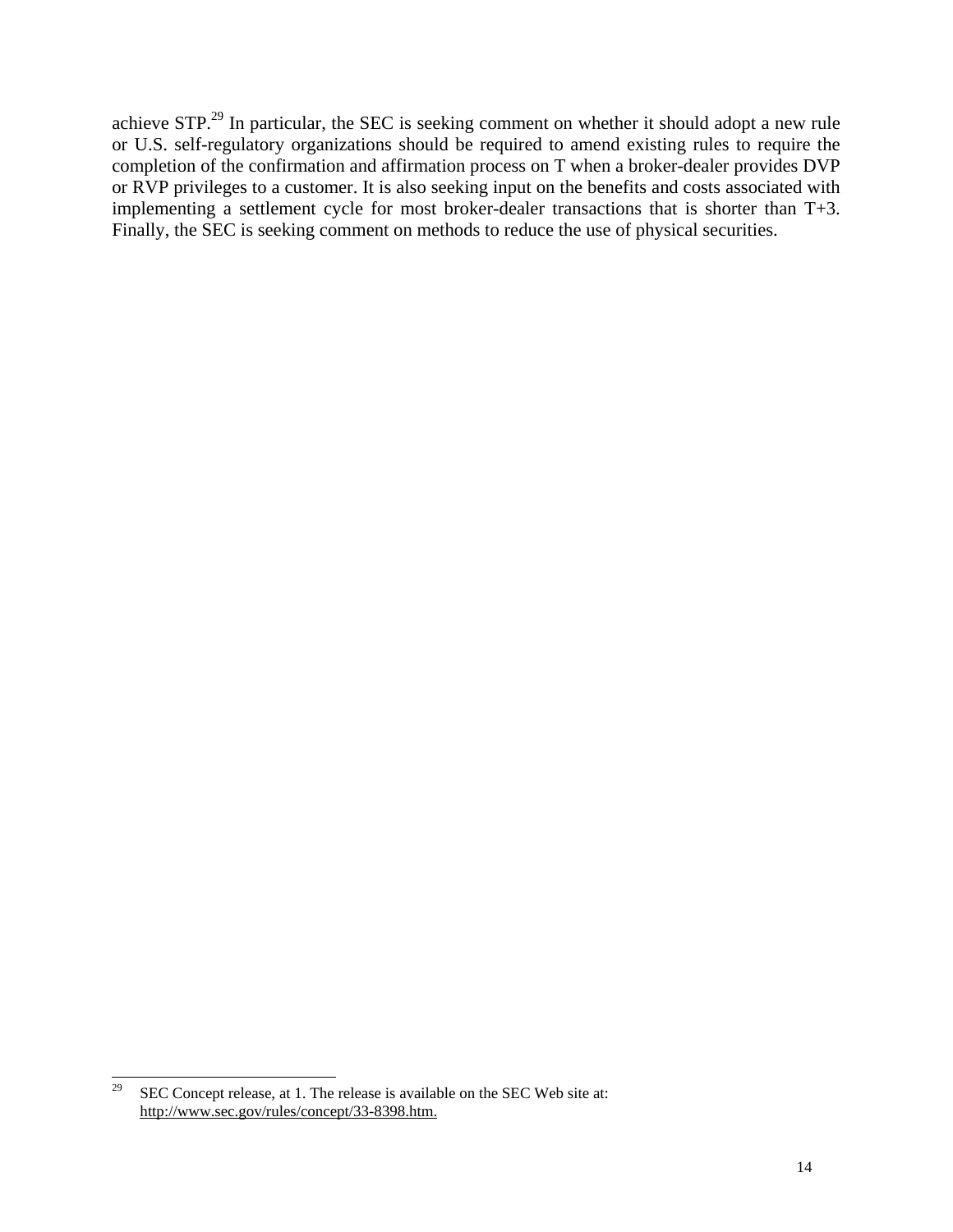achieve STP.[29] In particular, the SEC is seeking comment on whether it should adopt a new rule or U.S. self-regulatory organizations should be required to amend existing rules to require the completion of the confirmation and affirmation process on T when a broker-dealer provides DVP or RVP privileges to a customer. It is also seeking input on the benefits and costs associated with implementing a settlement cycle for most broker-dealer transactions that is shorter than T+3. Finally, the SEC is seeking comment on methods to reduce the use of physical securities.

---

[29] SEC Concept release, at 1. The release is available on the SEC Web site at: http://www.sec.gov/rules/concept/33-8398.htm.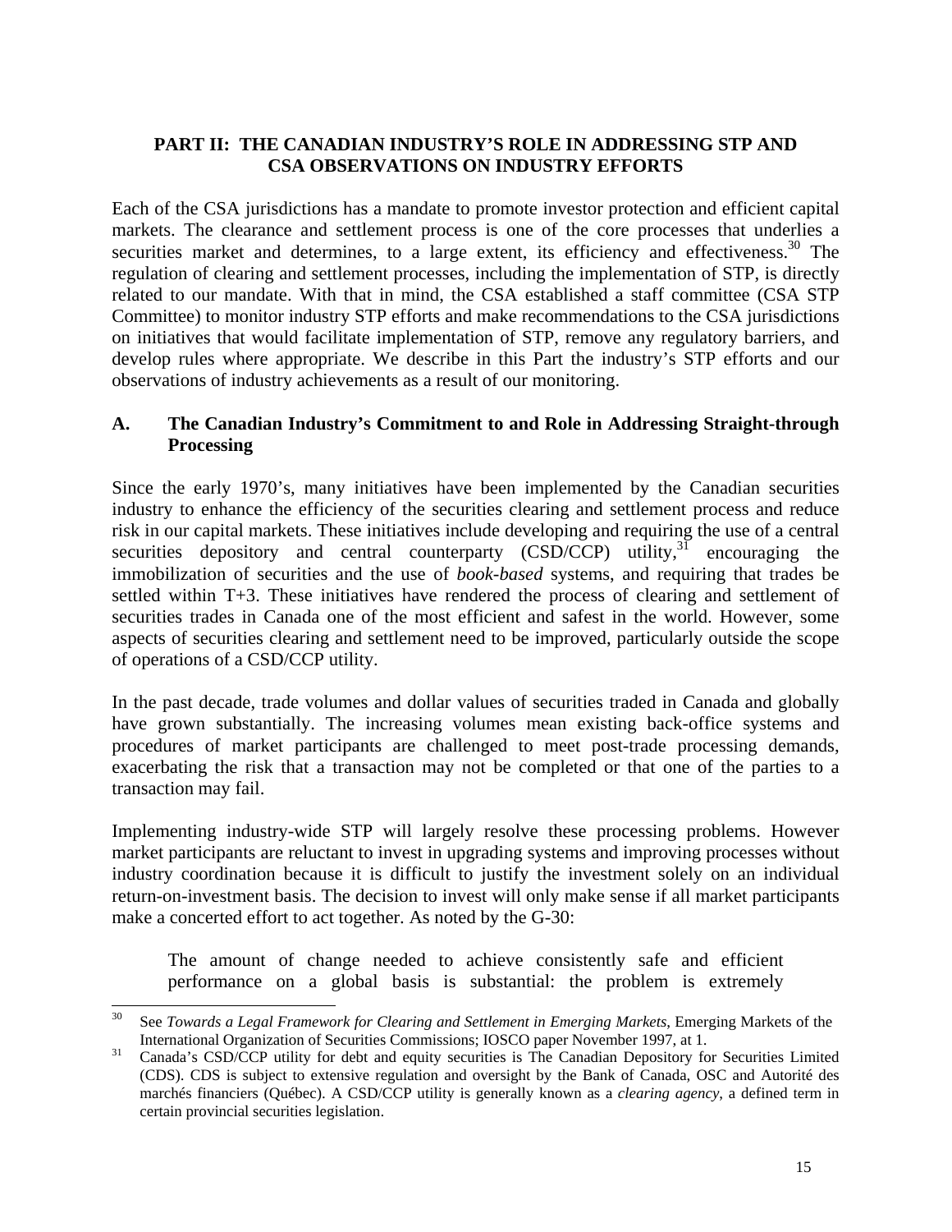## PART II: THE CANADIAN INDUSTRY'S ROLE IN ADDRESSING STP AND CSA OBSERVATIONS ON INDUSTRY EFFORTS

Each of the CSA jurisdictions has a mandate to promote investor protection and efficient capital markets. The clearance and settlement process is one of the core processes that underlies a securities market and determines, to a large extent, its efficiency and effectiveness.[30] The regulation of clearing and settlement processes, including the implementation of STP, is directly related to our mandate. With that in mind, the CSA established a staff committee (CSA STP Committee) to monitor industry STP efforts and make recommendations to the CSA jurisdictions on initiatives that would facilitate implementation of STP, remove any regulatory barriers, and develop rules where appropriate. We describe in this Part the industry's STP efforts and our observations of industry achievements as a result of our monitoring.

### A. The Canadian Industry's Commitment to and Role in Addressing Straight-through Processing

Since the early 1970's, many initiatives have been implemented by the Canadian securities industry to enhance the efficiency of the securities clearing and settlement process and reduce risk in our capital markets. These initiatives include developing and requiring the use of a central securities depository and central counterparty (CSD/CCP) utility,[31] encouraging the immobilization of securities and the use of *book-based* systems, and requiring that trades be settled within T+3. These initiatives have rendered the process of clearing and settlement of securities trades in Canada one of the most efficient and safest in the world. However, some aspects of securities clearing and settlement need to be improved, particularly outside the scope of operations of a CSD/CCP utility.

In the past decade, trade volumes and dollar values of securities traded in Canada and globally have grown substantially. The increasing volumes mean existing back-office systems and procedures of market participants are challenged to meet post-trade processing demands, exacerbating the risk that a transaction may not be completed or that one of the parties to a transaction may fail.

Implementing industry-wide STP will largely resolve these processing problems. However market participants are reluctant to invest in upgrading systems and improving processes without industry coordination because it is difficult to justify the investment solely on an individual return-on-investment basis. The decision to invest will only make sense if all market participants make a concerted effort to act together. As noted by the G-30:

> The amount of change needed to achieve consistently safe and efficient performance on a global basis is substantial: the problem is extremely

---

[30] See *Towards a Legal Framework for Clearing and Settlement in Emerging Markets*, Emerging Markets of the International Organization of Securities Commissions; IOSCO paper November 1997, at 1.

[31] Canada's CSD/CCP utility for debt and equity securities is The Canadian Depository for Securities Limited (CDS). CDS is subject to extensive regulation and oversight by the Bank of Canada, OSC and Autorité des marchés financiers (Québec). A CSD/CCP utility is generally known as a *clearing agency*, a defined term in certain provincial securities legislation.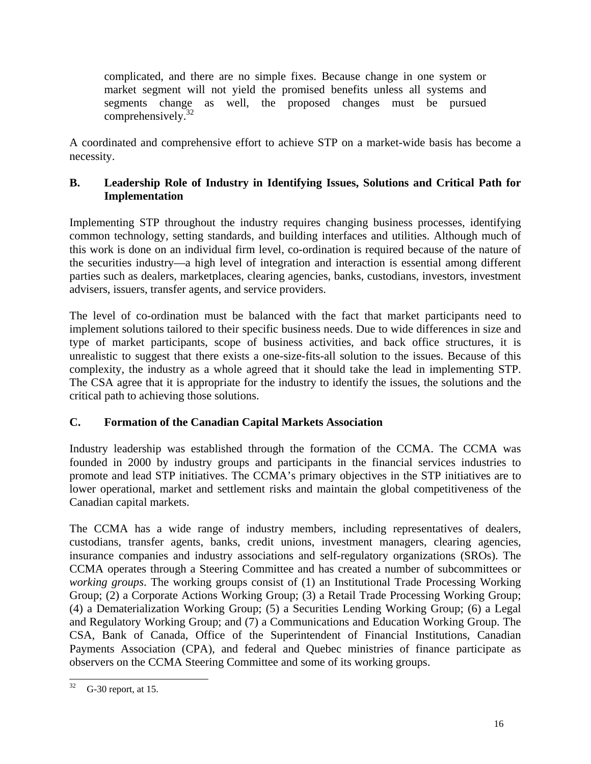> complicated, and there are no simple fixes. Because change in one system or market segment will not yield the promised benefits unless all systems and segments change as well, the proposed changes must be pursued comprehensively.[32]

A coordinated and comprehensive effort to achieve STP on a market-wide basis has become a necessity.

### B. Leadership Role of Industry in Identifying Issues, Solutions and Critical Path for Implementation

Implementing STP throughout the industry requires changing business processes, identifying common technology, setting standards, and building interfaces and utilities. Although much of this work is done on an individual firm level, co-ordination is required because of the nature of the securities industry—a high level of integration and interaction is essential among different parties such as dealers, marketplaces, clearing agencies, banks, custodians, investors, investment advisers, issuers, transfer agents, and service providers.

The level of co-ordination must be balanced with the fact that market participants need to implement solutions tailored to their specific business needs. Due to wide differences in size and type of market participants, scope of business activities, and back office structures, it is unrealistic to suggest that there exists a one-size-fits-all solution to the issues. Because of this complexity, the industry as a whole agreed that it should take the lead in implementing STP. The CSA agree that it is appropriate for the industry to identify the issues, the solutions and the critical path to achieving those solutions.

### C. Formation of the Canadian Capital Markets Association

Industry leadership was established through the formation of the CCMA. The CCMA was founded in 2000 by industry groups and participants in the financial services industries to promote and lead STP initiatives. The CCMA's primary objectives in the STP initiatives are to lower operational, market and settlement risks and maintain the global competitiveness of the Canadian capital markets.

The CCMA has a wide range of industry members, including representatives of dealers, custodians, transfer agents, banks, credit unions, investment managers, clearing agencies, insurance companies and industry associations and self-regulatory organizations (SROs). The CCMA operates through a Steering Committee and has created a number of subcommittees or *working groups*. The working groups consist of (1) an Institutional Trade Processing Working Group; (2) a Corporate Actions Working Group; (3) a Retail Trade Processing Working Group; (4) a Dematerialization Working Group; (5) a Securities Lending Working Group; (6) a Legal and Regulatory Working Group; and (7) a Communications and Education Working Group. The CSA, Bank of Canada, Office of the Superintendent of Financial Institutions, Canadian Payments Association (CPA), and federal and Quebec ministries of finance participate as observers on the CCMA Steering Committee and some of its working groups.

---

[32] G-30 report, at 15.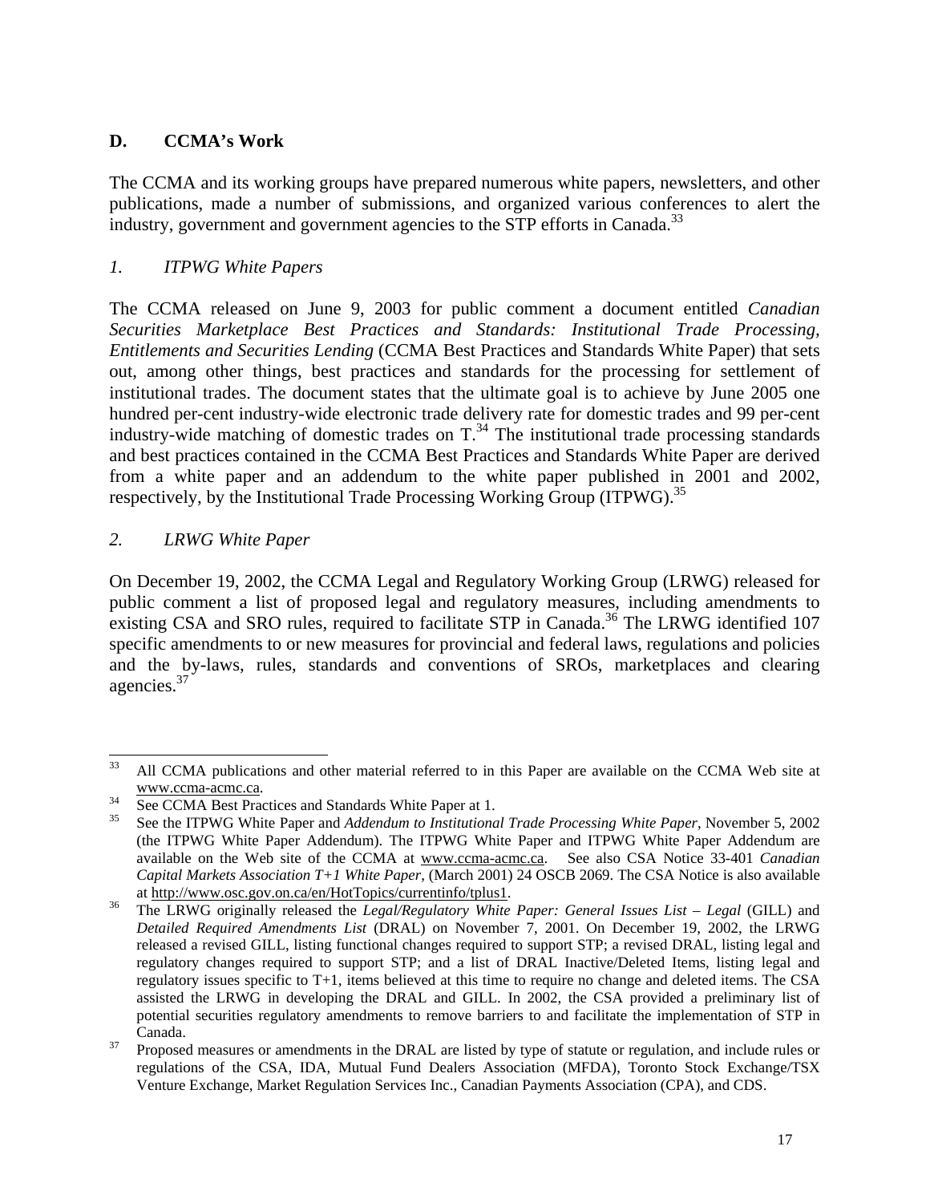## D. CCMA's Work

The CCMA and its working groups have prepared numerous white papers, newsletters, and other publications, made a number of submissions, and organized various conferences to alert the industry, government and government agencies to the STP efforts in Canada.[33]

### *1. ITPWG White Papers*

The CCMA released on June 9, 2003 for public comment a document entitled *Canadian Securities Marketplace Best Practices and Standards: Institutional Trade Processing, Entitlements and Securities Lending* (CCMA Best Practices and Standards White Paper) that sets out, among other things, best practices and standards for the processing for settlement of institutional trades. The document states that the ultimate goal is to achieve by June 2005 one hundred per-cent industry-wide electronic trade delivery rate for domestic trades and 99 per-cent industry-wide matching of domestic trades on T.[34] The institutional trade processing standards and best practices contained in the CCMA Best Practices and Standards White Paper are derived from a white paper and an addendum to the white paper published in 2001 and 2002, respectively, by the Institutional Trade Processing Working Group (ITPWG).[35]

### *2. LRWG White Paper*

On December 19, 2002, the CCMA Legal and Regulatory Working Group (LRWG) released for public comment a list of proposed legal and regulatory measures, including amendments to existing CSA and SRO rules, required to facilitate STP in Canada.[36] The LRWG identified 107 specific amendments to or new measures for provincial and federal laws, regulations and policies and the by-laws, rules, standards and conventions of SROs, marketplaces and clearing agencies.[37]

---

[33] All CCMA publications and other material referred to in this Paper are available on the CCMA Web site at www.ccma-acmc.ca.

[34] See CCMA Best Practices and Standards White Paper at 1.

[35] See the ITPWG White Paper and *Addendum to Institutional Trade Processing White Paper*, November 5, 2002 (the ITPWG White Paper Addendum). The ITPWG White Paper and ITPWG White Paper Addendum are available on the Web site of the CCMA at www.ccma-acmc.ca. See also CSA Notice 33-401 *Canadian Capital Markets Association T+1 White Paper*, (March 2001) 24 OSCB 2069. The CSA Notice is also available at http://www.osc.gov.on.ca/en/HotTopics/currentinfo/tplus1.

[36] The LRWG originally released the *Legal/Regulatory White Paper: General Issues List – Legal* (GILL) and *Detailed Required Amendments List* (DRAL) on November 7, 2001. On December 19, 2002, the LRWG released a revised GILL, listing functional changes required to support STP; a revised DRAL, listing legal and regulatory changes required to support STP; and a list of DRAL Inactive/Deleted Items, listing legal and regulatory issues specific to T+1, items believed at this time to require no change and deleted items. The CSA assisted the LRWG in developing the DRAL and GILL. In 2002, the CSA provided a preliminary list of potential securities regulatory amendments to remove barriers to and facilitate the implementation of STP in Canada.

[37] Proposed measures or amendments in the DRAL are listed by type of statute or regulation, and include rules or regulations of the CSA, IDA, Mutual Fund Dealers Association (MFDA), Toronto Stock Exchange/TSX Venture Exchange, Market Regulation Services Inc., Canadian Payments Association (CPA), and CDS.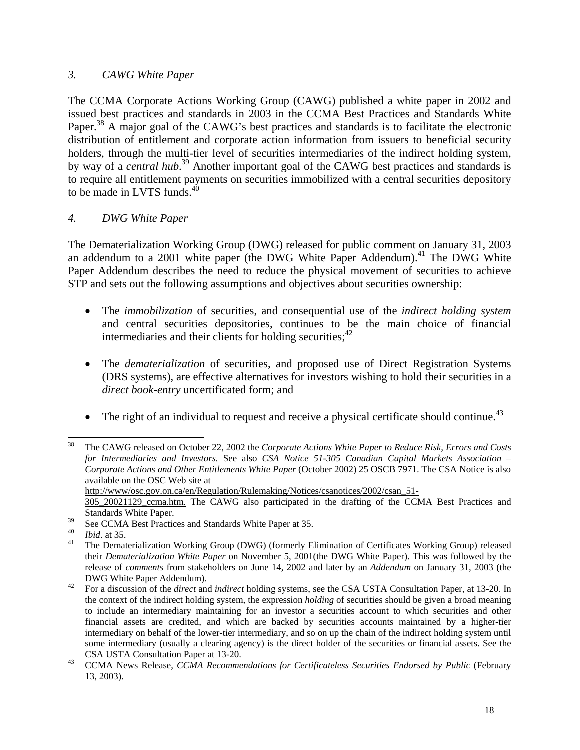### 3. *CAWG White Paper*

The CCMA Corporate Actions Working Group (CAWG) published a white paper in 2002 and issued best practices and standards in 2003 in the CCMA Best Practices and Standards White Paper.[38] A major goal of the CAWG's best practices and standards is to facilitate the electronic distribution of entitlement and corporate action information from issuers to beneficial security holders, through the multi-tier level of securities intermediaries of the indirect holding system, by way of a *central hub*.[39] Another important goal of the CAWG best practices and standards is to require all entitlement payments on securities immobilized with a central securities depository to be made in LVTS funds.[40]

### 4. *DWG White Paper*

The Dematerialization Working Group (DWG) released for public comment on January 31, 2003 an addendum to a 2001 white paper (the DWG White Paper Addendum).[41] The DWG White Paper Addendum describes the need to reduce the physical movement of securities to achieve STP and sets out the following assumptions and objectives about securities ownership:

- The *immobilization* of securities, and consequential use of the *indirect holding system* and central securities depositories, continues to be the main choice of financial intermediaries and their clients for holding securities;[42]
- The *dematerialization* of securities, and proposed use of Direct Registration Systems (DRS systems), are effective alternatives for investors wishing to hold their securities in a *direct book-entry* uncertificated form; and
- The right of an individual to request and receive a physical certificate should continue.[43]

---

[38] The CAWG released on October 22, 2002 the *Corporate Actions White Paper to Reduce Risk, Errors and Costs for Intermediaries and Investors*. See also *CSA Notice 51-305 Canadian Capital Markets Association – Corporate Actions and Other Entitlements White Paper* (October 2002) 25 OSCB 7971. The CSA Notice is also available on the OSC Web site at http://www/osc.gov.on.ca/en/Regulation/Rulemaking/Notices/csanotices/2002/csan_51-305_20021129_ccma.htm. The CAWG also participated in the drafting of the CCMA Best Practices and Standards White Paper.

[39] See CCMA Best Practices and Standards White Paper at 35.

[40] *Ibid*. at 35.

[41] The Dematerialization Working Group (DWG) (formerly Elimination of Certificates Working Group) released their *Dematerialization White Paper* on November 5, 2001(the DWG White Paper). This was followed by the release of *comments* from stakeholders on June 14, 2002 and later by an *Addendum* on January 31, 2003 (the DWG White Paper Addendum).

[42] For a discussion of the *direct* and *indirect* holding systems, see the CSA USTA Consultation Paper, at 13-20. In the context of the indirect holding system, the expression *holding* of securities should be given a broad meaning to include an intermediary maintaining for an investor a securities account to which securities and other financial assets are credited, and which are backed by securities accounts maintained by a higher-tier intermediary on behalf of the lower-tier intermediary, and so on up the chain of the indirect holding system until some intermediary (usually a clearing agency) is the direct holder of the securities or financial assets. See the CSA USTA Consultation Paper at 13-20.

[43] CCMA News Release, *CCMA Recommendations for Certificateless Securities Endorsed by Public* (February 13, 2003).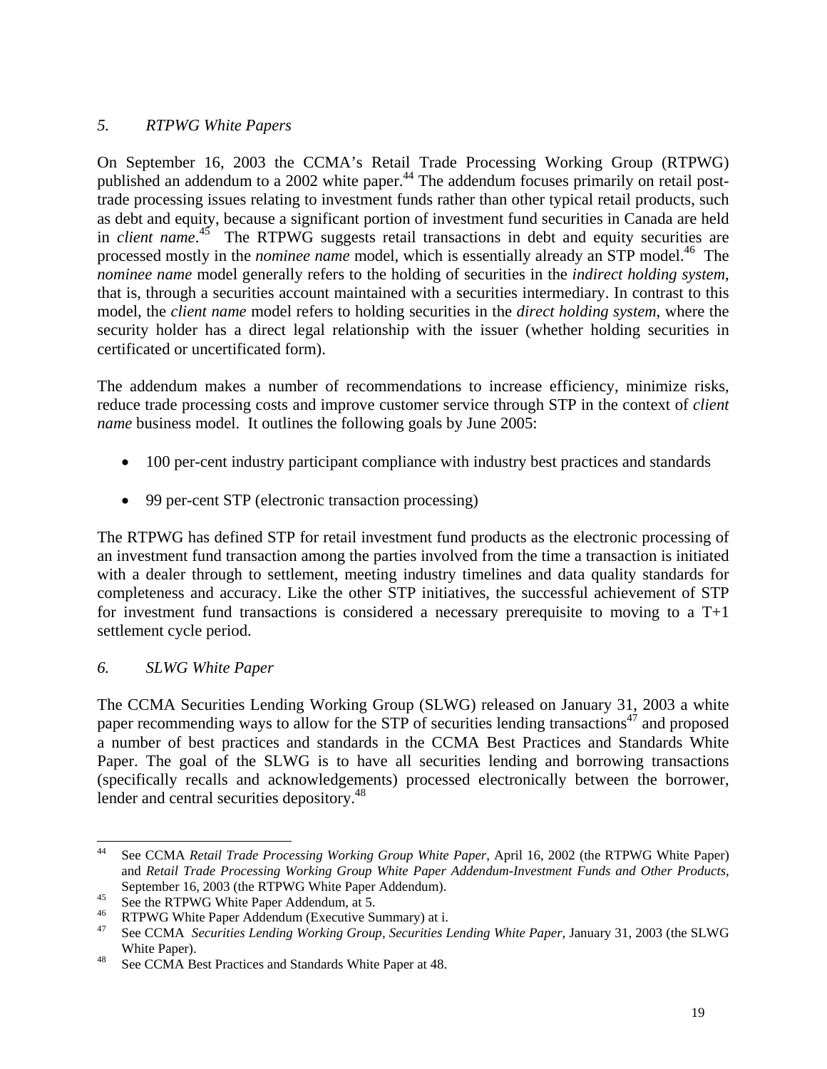### *5. RTPWG White Papers*

On September 16, 2003 the CCMA's Retail Trade Processing Working Group (RTPWG) published an addendum to a 2002 white paper.[44] The addendum focuses primarily on retail post-trade processing issues relating to investment funds rather than other typical retail products, such as debt and equity, because a significant portion of investment fund securities in Canada are held in *client name*.[45] The RTPWG suggests retail transactions in debt and equity securities are processed mostly in the *nominee name* model, which is essentially already an STP model.[46] The *nominee name* model generally refers to the holding of securities in the *indirect holding system*, that is, through a securities account maintained with a securities intermediary. In contrast to this model, the *client name* model refers to holding securities in the *direct holding system*, where the security holder has a direct legal relationship with the issuer (whether holding securities in certificated or uncertificated form).

The addendum makes a number of recommendations to increase efficiency, minimize risks, reduce trade processing costs and improve customer service through STP in the context of *client name* business model. It outlines the following goals by June 2005:

- 100 per-cent industry participant compliance with industry best practices and standards
- 99 per-cent STP (electronic transaction processing)

The RTPWG has defined STP for retail investment fund products as the electronic processing of an investment fund transaction among the parties involved from the time a transaction is initiated with a dealer through to settlement, meeting industry timelines and data quality standards for completeness and accuracy. Like the other STP initiatives, the successful achievement of STP for investment fund transactions is considered a necessary prerequisite to moving to a T+1 settlement cycle period.

### *6. SLWG White Paper*

The CCMA Securities Lending Working Group (SLWG) released on January 31, 2003 a white paper recommending ways to allow for the STP of securities lending transactions[47] and proposed a number of best practices and standards in the CCMA Best Practices and Standards White Paper. The goal of the SLWG is to have all securities lending and borrowing transactions (specifically recalls and acknowledgements) processed electronically between the borrower, lender and central securities depository.[48]

---

[44] See CCMA *Retail Trade Processing Working Group White Paper*, April 16, 2002 (the RTPWG White Paper) and *Retail Trade Processing Working Group White Paper Addendum-Investment Funds and Other Products*, September 16, 2003 (the RTPWG White Paper Addendum).

[45] See the RTPWG White Paper Addendum, at 5.

[46] RTPWG White Paper Addendum (Executive Summary) at i.

[47] See CCMA *Securities Lending Working Group, Securities Lending White Paper,* January 31, 2003 (the SLWG White Paper).

[48] See CCMA Best Practices and Standards White Paper at 48.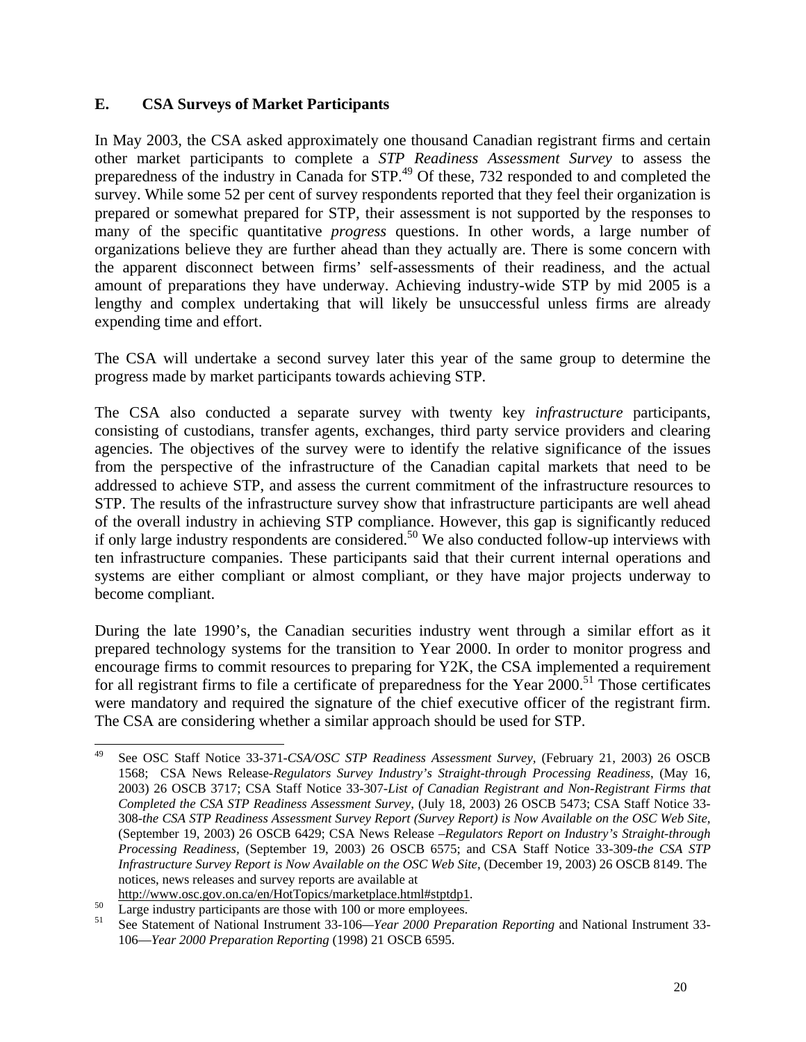## E. CSA Surveys of Market Participants

In May 2003, the CSA asked approximately one thousand Canadian registrant firms and certain other market participants to complete a *STP Readiness Assessment Survey* to assess the preparedness of the industry in Canada for STP.[49] Of these, 732 responded to and completed the survey. While some 52 per cent of survey respondents reported that they feel their organization is prepared or somewhat prepared for STP, their assessment is not supported by the responses to many of the specific quantitative *progress* questions. In other words, a large number of organizations believe they are further ahead than they actually are. There is some concern with the apparent disconnect between firms' self-assessments of their readiness, and the actual amount of preparations they have underway. Achieving industry-wide STP by mid 2005 is a lengthy and complex undertaking that will likely be unsuccessful unless firms are already expending time and effort.

The CSA will undertake a second survey later this year of the same group to determine the progress made by market participants towards achieving STP.

The CSA also conducted a separate survey with twenty key *infrastructure* participants, consisting of custodians, transfer agents, exchanges, third party service providers and clearing agencies. The objectives of the survey were to identify the relative significance of the issues from the perspective of the infrastructure of the Canadian capital markets that need to be addressed to achieve STP, and assess the current commitment of the infrastructure resources to STP. The results of the infrastructure survey show that infrastructure participants are well ahead of the overall industry in achieving STP compliance. However, this gap is significantly reduced if only large industry respondents are considered.[50] We also conducted follow-up interviews with ten infrastructure companies. These participants said that their current internal operations and systems are either compliant or almost compliant, or they have major projects underway to become compliant.

During the late 1990's, the Canadian securities industry went through a similar effort as it prepared technology systems for the transition to Year 2000. In order to monitor progress and encourage firms to commit resources to preparing for Y2K, the CSA implemented a requirement for all registrant firms to file a certificate of preparedness for the Year 2000.[51] Those certificates were mandatory and required the signature of the chief executive officer of the registrant firm. The CSA are considering whether a similar approach should be used for STP.

---

[49] See OSC Staff Notice 33-371-*CSA/OSC STP Readiness Assessment Survey*, (February 21, 2003) 26 OSCB 1568; CSA News Release-*Regulators Survey Industry's Straight-through Processing Readiness*, (May 16, 2003) 26 OSCB 3717; CSA Staff Notice 33-307-*List of Canadian Registrant and Non-Registrant Firms that Completed the CSA STP Readiness Assessment Survey*, (July 18, 2003) 26 OSCB 5473; CSA Staff Notice 33-308-*the CSA STP Readiness Assessment Survey Report (Survey Report) is Now Available on the OSC Web Site*, (September 19, 2003) 26 OSCB 6429; CSA News Release –*Regulators Report on Industry's Straight-through Processing Readiness*, (September 19, 2003) 26 OSCB 6575; and CSA Staff Notice 33-309-*the CSA STP Infrastructure Survey Report is Now Available on the OSC Web Site*, (December 19, 2003) 26 OSCB 8149. The notices, news releases and survey reports are available at http://www.osc.gov.on.ca/en/HotTopics/marketplace.html#stptdp1.

[50] Large industry participants are those with 100 or more employees.

[51] See Statement of National Instrument 33-106—*Year 2000 Preparation Reporting* and National Instrument 33-106—*Year 2000 Preparation Reporting* (1998) 21 OSCB 6595.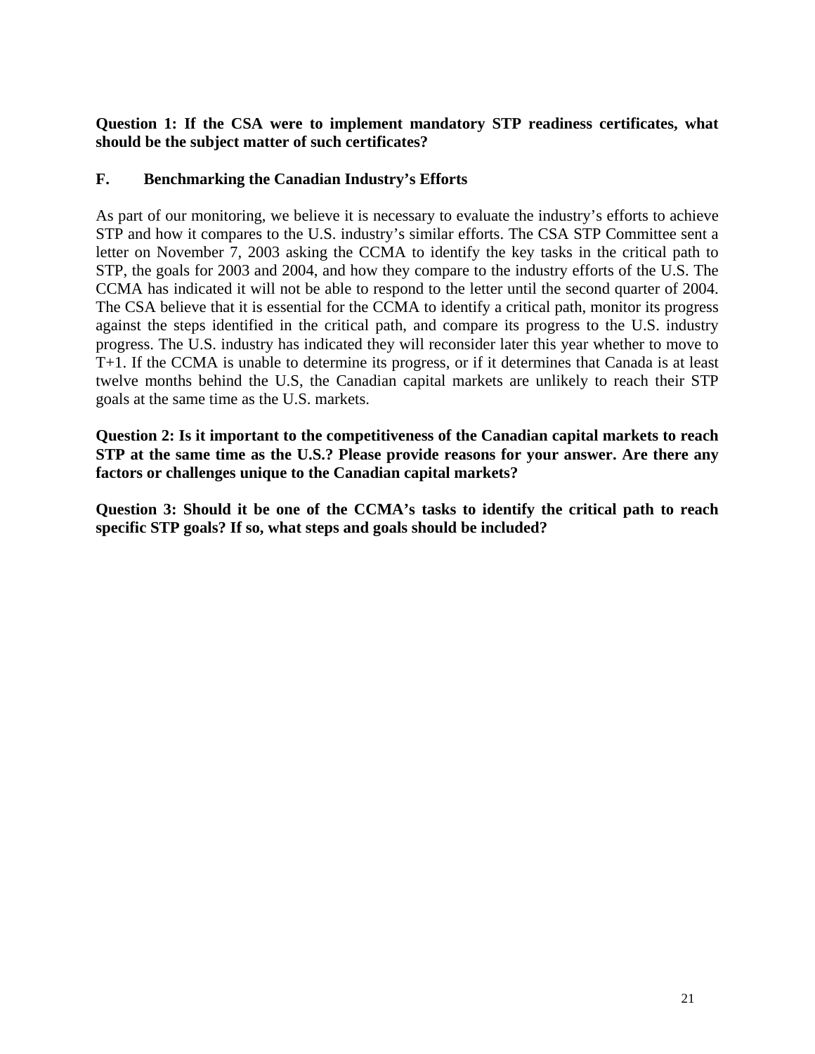**Question 1: If the CSA were to implement mandatory STP readiness certificates, what should be the subject matter of such certificates?**

## F. Benchmarking the Canadian Industry's Efforts

As part of our monitoring, we believe it is necessary to evaluate the industry's efforts to achieve STP and how it compares to the U.S. industry's similar efforts. The CSA STP Committee sent a letter on November 7, 2003 asking the CCMA to identify the key tasks in the critical path to STP, the goals for 2003 and 2004, and how they compare to the industry efforts of the U.S. The CCMA has indicated it will not be able to respond to the letter until the second quarter of 2004. The CSA believe that it is essential for the CCMA to identify a critical path, monitor its progress against the steps identified in the critical path, and compare its progress to the U.S. industry progress. The U.S. industry has indicated they will reconsider later this year whether to move to T+1. If the CCMA is unable to determine its progress, or if it determines that Canada is at least twelve months behind the U.S, the Canadian capital markets are unlikely to reach their STP goals at the same time as the U.S. markets.

**Question 2: Is it important to the competitiveness of the Canadian capital markets to reach STP at the same time as the U.S.? Please provide reasons for your answer. Are there any factors or challenges unique to the Canadian capital markets?**

**Question 3: Should it be one of the CCMA's tasks to identify the critical path to reach specific STP goals? If so, what steps and goals should be included?**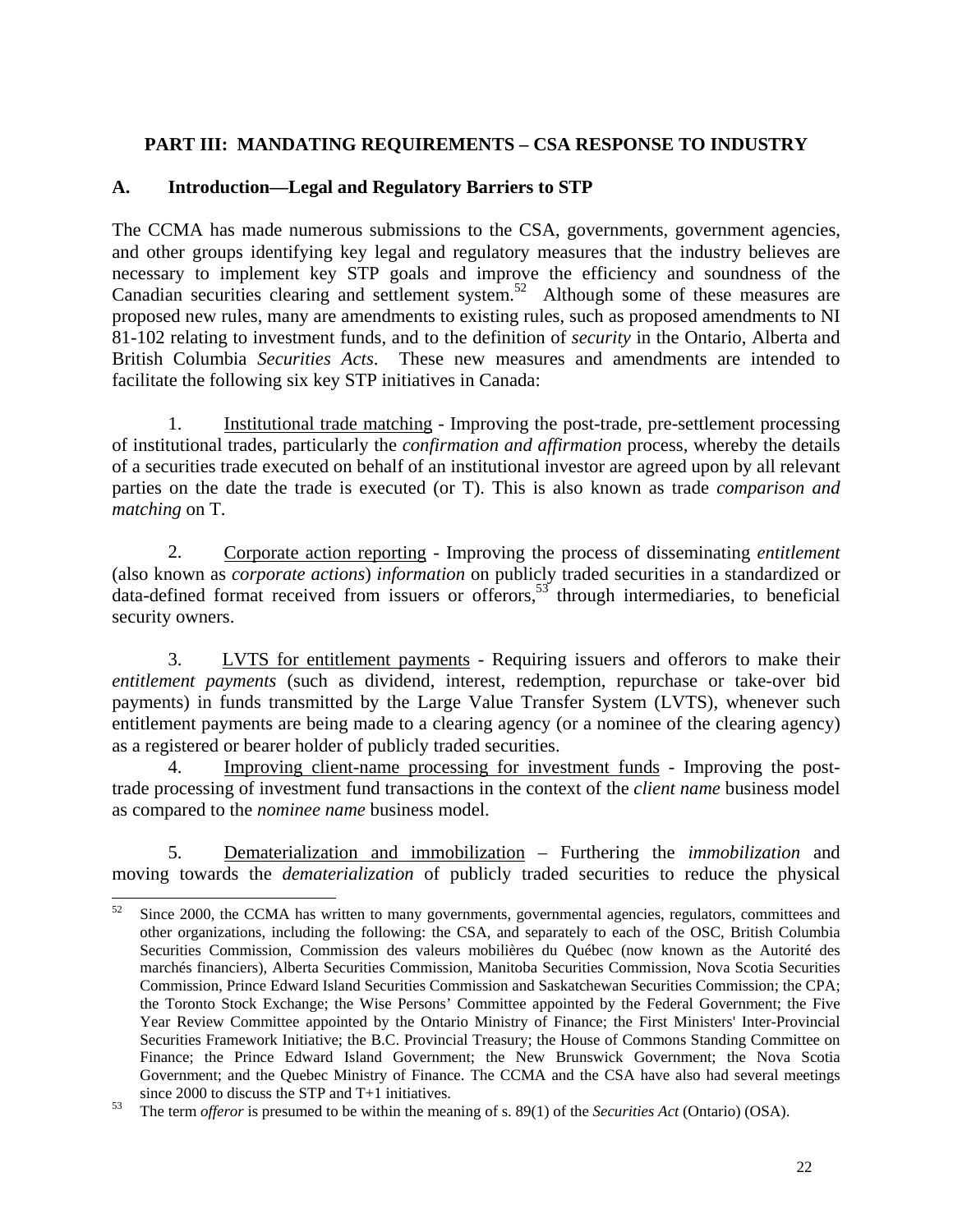## PART III: MANDATING REQUIREMENTS – CSA RESPONSE TO INDUSTRY

### A. Introduction—Legal and Regulatory Barriers to STP

The CCMA has made numerous submissions to the CSA, governments, government agencies, and other groups identifying key legal and regulatory measures that the industry believes are necessary to implement key STP goals and improve the efficiency and soundness of the Canadian securities clearing and settlement system.[52] Although some of these measures are proposed new rules, many are amendments to existing rules, such as proposed amendments to NI 81-102 relating to investment funds, and to the definition of *security* in the Ontario, Alberta and British Columbia *Securities Acts*. These new measures and amendments are intended to facilitate the following six key STP initiatives in Canada:

1. Institutional trade matching - Improving the post-trade, pre-settlement processing of institutional trades, particularly the *confirmation and affirmation* process, whereby the details of a securities trade executed on behalf of an institutional investor are agreed upon by all relevant parties on the date the trade is executed (or T). This is also known as trade *comparison and matching* on T.

2. Corporate action reporting - Improving the process of disseminating *entitlement* (also known as *corporate actions*) *information* on publicly traded securities in a standardized or data-defined format received from issuers or offerors,[53] through intermediaries, to beneficial security owners.

3. LVTS for entitlement payments - Requiring issuers and offerors to make their *entitlement payments* (such as dividend, interest, redemption, repurchase or take-over bid payments) in funds transmitted by the Large Value Transfer System (LVTS), whenever such entitlement payments are being made to a clearing agency (or a nominee of the clearing agency) as a registered or bearer holder of publicly traded securities.

4. Improving client-name processing for investment funds - Improving the post-trade processing of investment fund transactions in the context of the *client name* business model as compared to the *nominee name* business model.

5. Dematerialization and immobilization – Furthering the *immobilization* and moving towards the *dematerialization* of publicly traded securities to reduce the physical

---

[52] Since 2000, the CCMA has written to many governments, governmental agencies, regulators, committees and other organizations, including the following: the CSA, and separately to each of the OSC, British Columbia Securities Commission, Commission des valeurs mobilières du Québec (now known as the Autorité des marchés financiers), Alberta Securities Commission, Manitoba Securities Commission, Nova Scotia Securities Commission, Prince Edward Island Securities Commission and Saskatchewan Securities Commission; the CPA; the Toronto Stock Exchange; the Wise Persons' Committee appointed by the Federal Government; the Five Year Review Committee appointed by the Ontario Ministry of Finance; the First Ministers' Inter-Provincial Securities Framework Initiative; the B.C. Provincial Treasury; the House of Commons Standing Committee on Finance; the Prince Edward Island Government; the New Brunswick Government; the Nova Scotia Government; and the Quebec Ministry of Finance. The CCMA and the CSA have also had several meetings since 2000 to discuss the STP and T+1 initiatives.

[53] The term *offeror* is presumed to be within the meaning of s. 89(1) of the *Securities Act* (Ontario) (OSA).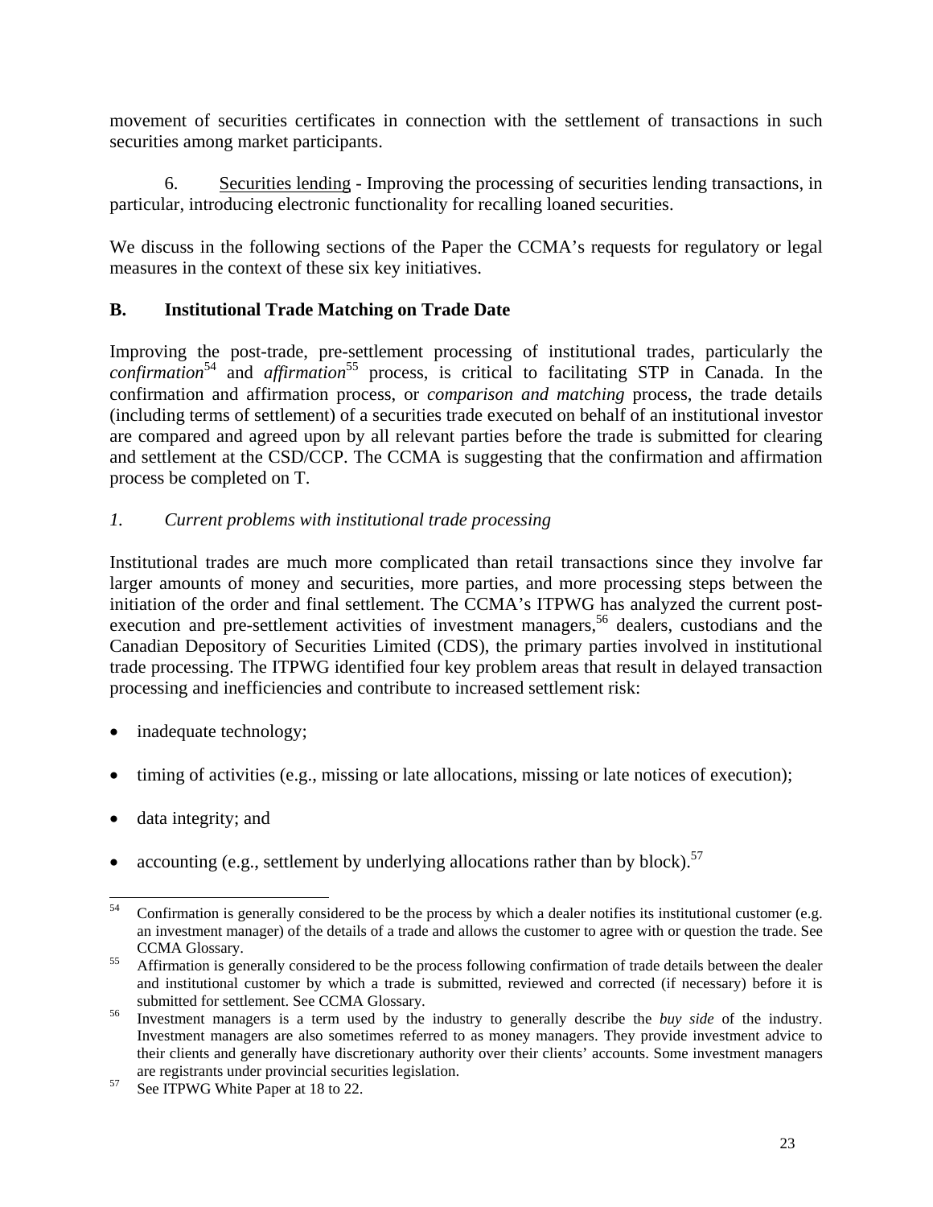movement of securities certificates in connection with the settlement of transactions in such securities among market participants.

6. Securities lending - Improving the processing of securities lending transactions, in particular, introducing electronic functionality for recalling loaned securities.

We discuss in the following sections of the Paper the CCMA's requests for regulatory or legal measures in the context of these six key initiatives.

## B. Institutional Trade Matching on Trade Date

Improving the post-trade, pre-settlement processing of institutional trades, particularly the *confirmation*[54] and *affirmation*[55] process, is critical to facilitating STP in Canada. In the confirmation and affirmation process, or *comparison and matching* process, the trade details (including terms of settlement) of a securities trade executed on behalf of an institutional investor are compared and agreed upon by all relevant parties before the trade is submitted for clearing and settlement at the CSD/CCP. The CCMA is suggesting that the confirmation and affirmation process be completed on T.

### *1. Current problems with institutional trade processing*

Institutional trades are much more complicated than retail transactions since they involve far larger amounts of money and securities, more parties, and more processing steps between the initiation of the order and final settlement. The CCMA's ITPWG has analyzed the current post-execution and pre-settlement activities of investment managers,[56] dealers, custodians and the Canadian Depository of Securities Limited (CDS), the primary parties involved in institutional trade processing. The ITPWG identified four key problem areas that result in delayed transaction processing and inefficiencies and contribute to increased settlement risk:

- inadequate technology;
- timing of activities (e.g., missing or late allocations, missing or late notices of execution);
- data integrity; and
- accounting (e.g., settlement by underlying allocations rather than by block).[57]

---

[54] Confirmation is generally considered to be the process by which a dealer notifies its institutional customer (e.g. an investment manager) of the details of a trade and allows the customer to agree with or question the trade. See CCMA Glossary.

[55] Affirmation is generally considered to be the process following confirmation of trade details between the dealer and institutional customer by which a trade is submitted, reviewed and corrected (if necessary) before it is submitted for settlement. See CCMA Glossary.

[56] Investment managers is a term used by the industry to generally describe the *buy side* of the industry. Investment managers are also sometimes referred to as money managers. They provide investment advice to their clients and generally have discretionary authority over their clients' accounts. Some investment managers are registrants under provincial securities legislation.

[57] See ITPWG White Paper at 18 to 22.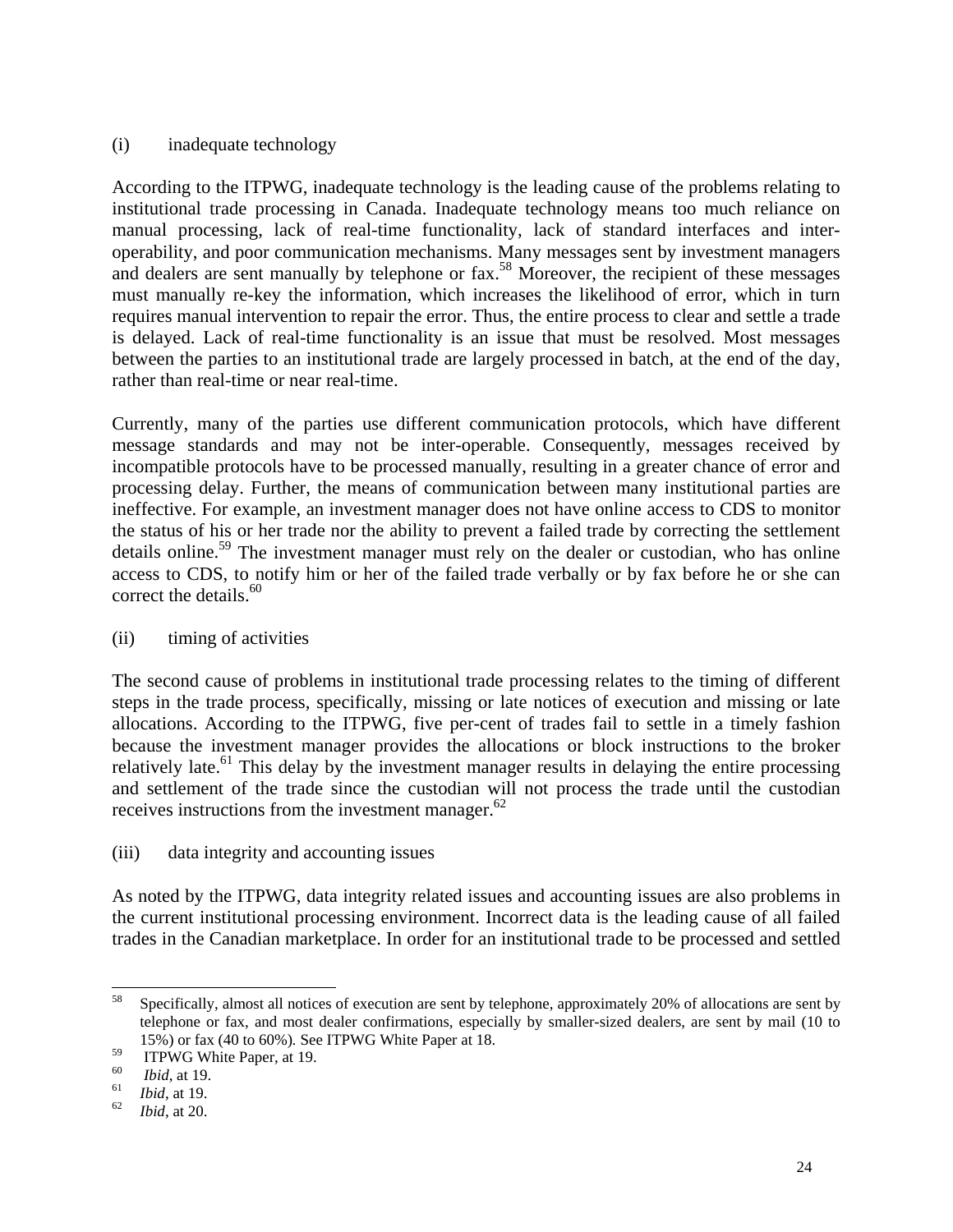(i) inadequate technology

According to the ITPWG, inadequate technology is the leading cause of the problems relating to institutional trade processing in Canada. Inadequate technology means too much reliance on manual processing, lack of real-time functionality, lack of standard interfaces and inter-operability, and poor communication mechanisms. Many messages sent by investment managers and dealers are sent manually by telephone or fax.[58] Moreover, the recipient of these messages must manually re-key the information, which increases the likelihood of error, which in turn requires manual intervention to repair the error. Thus, the entire process to clear and settle a trade is delayed. Lack of real-time functionality is an issue that must be resolved. Most messages between the parties to an institutional trade are largely processed in batch, at the end of the day, rather than real-time or near real-time.

Currently, many of the parties use different communication protocols, which have different message standards and may not be inter-operable. Consequently, messages received by incompatible protocols have to be processed manually, resulting in a greater chance of error and processing delay. Further, the means of communication between many institutional parties are ineffective. For example, an investment manager does not have online access to CDS to monitor the status of his or her trade nor the ability to prevent a failed trade by correcting the settlement details online.[59] The investment manager must rely on the dealer or custodian, who has online access to CDS, to notify him or her of the failed trade verbally or by fax before he or she can correct the details.[60]

(ii) timing of activities

The second cause of problems in institutional trade processing relates to the timing of different steps in the trade process, specifically, missing or late notices of execution and missing or late allocations. According to the ITPWG, five per-cent of trades fail to settle in a timely fashion because the investment manager provides the allocations or block instructions to the broker relatively late.[61] This delay by the investment manager results in delaying the entire processing and settlement of the trade since the custodian will not process the trade until the custodian receives instructions from the investment manager.[62]

(iii) data integrity and accounting issues

As noted by the ITPWG, data integrity related issues and accounting issues are also problems in the current institutional processing environment. Incorrect data is the leading cause of all failed trades in the Canadian marketplace. In order for an institutional trade to be processed and settled

---

[58] Specifically, almost all notices of execution are sent by telephone, approximately 20% of allocations are sent by telephone or fax, and most dealer confirmations, especially by smaller-sized dealers, are sent by mail (10 to 15%) or fax (40 to 60%). See ITPWG White Paper at 18.

[59] ITPWG White Paper, at 19.

[60] *Ibid*, at 19.

[61] *Ibid*, at 19.

[62] *Ibid*, at 20.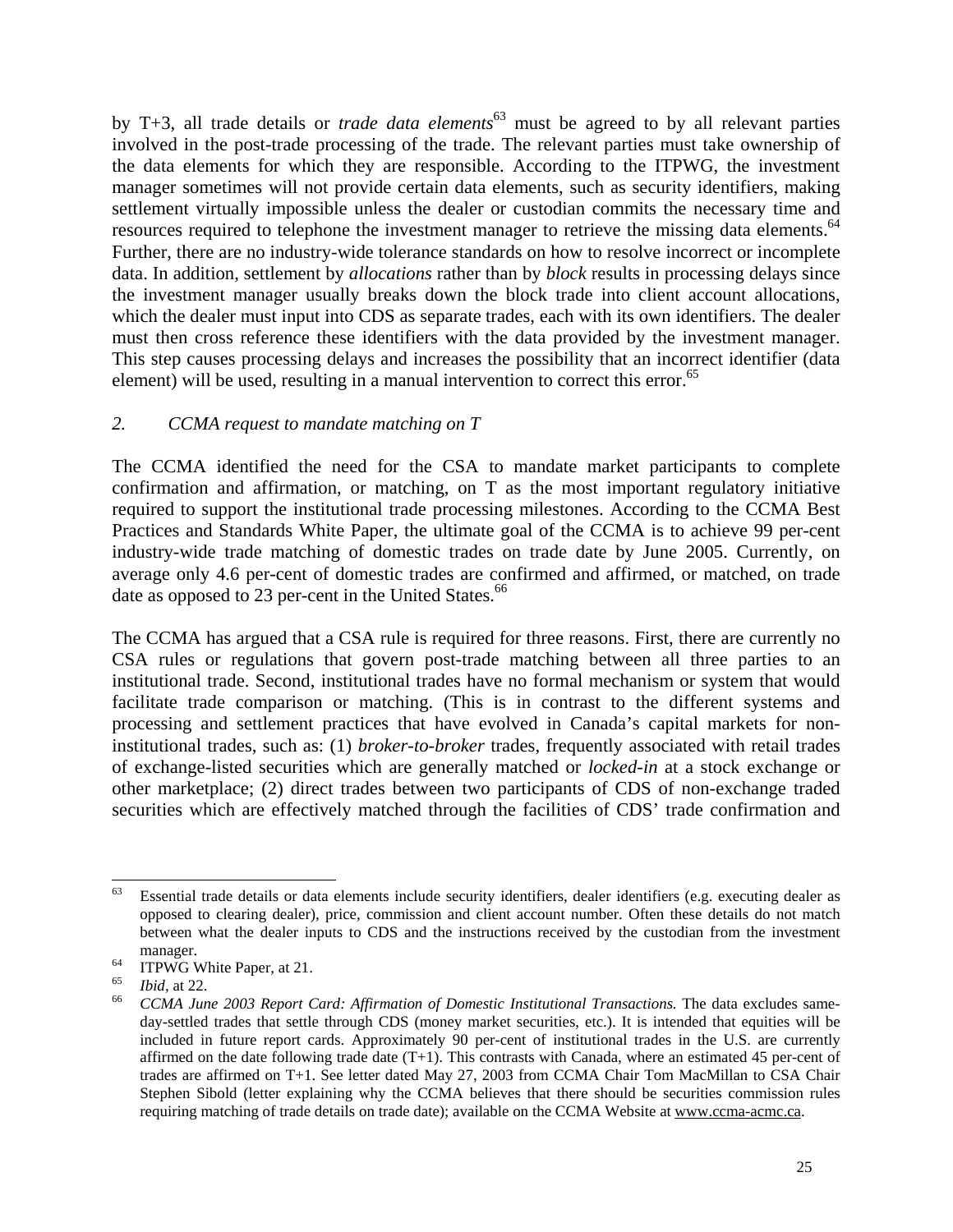by T+3, all trade details or *trade data elements*[63] must be agreed to by all relevant parties involved in the post-trade processing of the trade. The relevant parties must take ownership of the data elements for which they are responsible. According to the ITPWG, the investment manager sometimes will not provide certain data elements, such as security identifiers, making settlement virtually impossible unless the dealer or custodian commits the necessary time and resources required to telephone the investment manager to retrieve the missing data elements.[64] Further, there are no industry-wide tolerance standards on how to resolve incorrect or incomplete data. In addition, settlement by *allocations* rather than by *block* results in processing delays since the investment manager usually breaks down the block trade into client account allocations, which the dealer must input into CDS as separate trades, each with its own identifiers. The dealer must then cross reference these identifiers with the data provided by the investment manager. This step causes processing delays and increases the possibility that an incorrect identifier (data element) will be used, resulting in a manual intervention to correct this error.[65]

*2. CCMA request to mandate matching on T*

The CCMA identified the need for the CSA to mandate market participants to complete confirmation and affirmation, or matching, on T as the most important regulatory initiative required to support the institutional trade processing milestones. According to the CCMA Best Practices and Standards White Paper, the ultimate goal of the CCMA is to achieve 99 per-cent industry-wide trade matching of domestic trades on trade date by June 2005. Currently, on average only 4.6 per-cent of domestic trades are confirmed and affirmed, or matched, on trade date as opposed to 23 per-cent in the United States.[66]

The CCMA has argued that a CSA rule is required for three reasons. First, there are currently no CSA rules or regulations that govern post-trade matching between all three parties to an institutional trade. Second, institutional trades have no formal mechanism or system that would facilitate trade comparison or matching. (This is in contrast to the different systems and processing and settlement practices that have evolved in Canada's capital markets for non-institutional trades, such as: (1) *broker-to-broker* trades, frequently associated with retail trades of exchange-listed securities which are generally matched or *locked-in* at a stock exchange or other marketplace; (2) direct trades between two participants of CDS of non-exchange traded securities which are effectively matched through the facilities of CDS' trade confirmation and

---

[63] Essential trade details or data elements include security identifiers, dealer identifiers (e.g. executing dealer as opposed to clearing dealer), price, commission and client account number. Often these details do not match between what the dealer inputs to CDS and the instructions received by the custodian from the investment manager.

[64] ITPWG White Paper, at 21.

[65] *Ibid*, at 22.

[66] *CCMA June 2003 Report Card: Affirmation of Domestic Institutional Transactions.* The data excludes same-day-settled trades that settle through CDS (money market securities, etc.). It is intended that equities will be included in future report cards. Approximately 90 per-cent of institutional trades in the U.S. are currently affirmed on the date following trade date (T+1). This contrasts with Canada, where an estimated 45 per-cent of trades are affirmed on T+1. See letter dated May 27, 2003 from CCMA Chair Tom MacMillan to CSA Chair Stephen Sibold (letter explaining why the CCMA believes that there should be securities commission rules requiring matching of trade details on trade date); available on the CCMA Website at www.ccma-acmc.ca.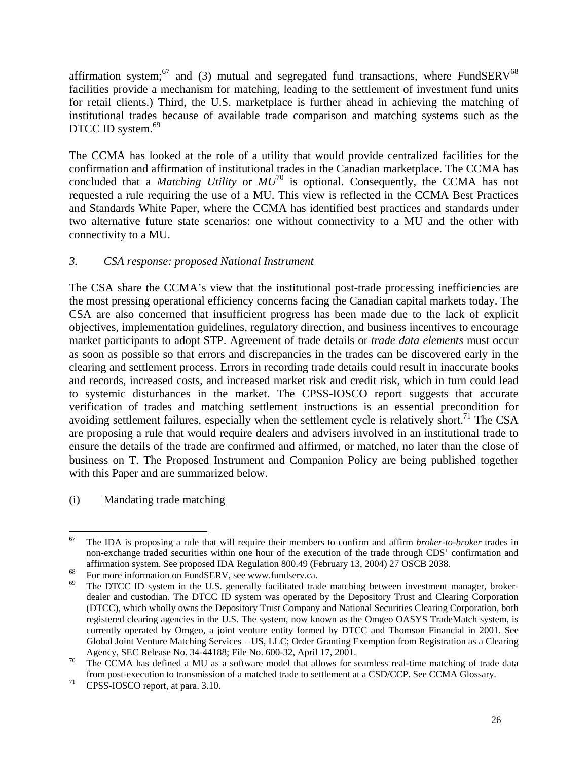affirmation system;[67] and (3) mutual and segregated fund transactions, where FundSERV[68] facilities provide a mechanism for matching, leading to the settlement of investment fund units for retail clients.) Third, the U.S. marketplace is further ahead in achieving the matching of institutional trades because of available trade comparison and matching systems such as the DTCC ID system.[69]

The CCMA has looked at the role of a utility that would provide centralized facilities for the confirmation and affirmation of institutional trades in the Canadian marketplace. The CCMA has concluded that a *Matching Utility* or *MU*[70] is optional. Consequently, the CCMA has not requested a rule requiring the use of a MU. This view is reflected in the CCMA Best Practices and Standards White Paper, where the CCMA has identified best practices and standards under two alternative future state scenarios: one without connectivity to a MU and the other with connectivity to a MU.

### *3. CSA response: proposed National Instrument*

The CSA share the CCMA's view that the institutional post-trade processing inefficiencies are the most pressing operational efficiency concerns facing the Canadian capital markets today. The CSA are also concerned that insufficient progress has been made due to the lack of explicit objectives, implementation guidelines, regulatory direction, and business incentives to encourage market participants to adopt STP. Agreement of trade details or *trade data elements* must occur as soon as possible so that errors and discrepancies in the trades can be discovered early in the clearing and settlement process. Errors in recording trade details could result in inaccurate books and records, increased costs, and increased market risk and credit risk, which in turn could lead to systemic disturbances in the market. The CPSS-IOSCO report suggests that accurate verification of trades and matching settlement instructions is an essential precondition for avoiding settlement failures, especially when the settlement cycle is relatively short.[71] The CSA are proposing a rule that would require dealers and advisers involved in an institutional trade to ensure the details of the trade are confirmed and affirmed, or matched, no later than the close of business on T. The Proposed Instrument and Companion Policy are being published together with this Paper and are summarized below.

(i) Mandating trade matching

---

[67] The IDA is proposing a rule that will require their members to confirm and affirm *broker-to-broker* trades in non-exchange traded securities within one hour of the execution of the trade through CDS' confirmation and affirmation system. See proposed IDA Regulation 800.49 (February 13, 2004) 27 OSCB 2038.

[68] For more information on FundSERV, see www.fundserv.ca.

[69] The DTCC ID system in the U.S. generally facilitated trade matching between investment manager, broker-dealer and custodian. The DTCC ID system was operated by the Depository Trust and Clearing Corporation (DTCC), which wholly owns the Depository Trust Company and National Securities Clearing Corporation, both registered clearing agencies in the U.S. The system, now known as the Omgeo OASYS TradeMatch system, is currently operated by Omgeo, a joint venture entity formed by DTCC and Thomson Financial in 2001. See Global Joint Venture Matching Services – US, LLC; Order Granting Exemption from Registration as a Clearing Agency, SEC Release No. 34-44188; File No. 600-32, April 17, 2001.

[70] The CCMA has defined a MU as a software model that allows for seamless real-time matching of trade data from post-execution to transmission of a matched trade to settlement at a CSD/CCP. See CCMA Glossary.

[71] CPSS-IOSCO report, at para. 3.10.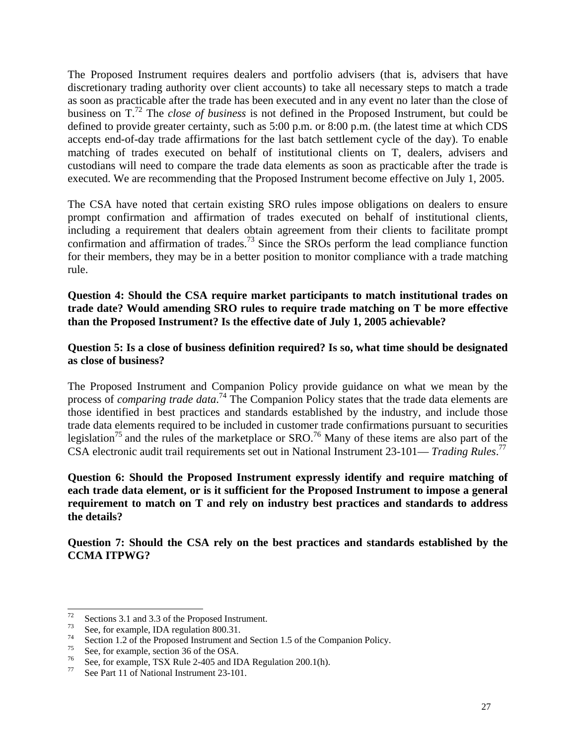The Proposed Instrument requires dealers and portfolio advisers (that is, advisers that have discretionary trading authority over client accounts) to take all necessary steps to match a trade as soon as practicable after the trade has been executed and in any event no later than the close of business on T.[72] The *close of business* is not defined in the Proposed Instrument, but could be defined to provide greater certainty, such as 5:00 p.m. or 8:00 p.m. (the latest time at which CDS accepts end-of-day trade affirmations for the last batch settlement cycle of the day). To enable matching of trades executed on behalf of institutional clients on T, dealers, advisers and custodians will need to compare the trade data elements as soon as practicable after the trade is executed. We are recommending that the Proposed Instrument become effective on July 1, 2005.

The CSA have noted that certain existing SRO rules impose obligations on dealers to ensure prompt confirmation and affirmation of trades executed on behalf of institutional clients, including a requirement that dealers obtain agreement from their clients to facilitate prompt confirmation and affirmation of trades.[73] Since the SROs perform the lead compliance function for their members, they may be in a better position to monitor compliance with a trade matching rule.

**Question 4: Should the CSA require market participants to match institutional trades on trade date? Would amending SRO rules to require trade matching on T be more effective than the Proposed Instrument? Is the effective date of July 1, 2005 achievable?**

**Question 5: Is a close of business definition required? Is so, what time should be designated as close of business?**

The Proposed Instrument and Companion Policy provide guidance on what we mean by the process of *comparing trade data*.[74] The Companion Policy states that the trade data elements are those identified in best practices and standards established by the industry, and include those trade data elements required to be included in customer trade confirmations pursuant to securities legislation[75] and the rules of the marketplace or SRO.[76] Many of these items are also part of the CSA electronic audit trail requirements set out in National Instrument 23-101— *Trading Rules*.[77]

**Question 6: Should the Proposed Instrument expressly identify and require matching of each trade data element, or is it sufficient for the Proposed Instrument to impose a general requirement to match on T and rely on industry best practices and standards to address the details?**

**Question 7: Should the CSA rely on the best practices and standards established by the CCMA ITPWG?**

---

[72] Sections 3.1 and 3.3 of the Proposed Instrument.

[73] See, for example, IDA regulation 800.31.

[74] Section 1.2 of the Proposed Instrument and Section 1.5 of the Companion Policy.

[75] See, for example, section 36 of the OSA.

[76] See, for example, TSX Rule 2-405 and IDA Regulation 200.1(h).

[77] See Part 11 of National Instrument 23-101.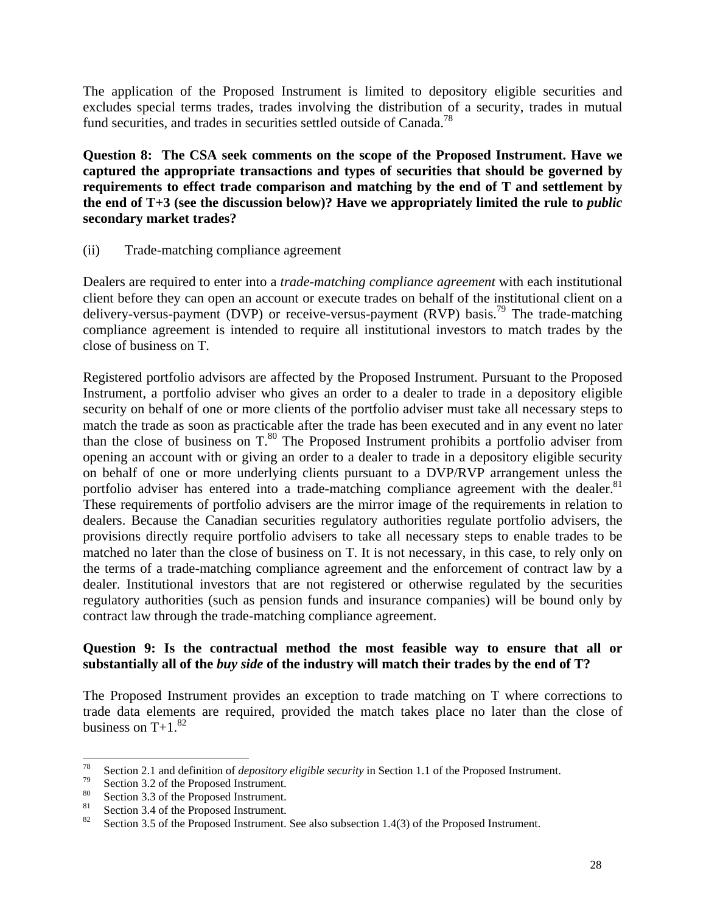The application of the Proposed Instrument is limited to depository eligible securities and excludes special terms trades, trades involving the distribution of a security, trades in mutual fund securities, and trades in securities settled outside of Canada.[78]

**Question 8: The CSA seek comments on the scope of the Proposed Instrument. Have we captured the appropriate transactions and types of securities that should be governed by requirements to effect trade comparison and matching by the end of T and settlement by the end of T+3 (see the discussion below)? Have we appropriately limited the rule to *public* secondary market trades?**

(ii) Trade-matching compliance agreement

Dealers are required to enter into a *trade-matching compliance agreement* with each institutional client before they can open an account or execute trades on behalf of the institutional client on a delivery-versus-payment (DVP) or receive-versus-payment (RVP) basis.[79] The trade-matching compliance agreement is intended to require all institutional investors to match trades by the close of business on T.

Registered portfolio advisors are affected by the Proposed Instrument. Pursuant to the Proposed Instrument, a portfolio adviser who gives an order to a dealer to trade in a depository eligible security on behalf of one or more clients of the portfolio adviser must take all necessary steps to match the trade as soon as practicable after the trade has been executed and in any event no later than the close of business on T.[80] The Proposed Instrument prohibits a portfolio adviser from opening an account with or giving an order to a dealer to trade in a depository eligible security on behalf of one or more underlying clients pursuant to a DVP/RVP arrangement unless the portfolio adviser has entered into a trade-matching compliance agreement with the dealer.[81] These requirements of portfolio advisers are the mirror image of the requirements in relation to dealers. Because the Canadian securities regulatory authorities regulate portfolio advisers, the provisions directly require portfolio advisers to take all necessary steps to enable trades to be matched no later than the close of business on T. It is not necessary, in this case, to rely only on the terms of a trade-matching compliance agreement and the enforcement of contract law by a dealer. Institutional investors that are not registered or otherwise regulated by the securities regulatory authorities (such as pension funds and insurance companies) will be bound only by contract law through the trade-matching compliance agreement.

**Question 9: Is the contractual method the most feasible way to ensure that all or substantially all of the *buy side* of the industry will match their trades by the end of T?**

The Proposed Instrument provides an exception to trade matching on T where corrections to trade data elements are required, provided the match takes place no later than the close of business on T+1.[82]

---

[78] Section 2.1 and definition of *depository eligible security* in Section 1.1 of the Proposed Instrument.
[79] Section 3.2 of the Proposed Instrument.
[80] Section 3.3 of the Proposed Instrument.
[81] Section 3.4 of the Proposed Instrument.
[82] Section 3.5 of the Proposed Instrument. See also subsection 1.4(3) of the Proposed Instrument.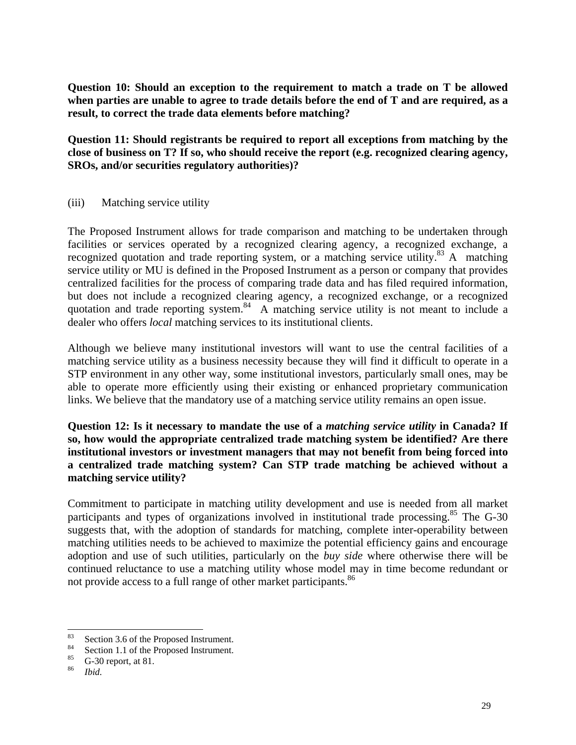**Question 10: Should an exception to the requirement to match a trade on T be allowed when parties are unable to agree to trade details before the end of T and are required, as a result, to correct the trade data elements before matching?**

**Question 11: Should registrants be required to report all exceptions from matching by the close of business on T? If so, who should receive the report (e.g. recognized clearing agency, SROs, and/or securities regulatory authorities)?**

(iii) Matching service utility

The Proposed Instrument allows for trade comparison and matching to be undertaken through facilities or services operated by a recognized clearing agency, a recognized exchange, a recognized quotation and trade reporting system, or a matching service utility.[83] A matching service utility or MU is defined in the Proposed Instrument as a person or company that provides centralized facilities for the process of comparing trade data and has filed required information, but does not include a recognized clearing agency, a recognized exchange, or a recognized quotation and trade reporting system.[84] A matching service utility is not meant to include a dealer who offers *local* matching services to its institutional clients.

Although we believe many institutional investors will want to use the central facilities of a matching service utility as a business necessity because they will find it difficult to operate in a STP environment in any other way, some institutional investors, particularly small ones, may be able to operate more efficiently using their existing or enhanced proprietary communication links. We believe that the mandatory use of a matching service utility remains an open issue.

**Question 12: Is it necessary to mandate the use of a *matching service utility* in Canada? If so, how would the appropriate centralized trade matching system be identified? Are there institutional investors or investment managers that may not benefit from being forced into a centralized trade matching system? Can STP trade matching be achieved without a matching service utility?**

Commitment to participate in matching utility development and use is needed from all market participants and types of organizations involved in institutional trade processing.[85] The G-30 suggests that, with the adoption of standards for matching, complete inter-operability between matching utilities needs to be achieved to maximize the potential efficiency gains and encourage adoption and use of such utilities, particularly on the *buy side* where otherwise there will be continued reluctance to use a matching utility whose model may in time become redundant or not provide access to a full range of other market participants.[86]

---

[83] Section 3.6 of the Proposed Instrument.

[84] Section 1.1 of the Proposed Instrument.

[85] G-30 report, at 81.

[86] *Ibid.*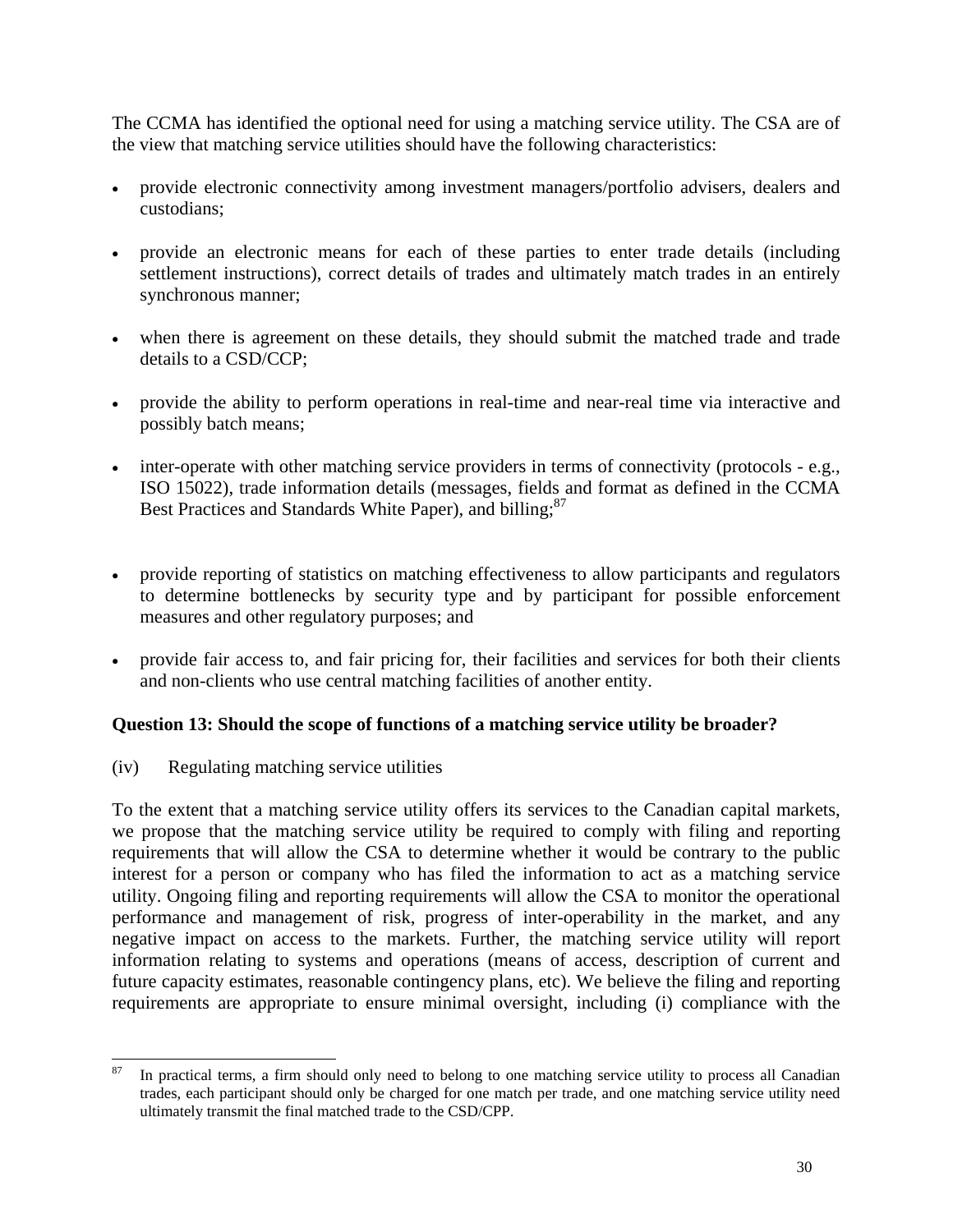The CCMA has identified the optional need for using a matching service utility. The CSA are of the view that matching service utilities should have the following characteristics:

- provide electronic connectivity among investment managers/portfolio advisers, dealers and custodians;
- provide an electronic means for each of these parties to enter trade details (including settlement instructions), correct details of trades and ultimately match trades in an entirely synchronous manner;
- when there is agreement on these details, they should submit the matched trade and trade details to a CSD/CCP;
- provide the ability to perform operations in real-time and near-real time via interactive and possibly batch means;
- inter-operate with other matching service providers in terms of connectivity (protocols - e.g., ISO 15022), trade information details (messages, fields and format as defined in the CCMA Best Practices and Standards White Paper), and billing;[87]
- provide reporting of statistics on matching effectiveness to allow participants and regulators to determine bottlenecks by security type and by participant for possible enforcement measures and other regulatory purposes; and
- provide fair access to, and fair pricing for, their facilities and services for both their clients and non-clients who use central matching facilities of another entity.

**Question 13: Should the scope of functions of a matching service utility be broader?**

(iv) Regulating matching service utilities

To the extent that a matching service utility offers its services to the Canadian capital markets, we propose that the matching service utility be required to comply with filing and reporting requirements that will allow the CSA to determine whether it would be contrary to the public interest for a person or company who has filed the information to act as a matching service utility. Ongoing filing and reporting requirements will allow the CSA to monitor the operational performance and management of risk, progress of inter-operability in the market, and any negative impact on access to the markets. Further, the matching service utility will report information relating to systems and operations (means of access, description of current and future capacity estimates, reasonable contingency plans, etc). We believe the filing and reporting requirements are appropriate to ensure minimal oversight, including (i) compliance with the

---

[87] In practical terms, a firm should only need to belong to one matching service utility to process all Canadian trades, each participant should only be charged for one match per trade, and one matching service utility need ultimately transmit the final matched trade to the CSD/CPP.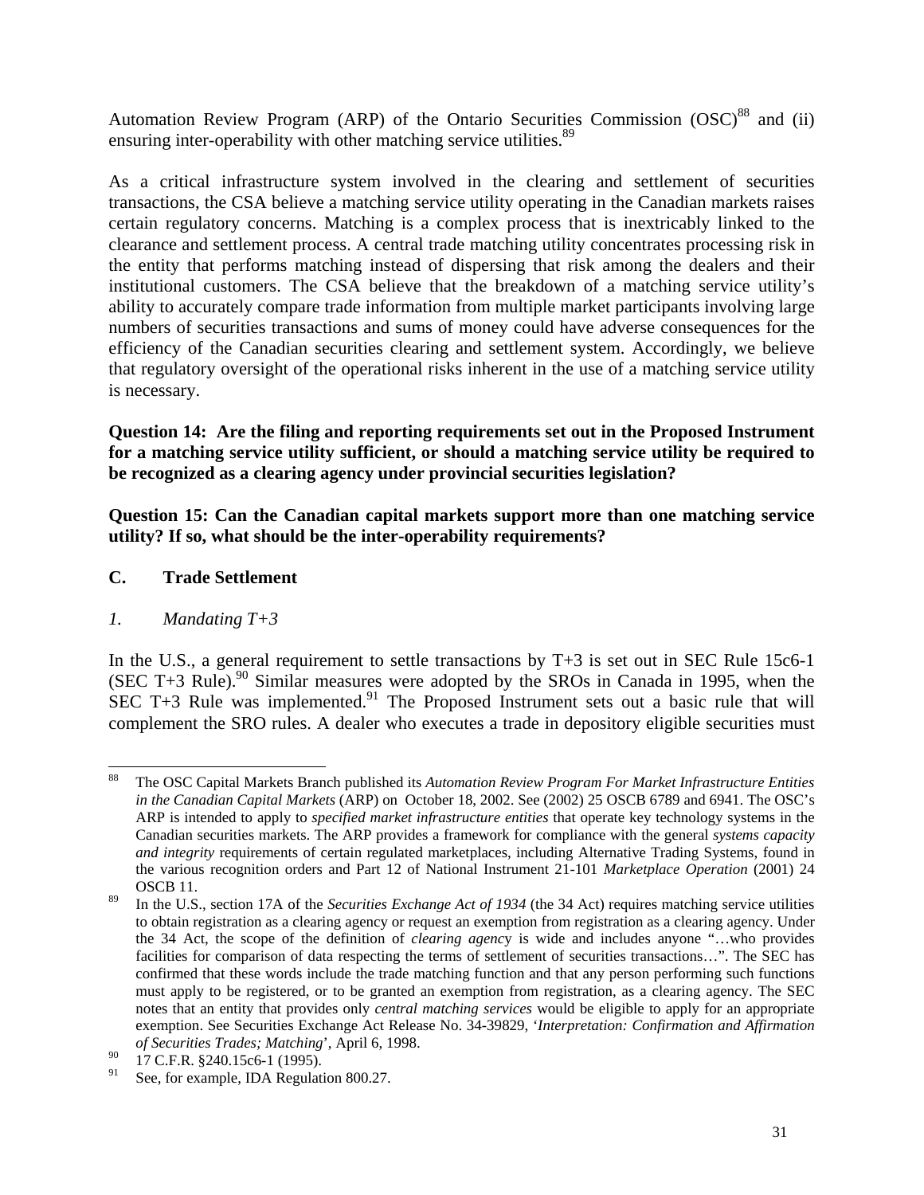Automation Review Program (ARP) of the Ontario Securities Commission (OSC)[88] and (ii) ensuring inter-operability with other matching service utilities.[89]

As a critical infrastructure system involved in the clearing and settlement of securities transactions, the CSA believe a matching service utility operating in the Canadian markets raises certain regulatory concerns. Matching is a complex process that is inextricably linked to the clearance and settlement process. A central trade matching utility concentrates processing risk in the entity that performs matching instead of dispersing that risk among the dealers and their institutional customers. The CSA believe that the breakdown of a matching service utility's ability to accurately compare trade information from multiple market participants involving large numbers of securities transactions and sums of money could have adverse consequences for the efficiency of the Canadian securities clearing and settlement system. Accordingly, we believe that regulatory oversight of the operational risks inherent in the use of a matching service utility is necessary.

**Question 14: Are the filing and reporting requirements set out in the Proposed Instrument for a matching service utility sufficient, or should a matching service utility be required to be recognized as a clearing agency under provincial securities legislation?**

**Question 15: Can the Canadian capital markets support more than one matching service utility? If so, what should be the inter-operability requirements?**

### C. Trade Settlement

#### *1. Mandating T+3*

In the U.S., a general requirement to settle transactions by T+3 is set out in SEC Rule 15c6-1 (SEC T+3 Rule).[90] Similar measures were adopted by the SROs in Canada in 1995, when the SEC T+3 Rule was implemented.[91] The Proposed Instrument sets out a basic rule that will complement the SRO rules. A dealer who executes a trade in depository eligible securities must

---

[88] The OSC Capital Markets Branch published its *Automation Review Program For Market Infrastructure Entities in the Canadian Capital Markets* (ARP) on October 18, 2002. See (2002) 25 OSCB 6789 and 6941. The OSC's ARP is intended to apply to *specified market infrastructure entities* that operate key technology systems in the Canadian securities markets. The ARP provides a framework for compliance with the general *systems capacity and integrity* requirements of certain regulated marketplaces, including Alternative Trading Systems, found in the various recognition orders and Part 12 of National Instrument 21-101 *Marketplace Operation* (2001) 24 OSCB 11.

[89] In the U.S., section 17A of the *Securities Exchange Act of 1934* (the 34 Act) requires matching service utilities to obtain registration as a clearing agency or request an exemption from registration as a clearing agency. Under the 34 Act, the scope of the definition of *clearing agency* is wide and includes anyone "…who provides facilities for comparison of data respecting the terms of settlement of securities transactions…". The SEC has confirmed that these words include the trade matching function and that any person performing such functions must apply to be registered, or to be granted an exemption from registration, as a clearing agency. The SEC notes that an entity that provides only *central matching services* would be eligible to apply for an appropriate exemption. See Securities Exchange Act Release No. 34-39829, '*Interpretation: Confirmation and Affirmation of Securities Trades; Matching*', April 6, 1998.

[90] 17 C.F.R. §240.15c6-1 (1995).

[91] See, for example, IDA Regulation 800.27.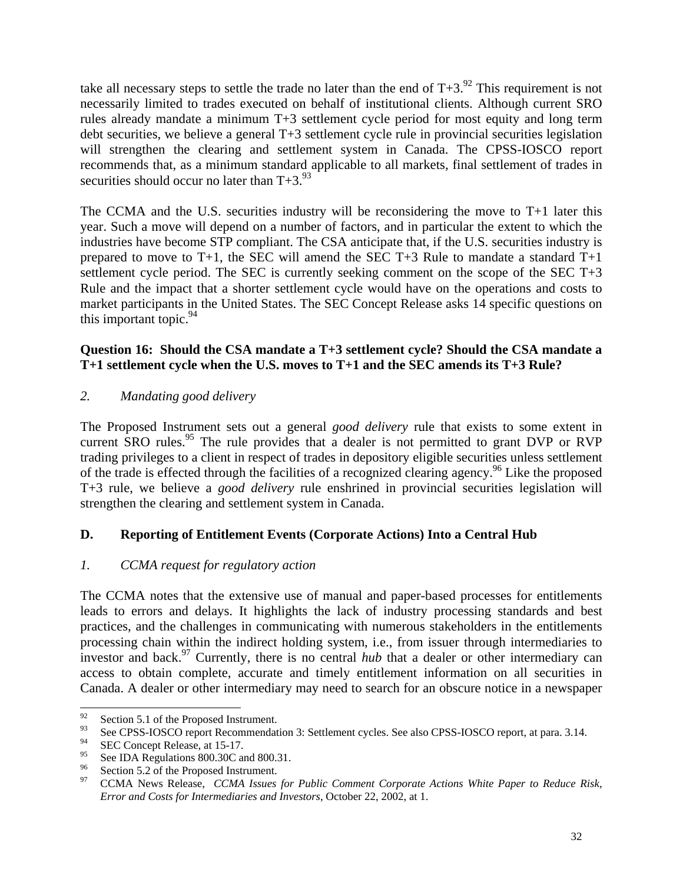take all necessary steps to settle the trade no later than the end of T+3.[92] This requirement is not necessarily limited to trades executed on behalf of institutional clients. Although current SRO rules already mandate a minimum T+3 settlement cycle period for most equity and long term debt securities, we believe a general T+3 settlement cycle rule in provincial securities legislation will strengthen the clearing and settlement system in Canada. The CPSS-IOSCO report recommends that, as a minimum standard applicable to all markets, final settlement of trades in securities should occur no later than T+3.[93]

The CCMA and the U.S. securities industry will be reconsidering the move to T+1 later this year. Such a move will depend on a number of factors, and in particular the extent to which the industries have become STP compliant. The CSA anticipate that, if the U.S. securities industry is prepared to move to T+1, the SEC will amend the SEC T+3 Rule to mandate a standard T+1 settlement cycle period. The SEC is currently seeking comment on the scope of the SEC T+3 Rule and the impact that a shorter settlement cycle would have on the operations and costs to market participants in the United States. The SEC Concept Release asks 14 specific questions on this important topic.[94]

**Question 16: Should the CSA mandate a T+3 settlement cycle? Should the CSA mandate a T+1 settlement cycle when the U.S. moves to T+1 and the SEC amends its T+3 Rule?**

### *2. Mandating good delivery*

The Proposed Instrument sets out a general *good delivery* rule that exists to some extent in current SRO rules.[95] The rule provides that a dealer is not permitted to grant DVP or RVP trading privileges to a client in respect of trades in depository eligible securities unless settlement of the trade is effected through the facilities of a recognized clearing agency.[96] Like the proposed T+3 rule, we believe a *good delivery* rule enshrined in provincial securities legislation will strengthen the clearing and settlement system in Canada.

## D. Reporting of Entitlement Events (Corporate Actions) Into a Central Hub

### *1. CCMA request for regulatory action*

The CCMA notes that the extensive use of manual and paper-based processes for entitlements leads to errors and delays. It highlights the lack of industry processing standards and best practices, and the challenges in communicating with numerous stakeholders in the entitlements processing chain within the indirect holding system, i.e., from issuer through intermediaries to investor and back.[97] Currently, there is no central *hub* that a dealer or other intermediary can access to obtain complete, accurate and timely entitlement information on all securities in Canada. A dealer or other intermediary may need to search for an obscure notice in a newspaper

---

[92] Section 5.1 of the Proposed Instrument.

[93] See CPSS-IOSCO report Recommendation 3: Settlement cycles. See also CPSS-IOSCO report, at para. 3.14.

[94] SEC Concept Release, at 15-17.

[95] See IDA Regulations 800.30C and 800.31.

[96] Section 5.2 of the Proposed Instrument.

[97] CCMA News Release, *CCMA Issues for Public Comment Corporate Actions White Paper to Reduce Risk, Error and Costs for Intermediaries and Investors*, October 22, 2002, at 1.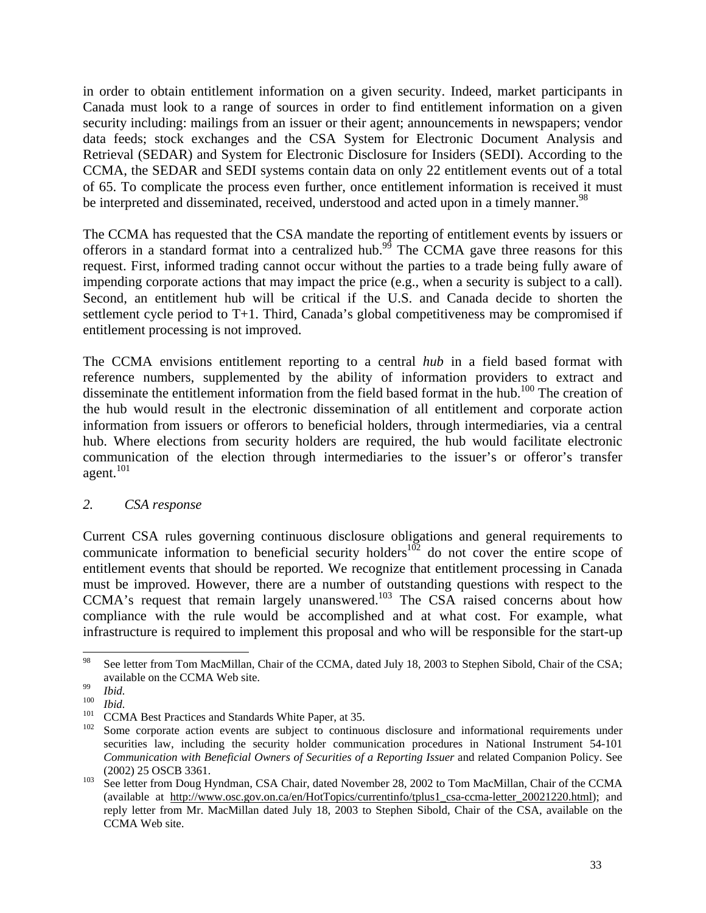in order to obtain entitlement information on a given security. Indeed, market participants in Canada must look to a range of sources in order to find entitlement information on a given security including: mailings from an issuer or their agent; announcements in newspapers; vendor data feeds; stock exchanges and the CSA System for Electronic Document Analysis and Retrieval (SEDAR) and System for Electronic Disclosure for Insiders (SEDI). According to the CCMA, the SEDAR and SEDI systems contain data on only 22 entitlement events out of a total of 65. To complicate the process even further, once entitlement information is received it must be interpreted and disseminated, received, understood and acted upon in a timely manner.[98]

The CCMA has requested that the CSA mandate the reporting of entitlement events by issuers or offerors in a standard format into a centralized hub.[99] The CCMA gave three reasons for this request. First, informed trading cannot occur without the parties to a trade being fully aware of impending corporate actions that may impact the price (e.g., when a security is subject to a call). Second, an entitlement hub will be critical if the U.S. and Canada decide to shorten the settlement cycle period to T+1. Third, Canada's global competitiveness may be compromised if entitlement processing is not improved.

The CCMA envisions entitlement reporting to a central *hub* in a field based format with reference numbers, supplemented by the ability of information providers to extract and disseminate the entitlement information from the field based format in the hub.[100] The creation of the hub would result in the electronic dissemination of all entitlement and corporate action information from issuers or offerors to beneficial holders, through intermediaries, via a central hub. Where elections from security holders are required, the hub would facilitate electronic communication of the election through intermediaries to the issuer's or offeror's transfer agent.[101]

*2. CSA response*

Current CSA rules governing continuous disclosure obligations and general requirements to communicate information to beneficial security holders[102] do not cover the entire scope of entitlement events that should be reported. We recognize that entitlement processing in Canada must be improved. However, there are a number of outstanding questions with respect to the CCMA's request that remain largely unanswered.[103] The CSA raised concerns about how compliance with the rule would be accomplished and at what cost. For example, what infrastructure is required to implement this proposal and who will be responsible for the start-up

---

[98] See letter from Tom MacMillan, Chair of the CCMA, dated July 18, 2003 to Stephen Sibold, Chair of the CSA; available on the CCMA Web site.

[99] *Ibid.*

[100] *Ibid.*

[101] CCMA Best Practices and Standards White Paper, at 35.

[102] Some corporate action events are subject to continuous disclosure and informational requirements under securities law, including the security holder communication procedures in National Instrument 54-101 *Communication with Beneficial Owners of Securities of a Reporting Issuer* and related Companion Policy. See (2002) 25 OSCB 3361.

[103] See letter from Doug Hyndman, CSA Chair, dated November 28, 2002 to Tom MacMillan, Chair of the CCMA (available at http://www.osc.gov.on.ca/en/HotTopics/currentinfo/tplus1_csa-ccma-letter_20021220.html); and reply letter from Mr. MacMillan dated July 18, 2003 to Stephen Sibold, Chair of the CSA, available on the CCMA Web site.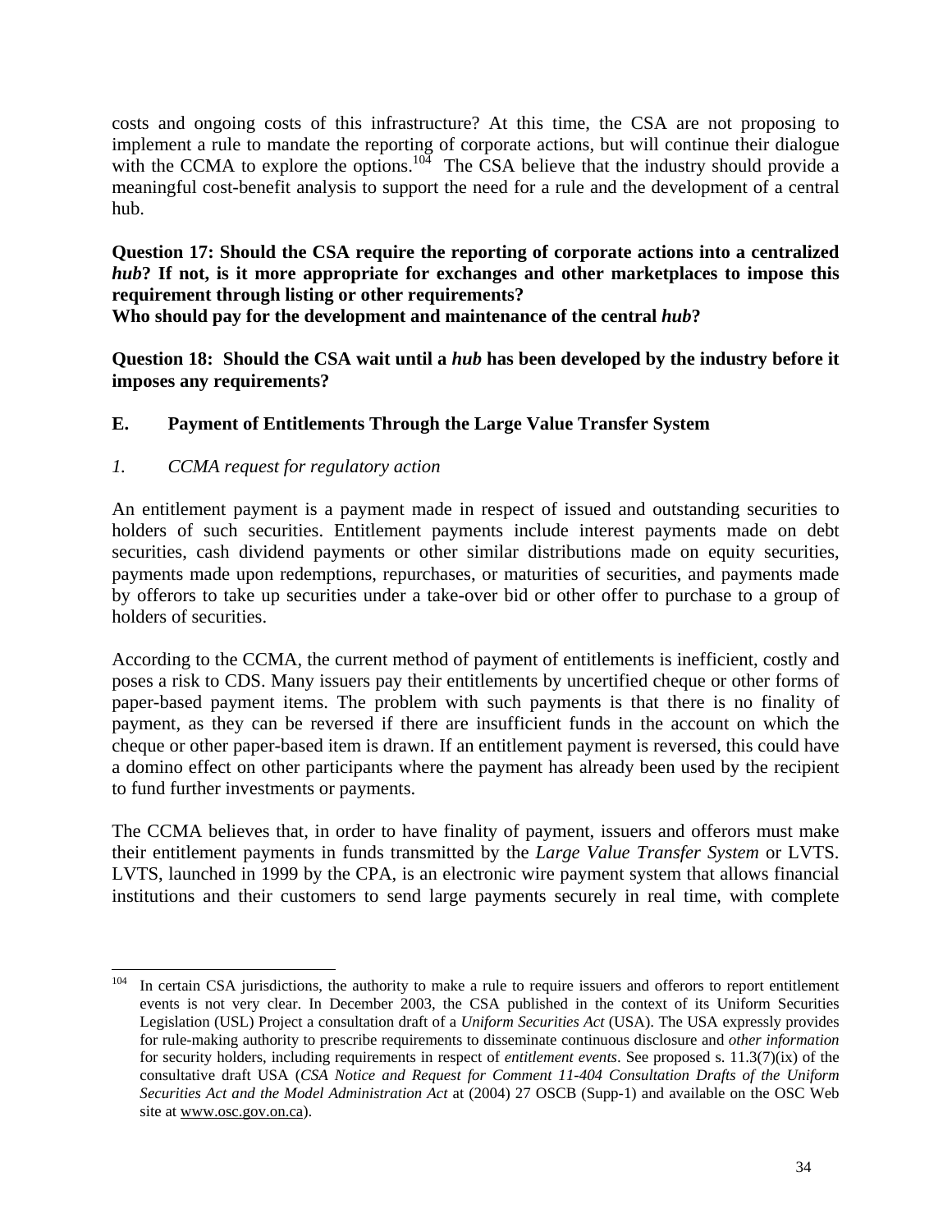costs and ongoing costs of this infrastructure? At this time, the CSA are not proposing to implement a rule to mandate the reporting of corporate actions, but will continue their dialogue with the CCMA to explore the options.[104] The CSA believe that the industry should provide a meaningful cost-benefit analysis to support the need for a rule and the development of a central hub.

**Question 17: Should the CSA require the reporting of corporate actions into a centralized *hub*? If not, is it more appropriate for exchanges and other marketplaces to impose this requirement through listing or other requirements?**
**Who should pay for the development and maintenance of the central *hub*?**

**Question 18: Should the CSA wait until a *hub* has been developed by the industry before it imposes any requirements?**

## E. Payment of Entitlements Through the Large Value Transfer System

### *1. CCMA request for regulatory action*

An entitlement payment is a payment made in respect of issued and outstanding securities to holders of such securities. Entitlement payments include interest payments made on debt securities, cash dividend payments or other similar distributions made on equity securities, payments made upon redemptions, repurchases, or maturities of securities, and payments made by offerors to take up securities under a take-over bid or other offer to purchase to a group of holders of securities.

According to the CCMA, the current method of payment of entitlements is inefficient, costly and poses a risk to CDS. Many issuers pay their entitlements by uncertified cheque or other forms of paper-based payment items. The problem with such payments is that there is no finality of payment, as they can be reversed if there are insufficient funds in the account on which the cheque or other paper-based item is drawn. If an entitlement payment is reversed, this could have a domino effect on other participants where the payment has already been used by the recipient to fund further investments or payments.

The CCMA believes that, in order to have finality of payment, issuers and offerors must make their entitlement payments in funds transmitted by the *Large Value Transfer System* or LVTS. LVTS, launched in 1999 by the CPA, is an electronic wire payment system that allows financial institutions and their customers to send large payments securely in real time, with complete

---

[104] In certain CSA jurisdictions, the authority to make a rule to require issuers and offerors to report entitlement events is not very clear. In December 2003, the CSA published in the context of its Uniform Securities Legislation (USL) Project a consultation draft of a *Uniform Securities Act* (USA). The USA expressly provides for rule-making authority to prescribe requirements to disseminate continuous disclosure and *other information* for security holders, including requirements in respect of *entitlement events*. See proposed s. 11.3(7)(ix) of the consultative draft USA (*CSA Notice and Request for Comment 11-404 Consultation Drafts of the Uniform Securities Act and the Model Administration Act* at (2004) 27 OSCB (Supp-1) and available on the OSC Web site at www.osc.gov.on.ca).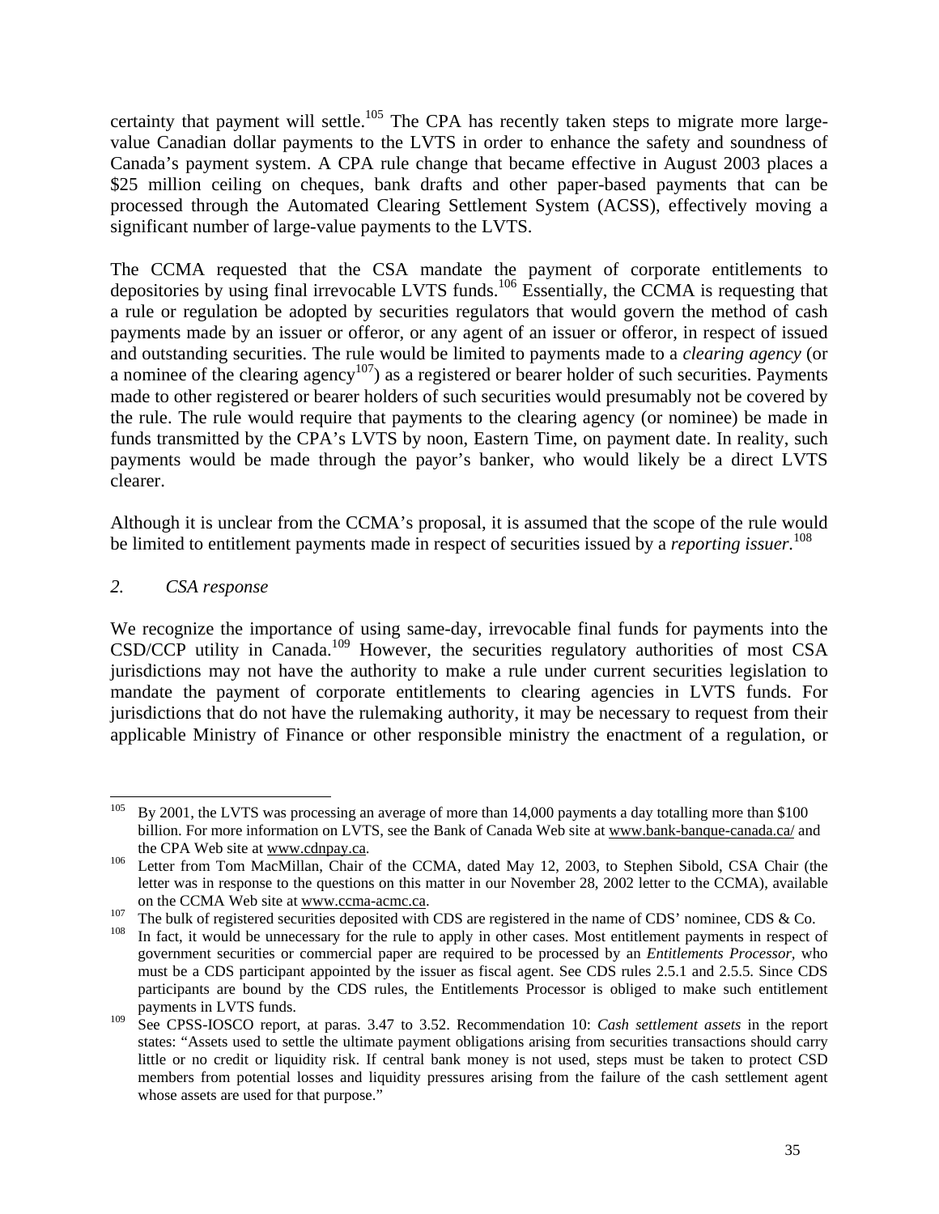certainty that payment will settle.[105] The CPA has recently taken steps to migrate more large-value Canadian dollar payments to the LVTS in order to enhance the safety and soundness of Canada's payment system. A CPA rule change that became effective in August 2003 places a $25 million ceiling on cheques, bank drafts and other paper-based payments that can be processed through the Automated Clearing Settlement System (ACSS), effectively moving a significant number of large-value payments to the LVTS.

The CCMA requested that the CSA mandate the payment of corporate entitlements to depositories by using final irrevocable LVTS funds.[106] Essentially, the CCMA is requesting that a rule or regulation be adopted by securities regulators that would govern the method of cash payments made by an issuer or offeror, or any agent of an issuer or offeror, in respect of issued and outstanding securities. The rule would be limited to payments made to a *clearing agency* (or a nominee of the clearing agency[107]) as a registered or bearer holder of such securities. Payments made to other registered or bearer holders of such securities would presumably not be covered by the rule. The rule would require that payments to the clearing agency (or nominee) be made in funds transmitted by the CPA's LVTS by noon, Eastern Time, on payment date. In reality, such payments would be made through the payor's banker, who would likely be a direct LVTS clearer.

Although it is unclear from the CCMA's proposal, it is assumed that the scope of the rule would be limited to entitlement payments made in respect of securities issued by a *reporting issuer*.[108]

*2. CSA response*

We recognize the importance of using same-day, irrevocable final funds for payments into the CSD/CCP utility in Canada.[109] However, the securities regulatory authorities of most CSA jurisdictions may not have the authority to make a rule under current securities legislation to mandate the payment of corporate entitlements to clearing agencies in LVTS funds. For jurisdictions that do not have the rulemaking authority, it may be necessary to request from their applicable Ministry of Finance or other responsible ministry the enactment of a regulation, or

---

[105] By 2001, the LVTS was processing an average of more than 14,000 payments a day totalling more than $100 billion. For more information on LVTS, see the Bank of Canada Web site at www.bank-banque-canada.ca/ and the CPA Web site at www.cdnpay.ca.

[106] Letter from Tom MacMillan, Chair of the CCMA, dated May 12, 2003, to Stephen Sibold, CSA Chair (the letter was in response to the questions on this matter in our November 28, 2002 letter to the CCMA), available on the CCMA Web site at www.ccma-acmc.ca.

[107] The bulk of registered securities deposited with CDS are registered in the name of CDS' nominee, CDS & Co.

[108] In fact, it would be unnecessary for the rule to apply in other cases. Most entitlement payments in respect of government securities or commercial paper are required to be processed by an *Entitlements Processor*, who must be a CDS participant appointed by the issuer as fiscal agent. See CDS rules 2.5.1 and 2.5.5. Since CDS participants are bound by the CDS rules, the Entitlements Processor is obliged to make such entitlement payments in LVTS funds.

[109] See CPSS-IOSCO report, at paras. 3.47 to 3.52. Recommendation 10: *Cash settlement assets* in the report states: "Assets used to settle the ultimate payment obligations arising from securities transactions should carry little or no credit or liquidity risk. If central bank money is not used, steps must be taken to protect CSD members from potential losses and liquidity pressures arising from the failure of the cash settlement agent whose assets are used for that purpose."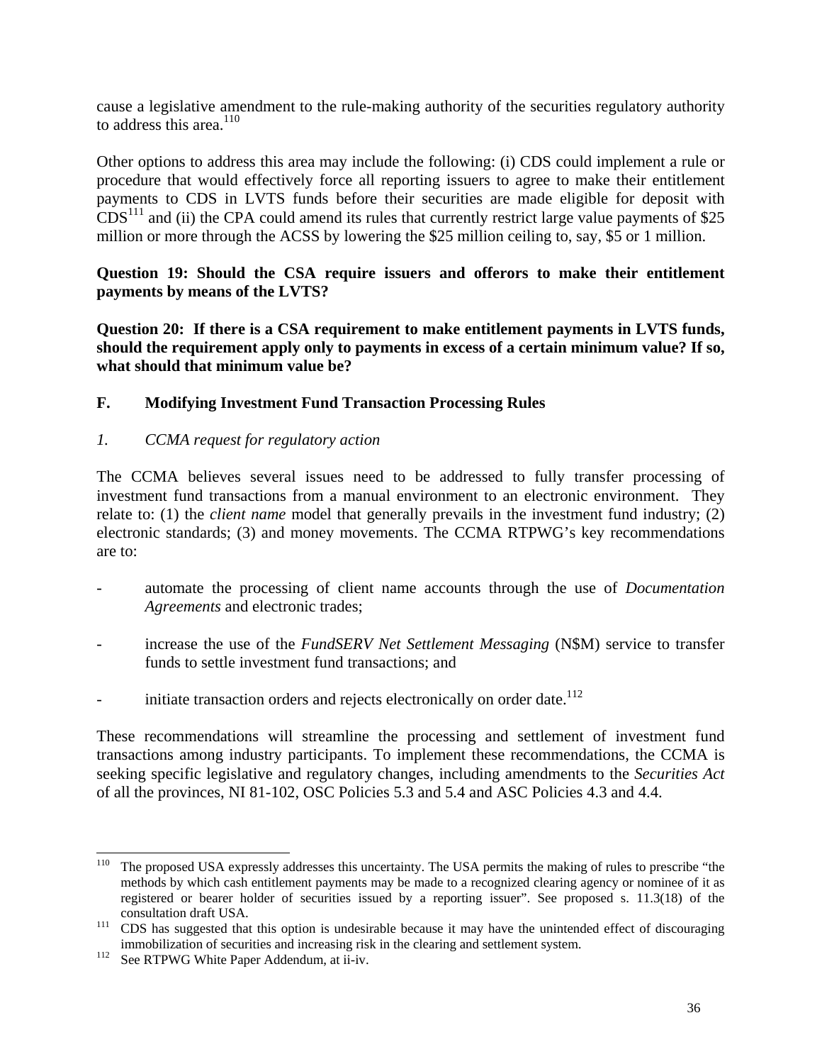cause a legislative amendment to the rule-making authority of the securities regulatory authority to address this area.[110]

Other options to address this area may include the following: (i) CDS could implement a rule or procedure that would effectively force all reporting issuers to agree to make their entitlement payments to CDS in LVTS funds before their securities are made eligible for deposit with CDS[111] and (ii) the CPA could amend its rules that currently restrict large value payments of $25 million or more through the ACSS by lowering the $25 million ceiling to, say, $5 or 1 million.

**Question 19: Should the CSA require issuers and offerors to make their entitlement payments by means of the LVTS?**

**Question 20: If there is a CSA requirement to make entitlement payments in LVTS funds, should the requirement apply only to payments in excess of a certain minimum value? If so, what should that minimum value be?**

## F. Modifying Investment Fund Transaction Processing Rules

### *1. CCMA request for regulatory action*

The CCMA believes several issues need to be addressed to fully transfer processing of investment fund transactions from a manual environment to an electronic environment. They relate to: (1) the *client name* model that generally prevails in the investment fund industry; (2) electronic standards; (3) and money movements. The CCMA RTPWG's key recommendations are to:

- automate the processing of client name accounts through the use of *Documentation Agreements* and electronic trades;
- increase the use of the *FundSERV Net Settlement Messaging* (N$M) service to transfer funds to settle investment fund transactions; and
- initiate transaction orders and rejects electronically on order date.[112]

These recommendations will streamline the processing and settlement of investment fund transactions among industry participants. To implement these recommendations, the CCMA is seeking specific legislative and regulatory changes, including amendments to the *Securities Act* of all the provinces, NI 81-102, OSC Policies 5.3 and 5.4 and ASC Policies 4.3 and 4.4.

---

[110] The proposed USA expressly addresses this uncertainty. The USA permits the making of rules to prescribe "the methods by which cash entitlement payments may be made to a recognized clearing agency or nominee of it as registered or bearer holder of securities issued by a reporting issuer". See proposed s. 11.3(18) of the consultation draft USA.

[111] CDS has suggested that this option is undesirable because it may have the unintended effect of discouraging immobilization of securities and increasing risk in the clearing and settlement system.

[112] See RTPWG White Paper Addendum, at ii-iv.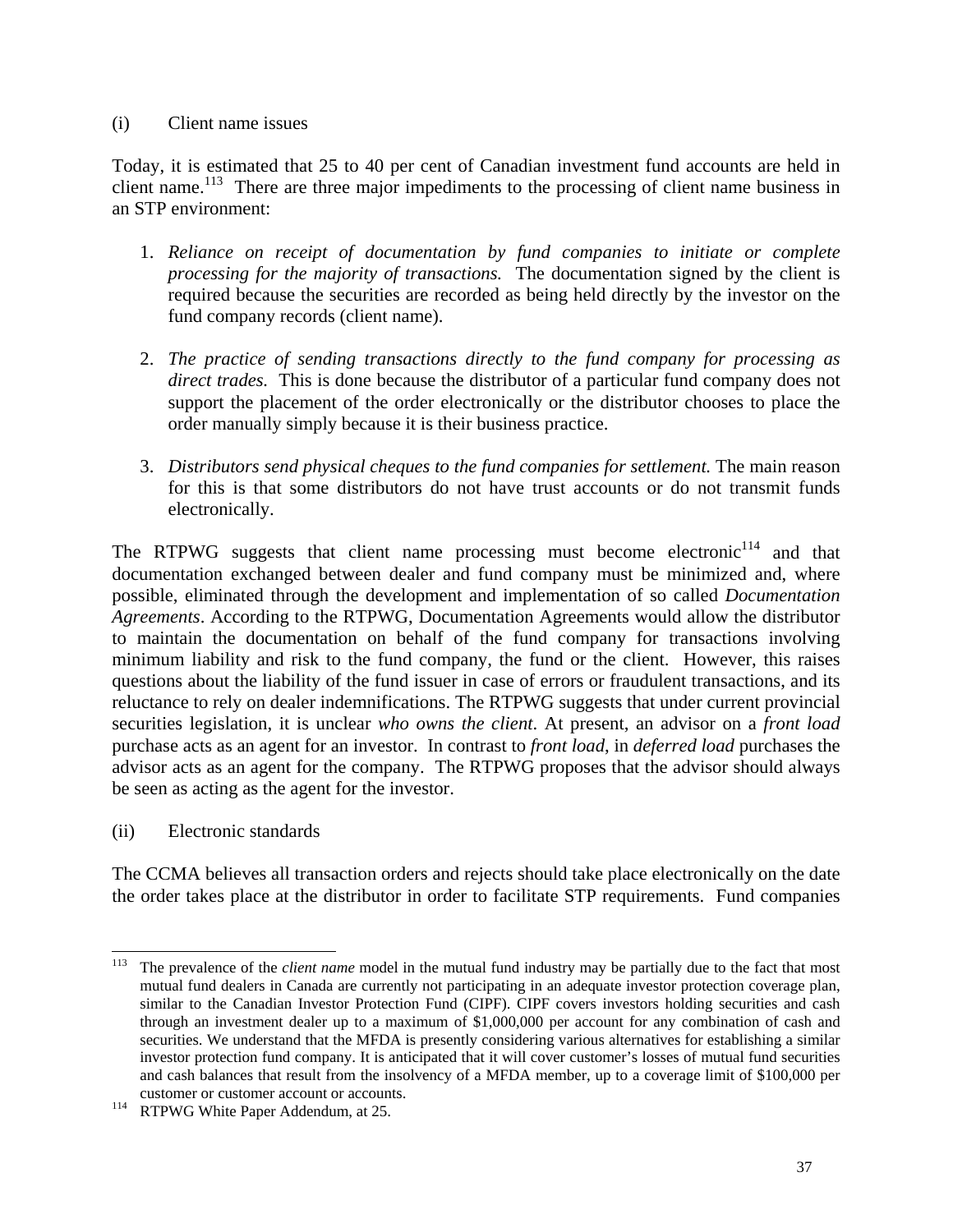(i) Client name issues

Today, it is estimated that 25 to 40 per cent of Canadian investment fund accounts are held in client name.[113] There are three major impediments to the processing of client name business in an STP environment:

1. *Reliance on receipt of documentation by fund companies to initiate or complete processing for the majority of transactions.* The documentation signed by the client is required because the securities are recorded as being held directly by the investor on the fund company records (client name).

2. *The practice of sending transactions directly to the fund company for processing as direct trades.* This is done because the distributor of a particular fund company does not support the placement of the order electronically or the distributor chooses to place the order manually simply because it is their business practice.

3. *Distributors send physical cheques to the fund companies for settlement.* The main reason for this is that some distributors do not have trust accounts or do not transmit funds electronically.

The RTPWG suggests that client name processing must become electronic[114] and that documentation exchanged between dealer and fund company must be minimized and, where possible, eliminated through the development and implementation of so called *Documentation Agreements*. According to the RTPWG, Documentation Agreements would allow the distributor to maintain the documentation on behalf of the fund company for transactions involving minimum liability and risk to the fund company, the fund or the client. However, this raises questions about the liability of the fund issuer in case of errors or fraudulent transactions, and its reluctance to rely on dealer indemnifications. The RTPWG suggests that under current provincial securities legislation, it is unclear *who owns the client*. At present, an advisor on a *front load* purchase acts as an agent for an investor. In contrast to *front load*, in *deferred load* purchases the advisor acts as an agent for the company. The RTPWG proposes that the advisor should always be seen as acting as the agent for the investor.

(ii) Electronic standards

The CCMA believes all transaction orders and rejects should take place electronically on the date the order takes place at the distributor in order to facilitate STP requirements. Fund companies

---

[113] The prevalence of the *client name* model in the mutual fund industry may be partially due to the fact that most mutual fund dealers in Canada are currently not participating in an adequate investor protection coverage plan, similar to the Canadian Investor Protection Fund (CIPF). CIPF covers investors holding securities and cash through an investment dealer up to a maximum of $1,000,000 per account for any combination of cash and securities. We understand that the MFDA is presently considering various alternatives for establishing a similar investor protection fund company. It is anticipated that it will cover customer's losses of mutual fund securities and cash balances that result from the insolvency of a MFDA member, up to a coverage limit of $100,000 per customer or customer account or accounts.

[114] RTPWG White Paper Addendum, at 25.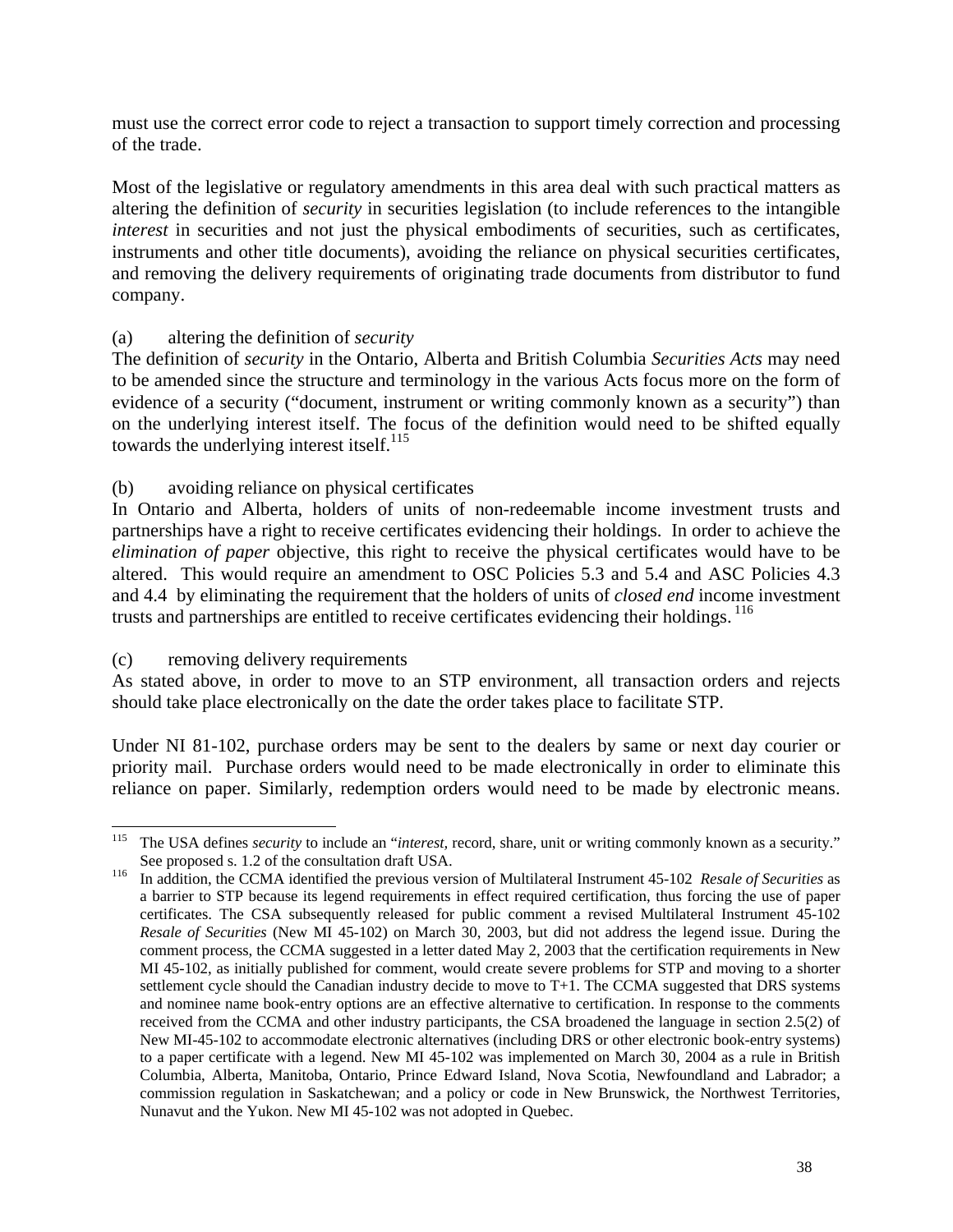must use the correct error code to reject a transaction to support timely correction and processing of the trade.

Most of the legislative or regulatory amendments in this area deal with such practical matters as altering the definition of *security* in securities legislation (to include references to the intangible *interest* in securities and not just the physical embodiments of securities, such as certificates, instruments and other title documents), avoiding the reliance on physical securities certificates, and removing the delivery requirements of originating trade documents from distributor to fund company.

(a) altering the definition of *security*

The definition of *security* in the Ontario, Alberta and British Columbia *Securities Acts* may need to be amended since the structure and terminology in the various Acts focus more on the form of evidence of a security ("document, instrument or writing commonly known as a security") than on the underlying interest itself. The focus of the definition would need to be shifted equally towards the underlying interest itself.[115]

(b) avoiding reliance on physical certificates

In Ontario and Alberta, holders of units of non-redeemable income investment trusts and partnerships have a right to receive certificates evidencing their holdings. In order to achieve the *elimination of paper* objective, this right to receive the physical certificates would have to be altered. This would require an amendment to OSC Policies 5.3 and 5.4 and ASC Policies 4.3 and 4.4 by eliminating the requirement that the holders of units of *closed end* income investment trusts and partnerships are entitled to receive certificates evidencing their holdings.[116]

(c) removing delivery requirements

As stated above, in order to move to an STP environment, all transaction orders and rejects should take place electronically on the date the order takes place to facilitate STP.

Under NI 81-102, purchase orders may be sent to the dealers by same or next day courier or priority mail. Purchase orders would need to be made electronically in order to eliminate this reliance on paper. Similarly, redemption orders would need to be made by electronic means.

---

[115] The USA defines *security* to include an "*interest*, record, share, unit or writing commonly known as a security." See proposed s. 1.2 of the consultation draft USA.

[116] In addition, the CCMA identified the previous version of Multilateral Instrument 45-102 *Resale of Securities* as a barrier to STP because its legend requirements in effect required certification, thus forcing the use of paper certificates. The CSA subsequently released for public comment a revised Multilateral Instrument 45-102 *Resale of Securities* (New MI 45-102) on March 30, 2003, but did not address the legend issue. During the comment process, the CCMA suggested in a letter dated May 2, 2003 that the certification requirements in New MI 45-102, as initially published for comment, would create severe problems for STP and moving to a shorter settlement cycle should the Canadian industry decide to move to T+1. The CCMA suggested that DRS systems and nominee name book-entry options are an effective alternative to certification. In response to the comments received from the CCMA and other industry participants, the CSA broadened the language in section 2.5(2) of New MI-45-102 to accommodate electronic alternatives (including DRS or other electronic book-entry systems) to a paper certificate with a legend. New MI 45-102 was implemented on March 30, 2004 as a rule in British Columbia, Alberta, Manitoba, Ontario, Prince Edward Island, Nova Scotia, Newfoundland and Labrador; a commission regulation in Saskatchewan; and a policy or code in New Brunswick, the Northwest Territories, Nunavut and the Yukon. New MI 45-102 was not adopted in Quebec.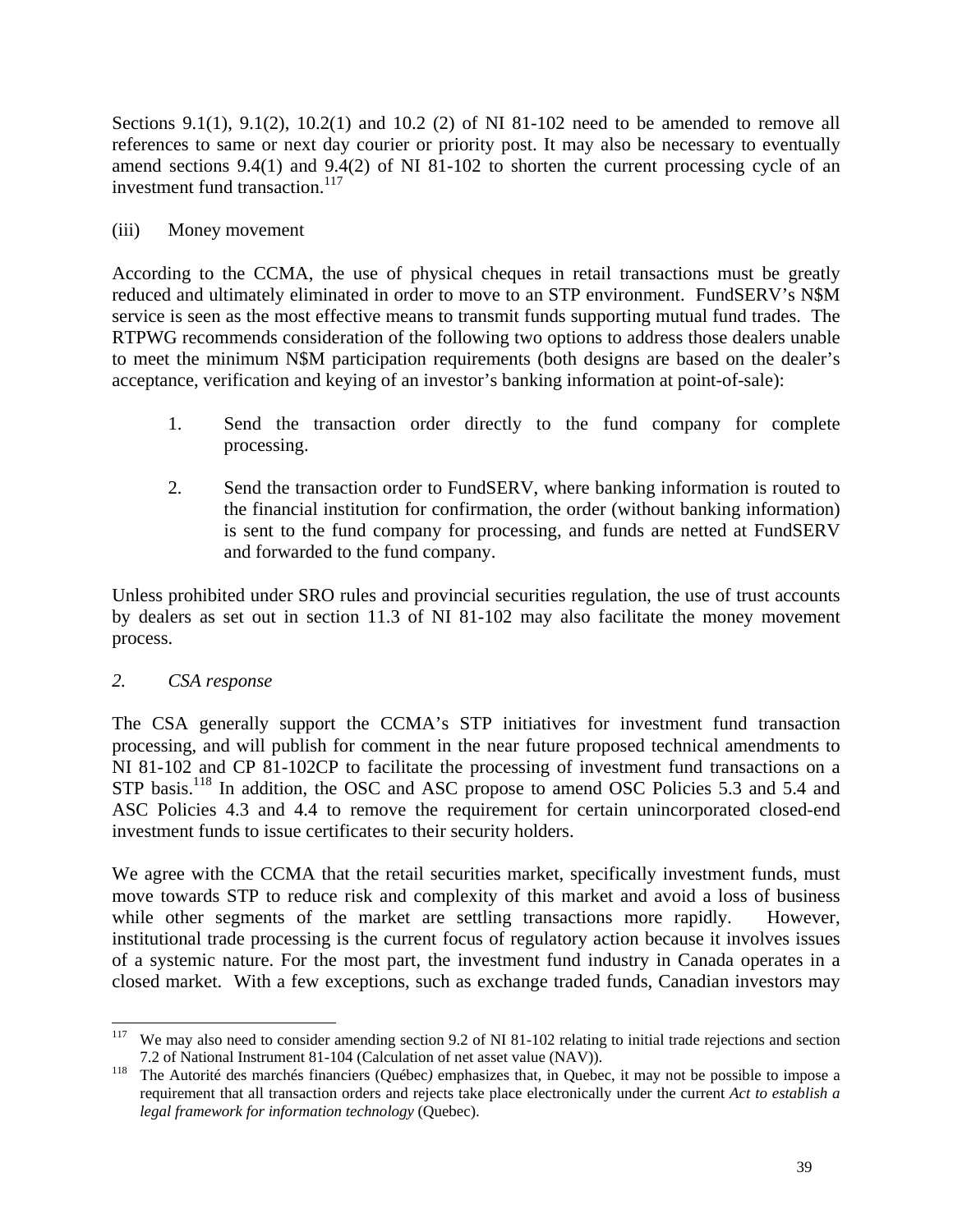Sections 9.1(1), 9.1(2), 10.2(1) and 10.2 (2) of NI 81-102 need to be amended to remove all references to same or next day courier or priority post. It may also be necessary to eventually amend sections 9.4(1) and 9.4(2) of NI 81-102 to shorten the current processing cycle of an investment fund transaction.[117]

(iii) Money movement

According to the CCMA, the use of physical cheques in retail transactions must be greatly reduced and ultimately eliminated in order to move to an STP environment. FundSERV's N$M service is seen as the most effective means to transmit funds supporting mutual fund trades. The RTPWG recommends consideration of the following two options to address those dealers unable to meet the minimum N$M participation requirements (both designs are based on the dealer's acceptance, verification and keying of an investor's banking information at point-of-sale):

1. Send the transaction order directly to the fund company for complete processing.

2. Send the transaction order to FundSERV, where banking information is routed to the financial institution for confirmation, the order (without banking information) is sent to the fund company for processing, and funds are netted at FundSERV and forwarded to the fund company.

Unless prohibited under SRO rules and provincial securities regulation, the use of trust accounts by dealers as set out in section 11.3 of NI 81-102 may also facilitate the money movement process.

*2. CSA response*

The CSA generally support the CCMA's STP initiatives for investment fund transaction processing, and will publish for comment in the near future proposed technical amendments to NI 81-102 and CP 81-102CP to facilitate the processing of investment fund transactions on a STP basis.[118] In addition, the OSC and ASC propose to amend OSC Policies 5.3 and 5.4 and ASC Policies 4.3 and 4.4 to remove the requirement for certain unincorporated closed-end investment funds to issue certificates to their security holders.

We agree with the CCMA that the retail securities market, specifically investment funds, must move towards STP to reduce risk and complexity of this market and avoid a loss of business while other segments of the market are settling transactions more rapidly. However, institutional trade processing is the current focus of regulatory action because it involves issues of a systemic nature. For the most part, the investment fund industry in Canada operates in a closed market. With a few exceptions, such as exchange traded funds, Canadian investors may

---

[117] We may also need to consider amending section 9.2 of NI 81-102 relating to initial trade rejections and section 7.2 of National Instrument 81-104 (Calculation of net asset value (NAV)).

[118] The Autorité des marchés financiers (Québec*)* emphasizes that, in Quebec, it may not be possible to impose a requirement that all transaction orders and rejects take place electronically under the current *Act to establish a legal framework for information technology* (Quebec).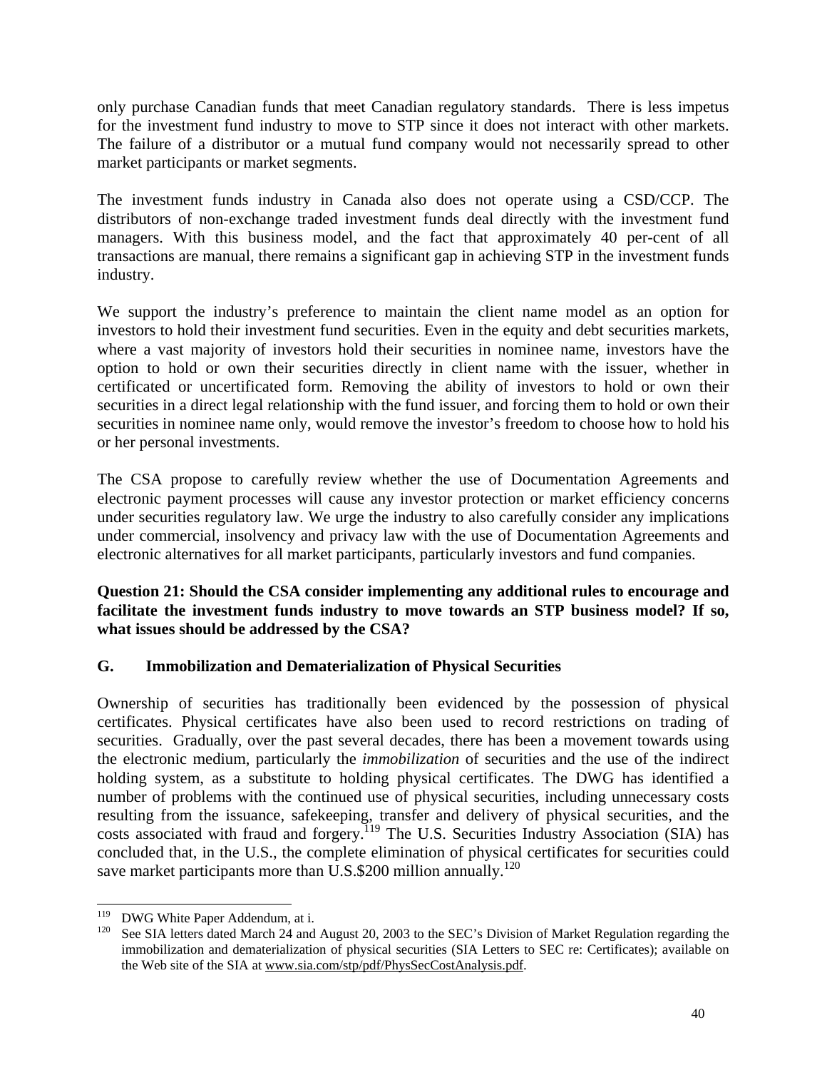only purchase Canadian funds that meet Canadian regulatory standards. There is less impetus for the investment fund industry to move to STP since it does not interact with other markets. The failure of a distributor or a mutual fund company would not necessarily spread to other market participants or market segments.

The investment funds industry in Canada also does not operate using a CSD/CCP. The distributors of non-exchange traded investment funds deal directly with the investment fund managers. With this business model, and the fact that approximately 40 per-cent of all transactions are manual, there remains a significant gap in achieving STP in the investment funds industry.

We support the industry's preference to maintain the client name model as an option for investors to hold their investment fund securities. Even in the equity and debt securities markets, where a vast majority of investors hold their securities in nominee name, investors have the option to hold or own their securities directly in client name with the issuer, whether in certificated or uncertificated form. Removing the ability of investors to hold or own their securities in a direct legal relationship with the fund issuer, and forcing them to hold or own their securities in nominee name only, would remove the investor's freedom to choose how to hold his or her personal investments.

The CSA propose to carefully review whether the use of Documentation Agreements and electronic payment processes will cause any investor protection or market efficiency concerns under securities regulatory law. We urge the industry to also carefully consider any implications under commercial, insolvency and privacy law with the use of Documentation Agreements and electronic alternatives for all market participants, particularly investors and fund companies.

**Question 21: Should the CSA consider implementing any additional rules to encourage and facilitate the investment funds industry to move towards an STP business model? If so, what issues should be addressed by the CSA?**

## G. Immobilization and Dematerialization of Physical Securities

Ownership of securities has traditionally been evidenced by the possession of physical certificates. Physical certificates have also been used to record restrictions on trading of securities. Gradually, over the past several decades, there has been a movement towards using the electronic medium, particularly the *immobilization* of securities and the use of the indirect holding system, as a substitute to holding physical certificates. The DWG has identified a number of problems with the continued use of physical securities, including unnecessary costs resulting from the issuance, safekeeping, transfer and delivery of physical securities, and the costs associated with fraud and forgery.[119] The U.S. Securities Industry Association (SIA) has concluded that, in the U.S., the complete elimination of physical certificates for securities could save market participants more than U.S.$200 million annually.[120]

---

[119] DWG White Paper Addendum, at i.

[120] See SIA letters dated March 24 and August 20, 2003 to the SEC's Division of Market Regulation regarding the immobilization and dematerialization of physical securities (SIA Letters to SEC re: Certificates); available on the Web site of the SIA at www.sia.com/stp/pdf/PhysSecCostAnalysis.pdf.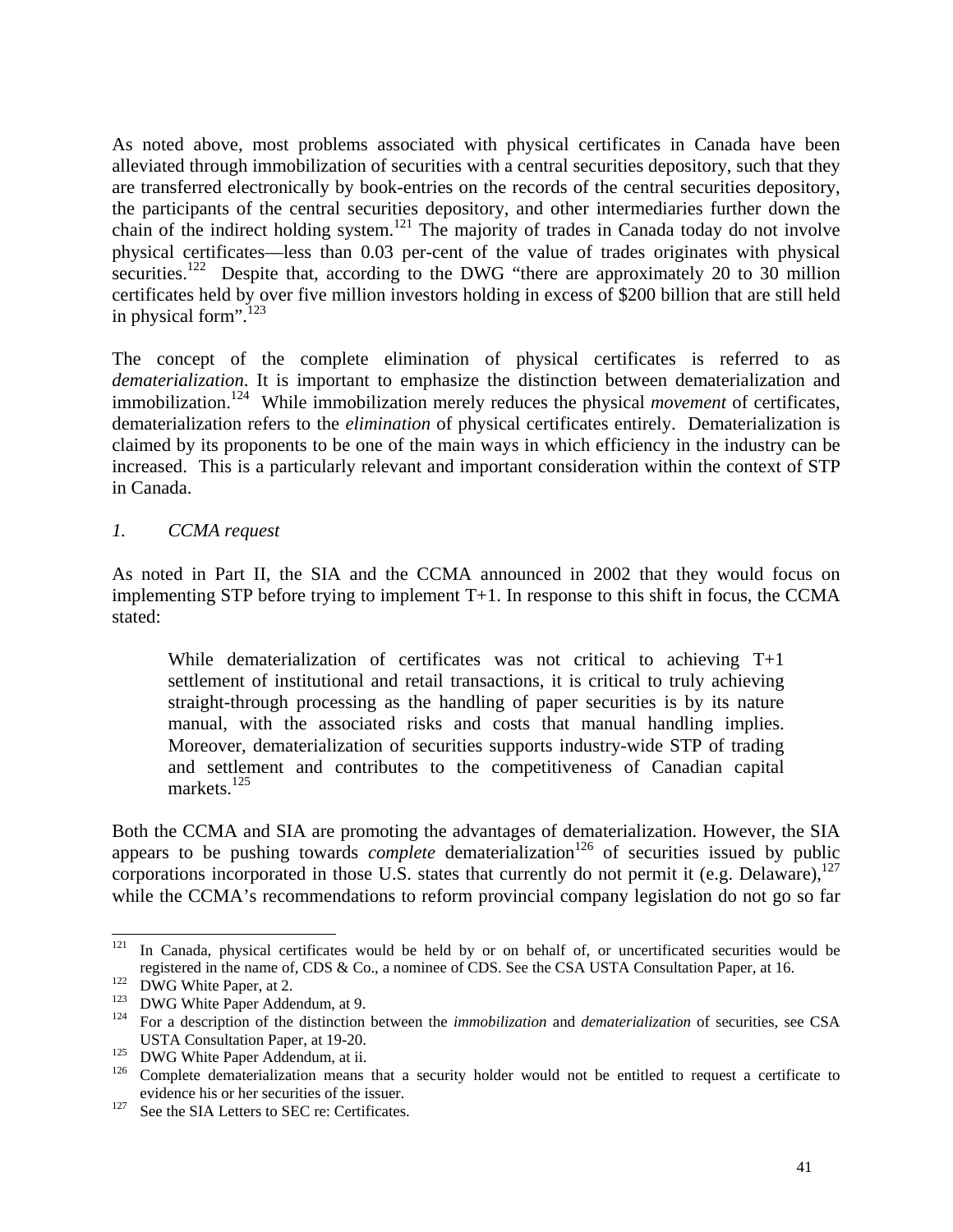As noted above, most problems associated with physical certificates in Canada have been alleviated through immobilization of securities with a central securities depository, such that they are transferred electronically by book-entries on the records of the central securities depository, the participants of the central securities depository, and other intermediaries further down the chain of the indirect holding system.[121] The majority of trades in Canada today do not involve physical certificates—less than 0.03 per-cent of the value of trades originates with physical securities.[122] Despite that, according to the DWG "there are approximately 20 to 30 million certificates held by over five million investors holding in excess of $200 billion that are still held in physical form".[123]

The concept of the complete elimination of physical certificates is referred to as *dematerialization*. It is important to emphasize the distinction between dematerialization and immobilization.[124] While immobilization merely reduces the physical *movement* of certificates, dematerialization refers to the *elimination* of physical certificates entirely. Dematerialization is claimed by its proponents to be one of the main ways in which efficiency in the industry can be increased. This is a particularly relevant and important consideration within the context of STP in Canada.

*1. CCMA request*

As noted in Part II, the SIA and the CCMA announced in 2002 that they would focus on implementing STP before trying to implement T+1. In response to this shift in focus, the CCMA stated:

> While dematerialization of certificates was not critical to achieving T+1 settlement of institutional and retail transactions, it is critical to truly achieving straight-through processing as the handling of paper securities is by its nature manual, with the associated risks and costs that manual handling implies. Moreover, dematerialization of securities supports industry-wide STP of trading and settlement and contributes to the competitiveness of Canadian capital markets.[125]

Both the CCMA and SIA are promoting the advantages of dematerialization. However, the SIA appears to be pushing towards *complete* dematerialization[126] of securities issued by public corporations incorporated in those U.S. states that currently do not permit it (e.g. Delaware),[127] while the CCMA's recommendations to reform provincial company legislation do not go so far

---

[121] In Canada, physical certificates would be held by or on behalf of, or uncertificated securities would be registered in the name of, CDS & Co., a nominee of CDS. See the CSA USTA Consultation Paper, at 16.

[122] DWG White Paper, at 2.

[123] DWG White Paper Addendum, at 9.

[124] For a description of the distinction between the *immobilization* and *dematerialization* of securities, see CSA USTA Consultation Paper, at 19-20.

[125] DWG White Paper Addendum, at ii.

[126] Complete dematerialization means that a security holder would not be entitled to request a certificate to evidence his or her securities of the issuer.

[127] See the SIA Letters to SEC re: Certificates.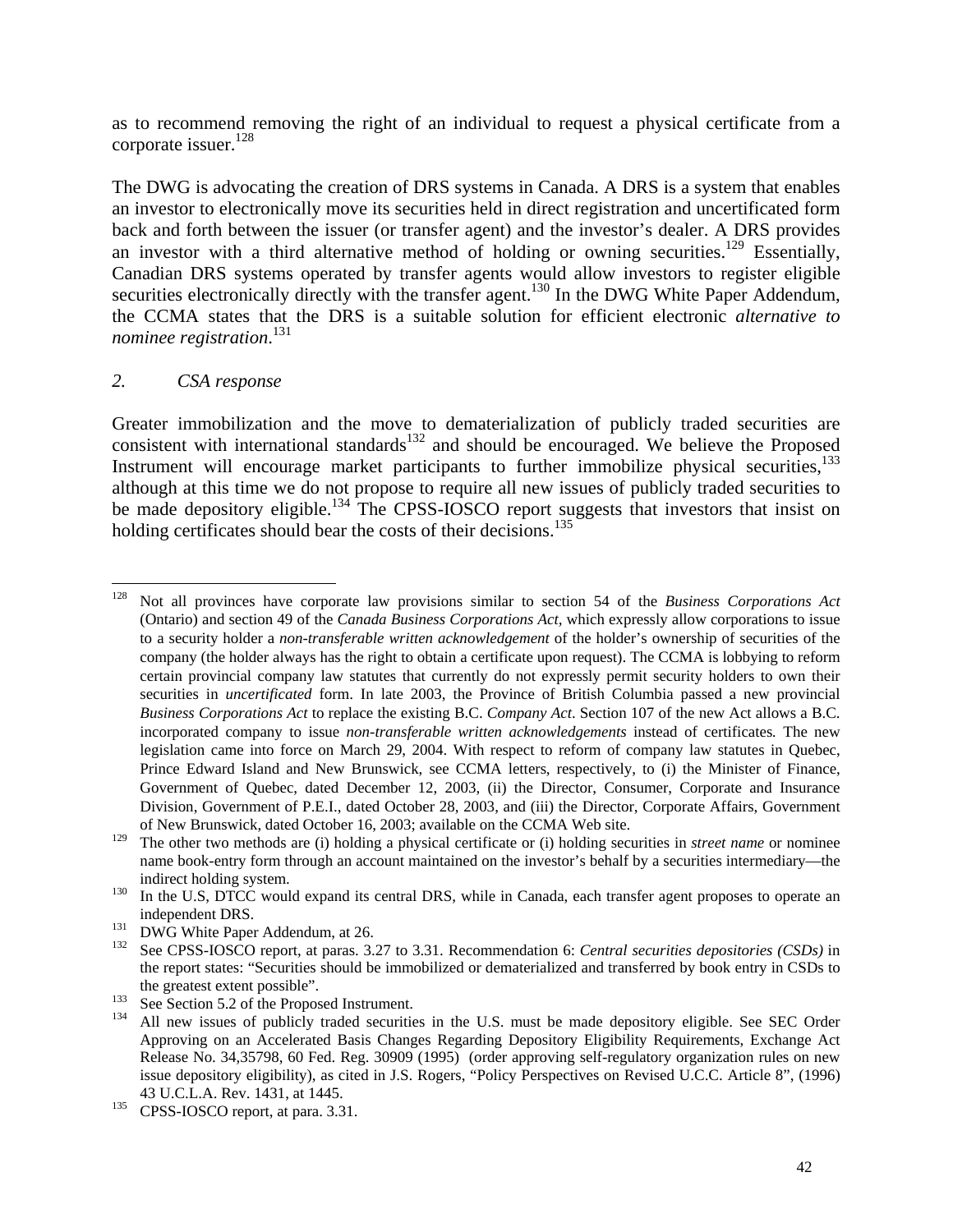as to recommend removing the right of an individual to request a physical certificate from a corporate issuer.[128]

The DWG is advocating the creation of DRS systems in Canada. A DRS is a system that enables an investor to electronically move its securities held in direct registration and uncertificated form back and forth between the issuer (or transfer agent) and the investor's dealer. A DRS provides an investor with a third alternative method of holding or owning securities.[129] Essentially, Canadian DRS systems operated by transfer agents would allow investors to register eligible securities electronically directly with the transfer agent.[130] In the DWG White Paper Addendum, the CCMA states that the DRS is a suitable solution for efficient electronic *alternative to nominee registration*.[131]

*2. CSA response*

Greater immobilization and the move to dematerialization of publicly traded securities are consistent with international standards[132] and should be encouraged. We believe the Proposed Instrument will encourage market participants to further immobilize physical securities,[133] although at this time we do not propose to require all new issues of publicly traded securities to be made depository eligible.[134] The CPSS-IOSCO report suggests that investors that insist on holding certificates should bear the costs of their decisions.[135]

---

[128] Not all provinces have corporate law provisions similar to section 54 of the *Business Corporations Act* (Ontario) and section 49 of the *Canada Business Corporations Act,* which expressly allow corporations to issue to a security holder a *non-transferable written acknowledgement* of the holder's ownership of securities of the company (the holder always has the right to obtain a certificate upon request). The CCMA is lobbying to reform certain provincial company law statutes that currently do not expressly permit security holders to own their securities in *uncertificated* form. In late 2003, the Province of British Columbia passed a new provincial *Business Corporations Act* to replace the existing B.C. *Company Act*. Section 107 of the new Act allows a B.C. incorporated company to issue *non-transferable written acknowledgements* instead of certificates*.* The new legislation came into force on March 29, 2004. With respect to reform of company law statutes in Quebec, Prince Edward Island and New Brunswick, see CCMA letters, respectively, to (i) the Minister of Finance, Government of Quebec, dated December 12, 2003, (ii) the Director, Consumer, Corporate and Insurance Division, Government of P.E.I., dated October 28, 2003, and (iii) the Director, Corporate Affairs, Government of New Brunswick, dated October 16, 2003; available on the CCMA Web site.

[129] The other two methods are (i) holding a physical certificate or (i) holding securities in *street name* or nominee name book-entry form through an account maintained on the investor's behalf by a securities intermediary—the indirect holding system.

[130] In the U.S, DTCC would expand its central DRS, while in Canada, each transfer agent proposes to operate an independent DRS.

[131] DWG White Paper Addendum, at 26.

[132] See CPSS-IOSCO report, at paras. 3.27 to 3.31. Recommendation 6: *Central securities depositories (CSDs)* in the report states: "Securities should be immobilized or dematerialized and transferred by book entry in CSDs to the greatest extent possible".

[133] See Section 5.2 of the Proposed Instrument.

[134] All new issues of publicly traded securities in the U.S. must be made depository eligible. See SEC Order Approving on an Accelerated Basis Changes Regarding Depository Eligibility Requirements, Exchange Act Release No. 34,35798, 60 Fed. Reg. 30909 (1995) (order approving self-regulatory organization rules on new issue depository eligibility), as cited in J.S. Rogers, "Policy Perspectives on Revised U.C.C. Article 8", (1996) 43 U.C.L.A. Rev. 1431, at 1445.

[135] CPSS-IOSCO report, at para. 3.31.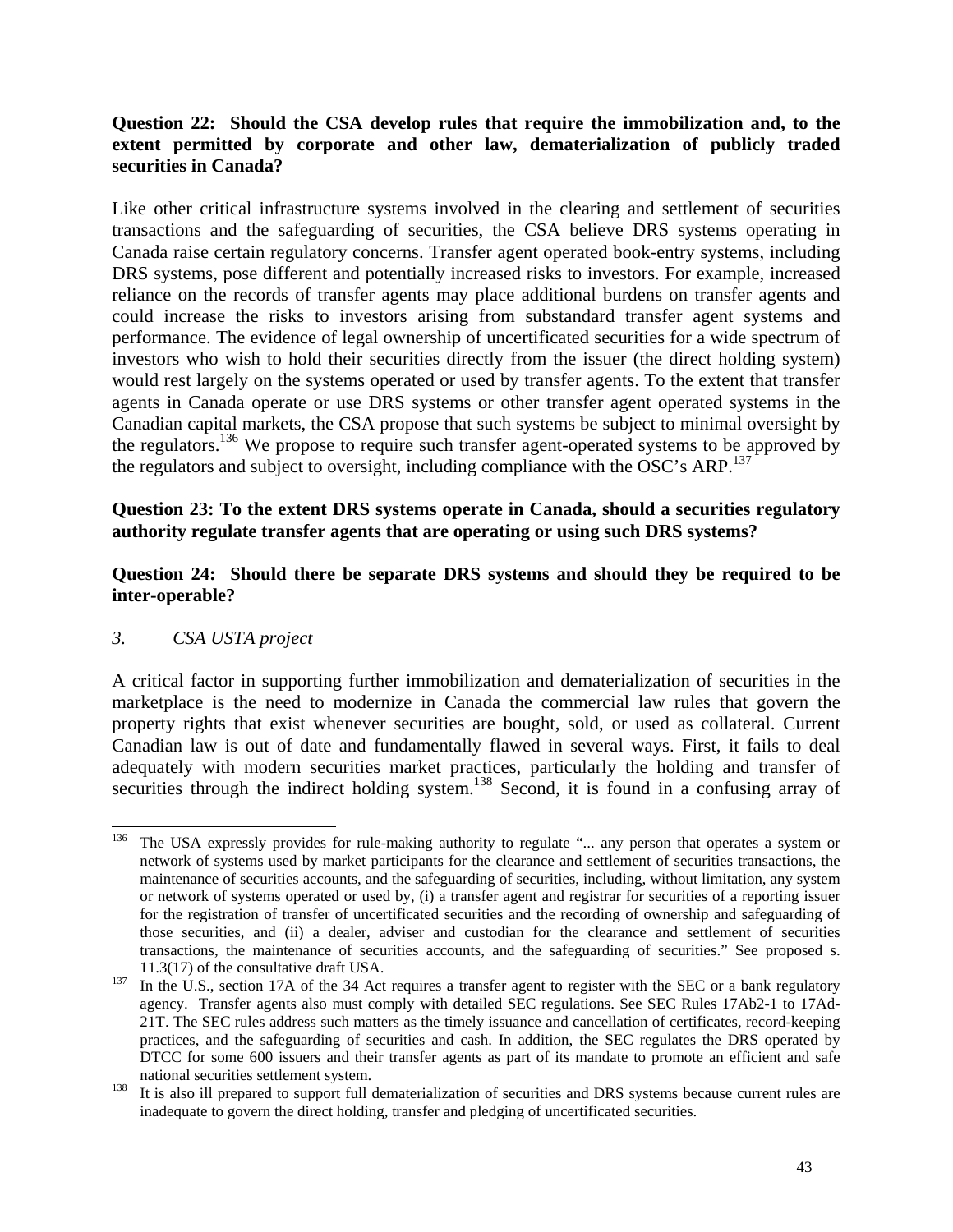**Question 22: Should the CSA develop rules that require the immobilization and, to the extent permitted by corporate and other law, dematerialization of publicly traded securities in Canada?**

Like other critical infrastructure systems involved in the clearing and settlement of securities transactions and the safeguarding of securities, the CSA believe DRS systems operating in Canada raise certain regulatory concerns. Transfer agent operated book-entry systems, including DRS systems, pose different and potentially increased risks to investors. For example, increased reliance on the records of transfer agents may place additional burdens on transfer agents and could increase the risks to investors arising from substandard transfer agent systems and performance. The evidence of legal ownership of uncertificated securities for a wide spectrum of investors who wish to hold their securities directly from the issuer (the direct holding system) would rest largely on the systems operated or used by transfer agents. To the extent that transfer agents in Canada operate or use DRS systems or other transfer agent operated systems in the Canadian capital markets, the CSA propose that such systems be subject to minimal oversight by the regulators.[136] We propose to require such transfer agent-operated systems to be approved by the regulators and subject to oversight, including compliance with the OSC's ARP.[137]

**Question 23: To the extent DRS systems operate in Canada, should a securities regulatory authority regulate transfer agents that are operating or using such DRS systems?**

**Question 24: Should there be separate DRS systems and should they be required to be inter-operable?**

*3. CSA USTA project*

A critical factor in supporting further immobilization and dematerialization of securities in the marketplace is the need to modernize in Canada the commercial law rules that govern the property rights that exist whenever securities are bought, sold, or used as collateral. Current Canadian law is out of date and fundamentally flawed in several ways. First, it fails to deal adequately with modern securities market practices, particularly the holding and transfer of securities through the indirect holding system.[138] Second, it is found in a confusing array of

---

[136] The USA expressly provides for rule-making authority to regulate "... any person that operates a system or network of systems used by market participants for the clearance and settlement of securities transactions, the maintenance of securities accounts, and the safeguarding of securities, including, without limitation, any system or network of systems operated or used by, (i) a transfer agent and registrar for securities of a reporting issuer for the registration of transfer of uncertificated securities and the recording of ownership and safeguarding of those securities, and (ii) a dealer, adviser and custodian for the clearance and settlement of securities transactions, the maintenance of securities accounts, and the safeguarding of securities." See proposed s. 11.3(17) of the consultative draft USA.

[137] In the U.S., section 17A of the 34 Act requires a transfer agent to register with the SEC or a bank regulatory agency. Transfer agents also must comply with detailed SEC regulations. See SEC Rules 17Ab2-1 to 17Ad-21T. The SEC rules address such matters as the timely issuance and cancellation of certificates, record-keeping practices, and the safeguarding of securities and cash. In addition, the SEC regulates the DRS operated by DTCC for some 600 issuers and their transfer agents as part of its mandate to promote an efficient and safe national securities settlement system.

[138] It is also ill prepared to support full dematerialization of securities and DRS systems because current rules are inadequate to govern the direct holding, transfer and pledging of uncertificated securities.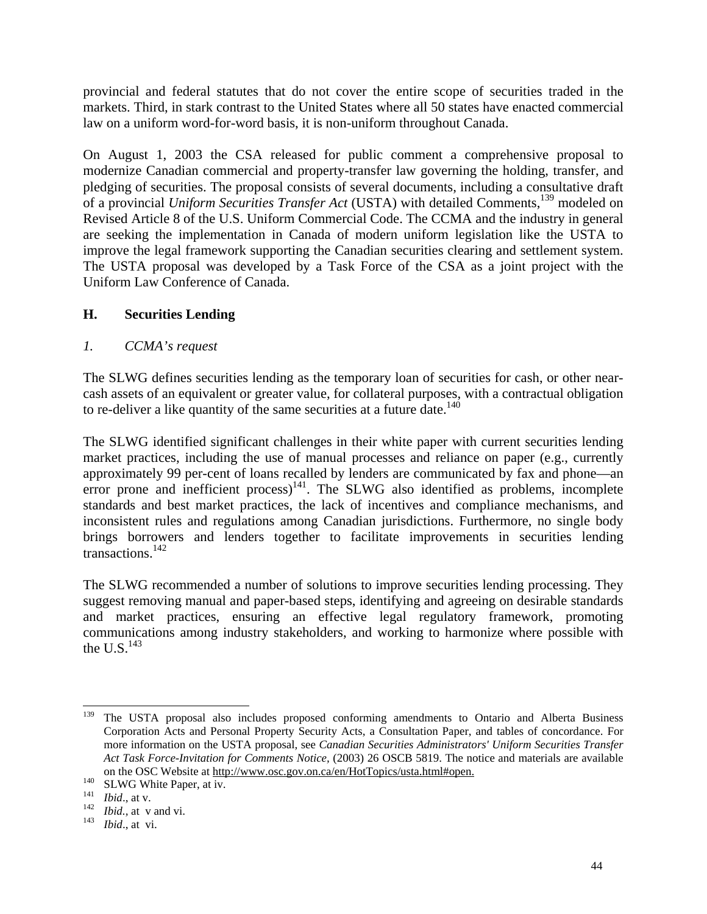provincial and federal statutes that do not cover the entire scope of securities traded in the markets. Third, in stark contrast to the United States where all 50 states have enacted commercial law on a uniform word-for-word basis, it is non-uniform throughout Canada.

On August 1, 2003 the CSA released for public comment a comprehensive proposal to modernize Canadian commercial and property-transfer law governing the holding, transfer, and pledging of securities. The proposal consists of several documents, including a consultative draft of a provincial *Uniform Securities Transfer Act* (USTA) with detailed Comments,[139] modeled on Revised Article 8 of the U.S. Uniform Commercial Code. The CCMA and the industry in general are seeking the implementation in Canada of modern uniform legislation like the USTA to improve the legal framework supporting the Canadian securities clearing and settlement system. The USTA proposal was developed by a Task Force of the CSA as a joint project with the Uniform Law Conference of Canada.

## H. Securities Lending

### *1. CCMA's request*

The SLWG defines securities lending as the temporary loan of securities for cash, or other near-cash assets of an equivalent or greater value, for collateral purposes, with a contractual obligation to re-deliver a like quantity of the same securities at a future date.[140]

The SLWG identified significant challenges in their white paper with current securities lending market practices, including the use of manual processes and reliance on paper (e.g., currently approximately 99 per-cent of loans recalled by lenders are communicated by fax and phone—an error prone and inefficient process)[141]. The SLWG also identified as problems, incomplete standards and best market practices, the lack of incentives and compliance mechanisms, and inconsistent rules and regulations among Canadian jurisdictions. Furthermore, no single body brings borrowers and lenders together to facilitate improvements in securities lending transactions.[142]

The SLWG recommended a number of solutions to improve securities lending processing. They suggest removing manual and paper-based steps, identifying and agreeing on desirable standards and market practices, ensuring an effective legal regulatory framework, promoting communications among industry stakeholders, and working to harmonize where possible with the U.S.[143]

---

[139] The USTA proposal also includes proposed conforming amendments to Ontario and Alberta Business Corporation Acts and Personal Property Security Acts, a Consultation Paper, and tables of concordance. For more information on the USTA proposal, see *Canadian Securities Administrators' Uniform Securities Transfer Act Task Force-Invitation for Comments Notice,* (2003) 26 OSCB 5819. The notice and materials are available on the OSC Website at http://www.osc.gov.on.ca/en/HotTopics/usta.html#open.

[140] SLWG White Paper, at iv.

[141] *Ibid*., at v.

[142] *Ibid.,* at v and vi.

[143] *Ibid*., at vi.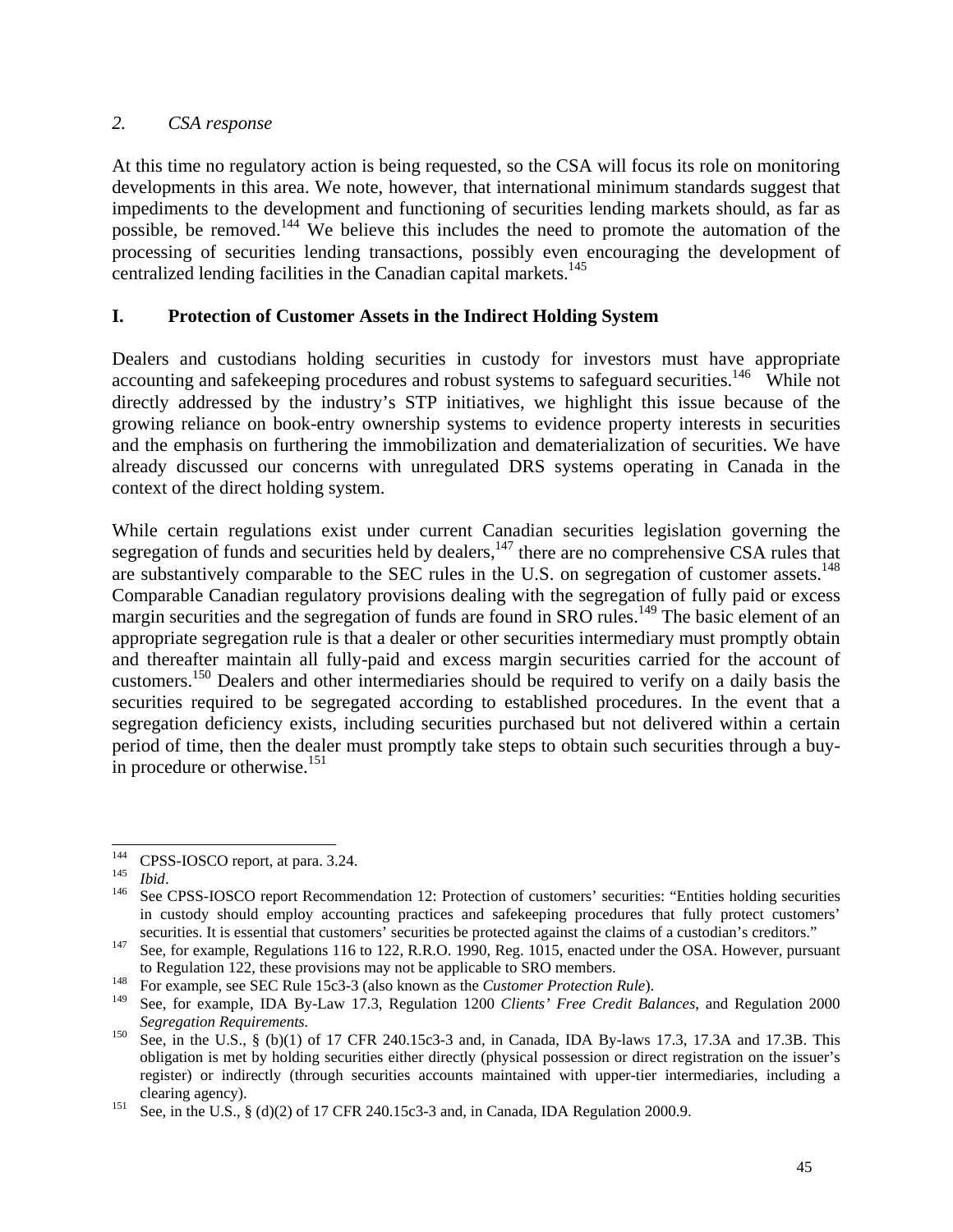### *2. CSA response*

At this time no regulatory action is being requested, so the CSA will focus its role on monitoring developments in this area. We note, however, that international minimum standards suggest that impediments to the development and functioning of securities lending markets should, as far as possible, be removed.[144] We believe this includes the need to promote the automation of the processing of securities lending transactions, possibly even encouraging the development of centralized lending facilities in the Canadian capital markets.[145]

## I. Protection of Customer Assets in the Indirect Holding System

Dealers and custodians holding securities in custody for investors must have appropriate accounting and safekeeping procedures and robust systems to safeguard securities.[146] While not directly addressed by the industry's STP initiatives, we highlight this issue because of the growing reliance on book-entry ownership systems to evidence property interests in securities and the emphasis on furthering the immobilization and dematerialization of securities. We have already discussed our concerns with unregulated DRS systems operating in Canada in the context of the direct holding system.

While certain regulations exist under current Canadian securities legislation governing the segregation of funds and securities held by dealers,[147] there are no comprehensive CSA rules that are substantively comparable to the SEC rules in the U.S. on segregation of customer assets.[148] Comparable Canadian regulatory provisions dealing with the segregation of fully paid or excess margin securities and the segregation of funds are found in SRO rules.[149] The basic element of an appropriate segregation rule is that a dealer or other securities intermediary must promptly obtain and thereafter maintain all fully-paid and excess margin securities carried for the account of customers.[150] Dealers and other intermediaries should be required to verify on a daily basis the securities required to be segregated according to established procedures. In the event that a segregation deficiency exists, including securities purchased but not delivered within a certain period of time, then the dealer must promptly take steps to obtain such securities through a buy-in procedure or otherwise.[151]

---

[144] CPSS-IOSCO report, at para. 3.24.

[145] *Ibid*.

[146] See CPSS-IOSCO report Recommendation 12: Protection of customers' securities: "Entities holding securities in custody should employ accounting practices and safekeeping procedures that fully protect customers' securities. It is essential that customers' securities be protected against the claims of a custodian's creditors."

[147] See, for example, Regulations 116 to 122, R.R.O. 1990, Reg. 1015, enacted under the OSA. However, pursuant to Regulation 122, these provisions may not be applicable to SRO members.

[148] For example, see SEC Rule 15c3-3 (also known as the *Customer Protection Rule*).

[149] See, for example, IDA By-Law 17.3, Regulation 1200 *Clients' Free Credit Balances*, and Regulation 2000 *Segregation Requirements.*

[150] See, in the U.S., § (b)(1) of 17 CFR 240.15c3-3 and, in Canada, IDA By-laws 17.3, 17.3A and 17.3B. This obligation is met by holding securities either directly (physical possession or direct registration on the issuer's register) or indirectly (through securities accounts maintained with upper-tier intermediaries, including a clearing agency).

[151] See, in the U.S., § (d)(2) of 17 CFR 240.15c3-3 and, in Canada, IDA Regulation 2000.9.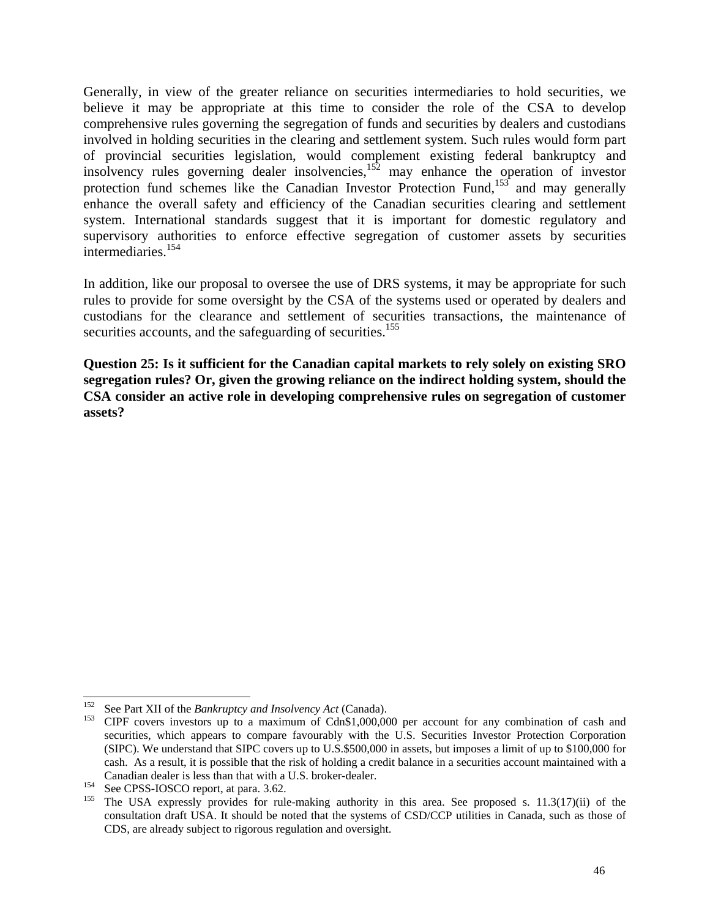Generally, in view of the greater reliance on securities intermediaries to hold securities, we believe it may be appropriate at this time to consider the role of the CSA to develop comprehensive rules governing the segregation of funds and securities by dealers and custodians involved in holding securities in the clearing and settlement system. Such rules would form part of provincial securities legislation, would complement existing federal bankruptcy and insolvency rules governing dealer insolvencies,[152] may enhance the operation of investor protection fund schemes like the Canadian Investor Protection Fund,[153] and may generally enhance the overall safety and efficiency of the Canadian securities clearing and settlement system. International standards suggest that it is important for domestic regulatory and supervisory authorities to enforce effective segregation of customer assets by securities intermediaries.[154]

In addition, like our proposal to oversee the use of DRS systems, it may be appropriate for such rules to provide for some oversight by the CSA of the systems used or operated by dealers and custodians for the clearance and settlement of securities transactions, the maintenance of securities accounts, and the safeguarding of securities.[155]

**Question 25: Is it sufficient for the Canadian capital markets to rely solely on existing SRO segregation rules? Or, given the growing reliance on the indirect holding system, should the CSA consider an active role in developing comprehensive rules on segregation of customer assets?**

---

[152] See Part XII of the *Bankruptcy and Insolvency Act* (Canada).

[153] CIPF covers investors up to a maximum of Cdn$1,000,000 per account for any combination of cash and securities, which appears to compare favourably with the U.S. Securities Investor Protection Corporation (SIPC). We understand that SIPC covers up to U.S.$500,000 in assets, but imposes a limit of up to $100,000 for cash. As a result, it is possible that the risk of holding a credit balance in a securities account maintained with a Canadian dealer is less than that with a U.S. broker-dealer.

[154] See CPSS-IOSCO report, at para. 3.62.

[155] The USA expressly provides for rule-making authority in this area. See proposed s. 11.3(17)(ii) of the consultation draft USA. It should be noted that the systems of CSD/CCP utilities in Canada, such as those of CDS, are already subject to rigorous regulation and oversight.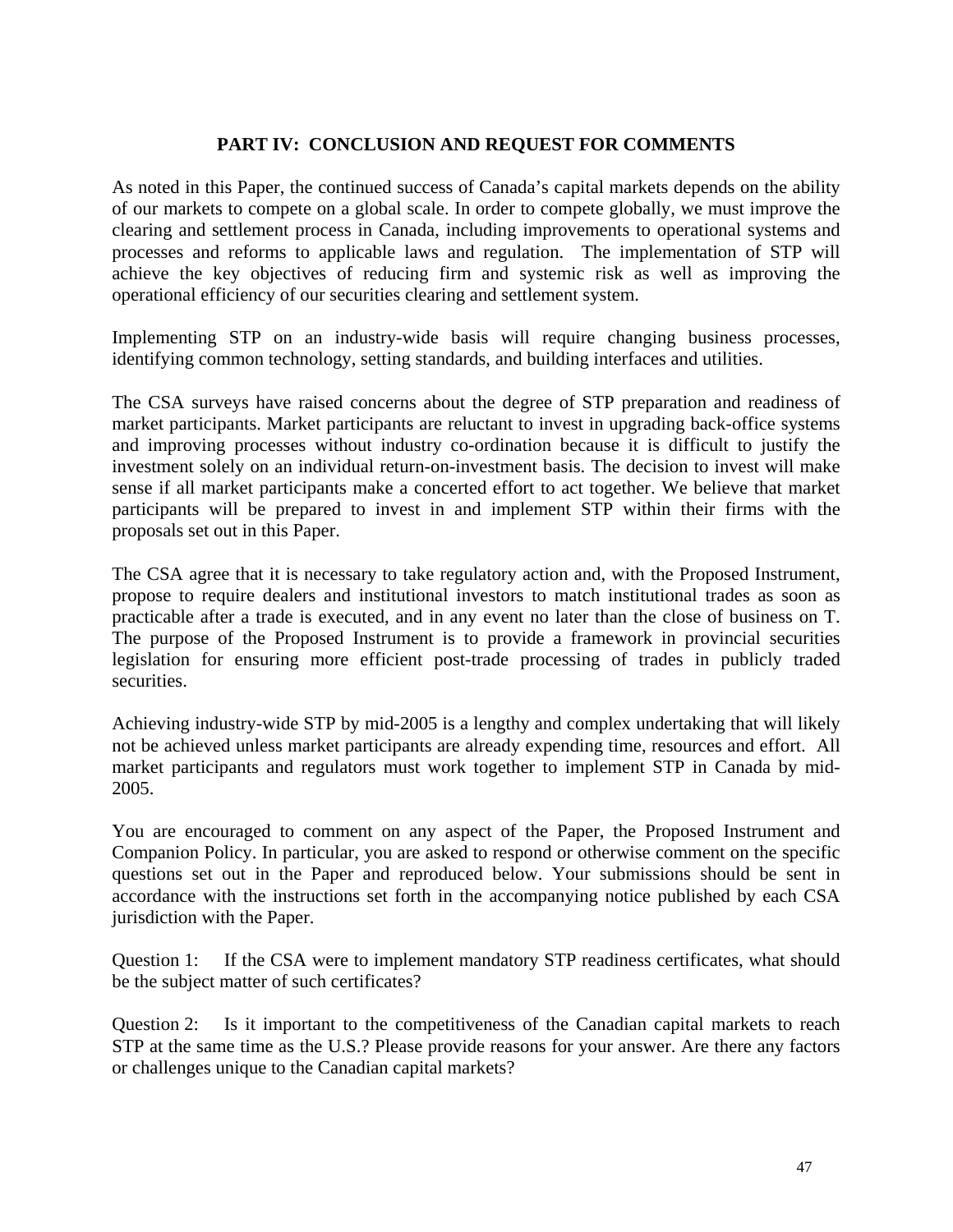## PART IV: CONCLUSION AND REQUEST FOR COMMENTS

As noted in this Paper, the continued success of Canada's capital markets depends on the ability of our markets to compete on a global scale. In order to compete globally, we must improve the clearing and settlement process in Canada, including improvements to operational systems and processes and reforms to applicable laws and regulation. The implementation of STP will achieve the key objectives of reducing firm and systemic risk as well as improving the operational efficiency of our securities clearing and settlement system.

Implementing STP on an industry-wide basis will require changing business processes, identifying common technology, setting standards, and building interfaces and utilities.

The CSA surveys have raised concerns about the degree of STP preparation and readiness of market participants. Market participants are reluctant to invest in upgrading back-office systems and improving processes without industry co-ordination because it is difficult to justify the investment solely on an individual return-on-investment basis. The decision to invest will make sense if all market participants make a concerted effort to act together. We believe that market participants will be prepared to invest in and implement STP within their firms with the proposals set out in this Paper.

The CSA agree that it is necessary to take regulatory action and, with the Proposed Instrument, propose to require dealers and institutional investors to match institutional trades as soon as practicable after a trade is executed, and in any event no later than the close of business on T. The purpose of the Proposed Instrument is to provide a framework in provincial securities legislation for ensuring more efficient post-trade processing of trades in publicly traded securities.

Achieving industry-wide STP by mid-2005 is a lengthy and complex undertaking that will likely not be achieved unless market participants are already expending time, resources and effort. All market participants and regulators must work together to implement STP in Canada by mid-2005.

You are encouraged to comment on any aspect of the Paper, the Proposed Instrument and Companion Policy. In particular, you are asked to respond or otherwise comment on the specific questions set out in the Paper and reproduced below. Your submissions should be sent in accordance with the instructions set forth in the accompanying notice published by each CSA jurisdiction with the Paper.

Question 1: If the CSA were to implement mandatory STP readiness certificates, what should be the subject matter of such certificates?

Question 2: Is it important to the competitiveness of the Canadian capital markets to reach STP at the same time as the U.S.? Please provide reasons for your answer. Are there any factors or challenges unique to the Canadian capital markets?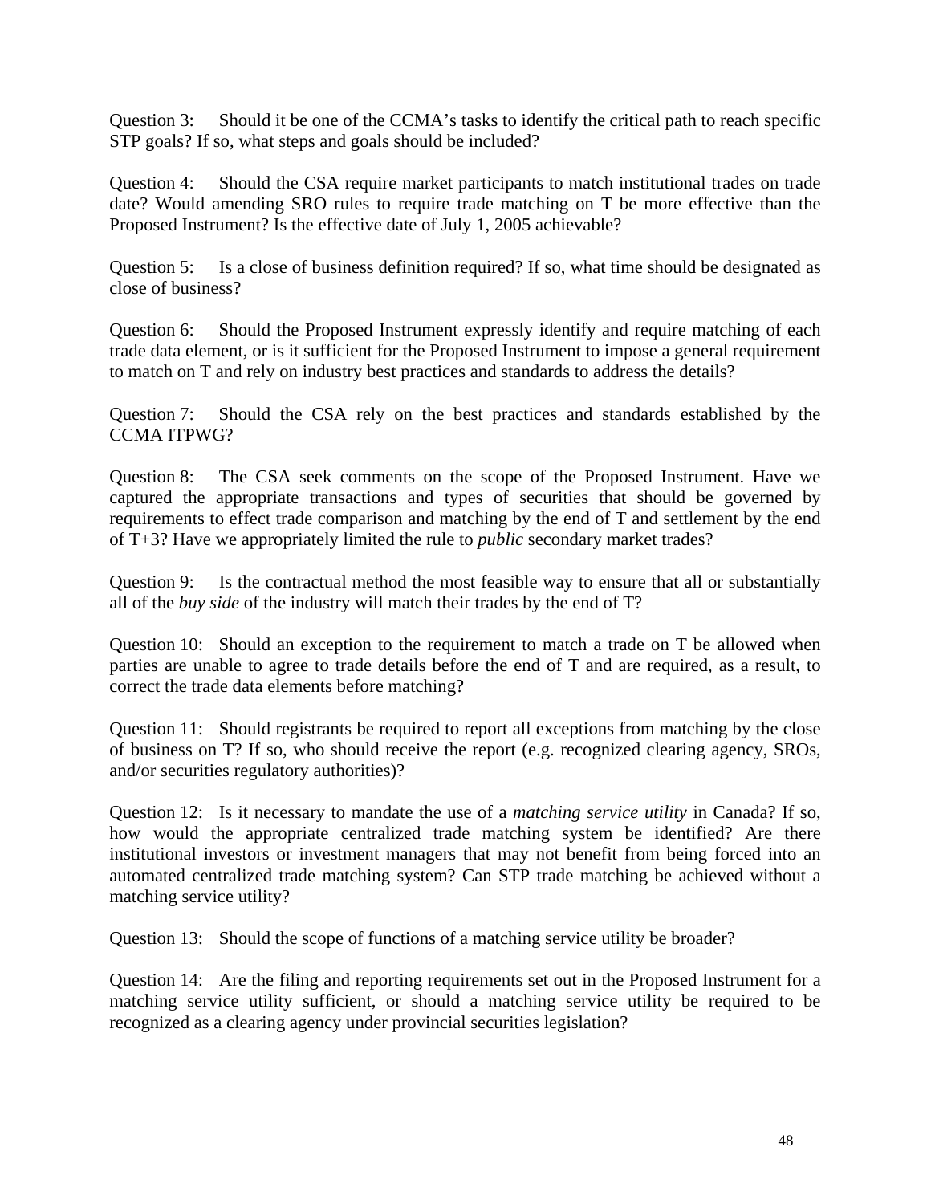Question 3: Should it be one of the CCMA's tasks to identify the critical path to reach specific STP goals? If so, what steps and goals should be included?

Question 4: Should the CSA require market participants to match institutional trades on trade date? Would amending SRO rules to require trade matching on T be more effective than the Proposed Instrument? Is the effective date of July 1, 2005 achievable?

Question 5: Is a close of business definition required? If so, what time should be designated as close of business?

Question 6: Should the Proposed Instrument expressly identify and require matching of each trade data element, or is it sufficient for the Proposed Instrument to impose a general requirement to match on T and rely on industry best practices and standards to address the details?

Question 7: Should the CSA rely on the best practices and standards established by the CCMA ITPWG?

Question 8: The CSA seek comments on the scope of the Proposed Instrument. Have we captured the appropriate transactions and types of securities that should be governed by requirements to effect trade comparison and matching by the end of T and settlement by the end of T+3? Have we appropriately limited the rule to *public* secondary market trades?

Question 9: Is the contractual method the most feasible way to ensure that all or substantially all of the *buy side* of the industry will match their trades by the end of T?

Question 10: Should an exception to the requirement to match a trade on T be allowed when parties are unable to agree to trade details before the end of T and are required, as a result, to correct the trade data elements before matching?

Question 11: Should registrants be required to report all exceptions from matching by the close of business on T? If so, who should receive the report (e.g. recognized clearing agency, SROs, and/or securities regulatory authorities)?

Question 12: Is it necessary to mandate the use of a *matching service utility* in Canada? If so, how would the appropriate centralized trade matching system be identified? Are there institutional investors or investment managers that may not benefit from being forced into an automated centralized trade matching system? Can STP trade matching be achieved without a matching service utility?

Question 13: Should the scope of functions of a matching service utility be broader?

Question 14: Are the filing and reporting requirements set out in the Proposed Instrument for a matching service utility sufficient, or should a matching service utility be required to be recognized as a clearing agency under provincial securities legislation?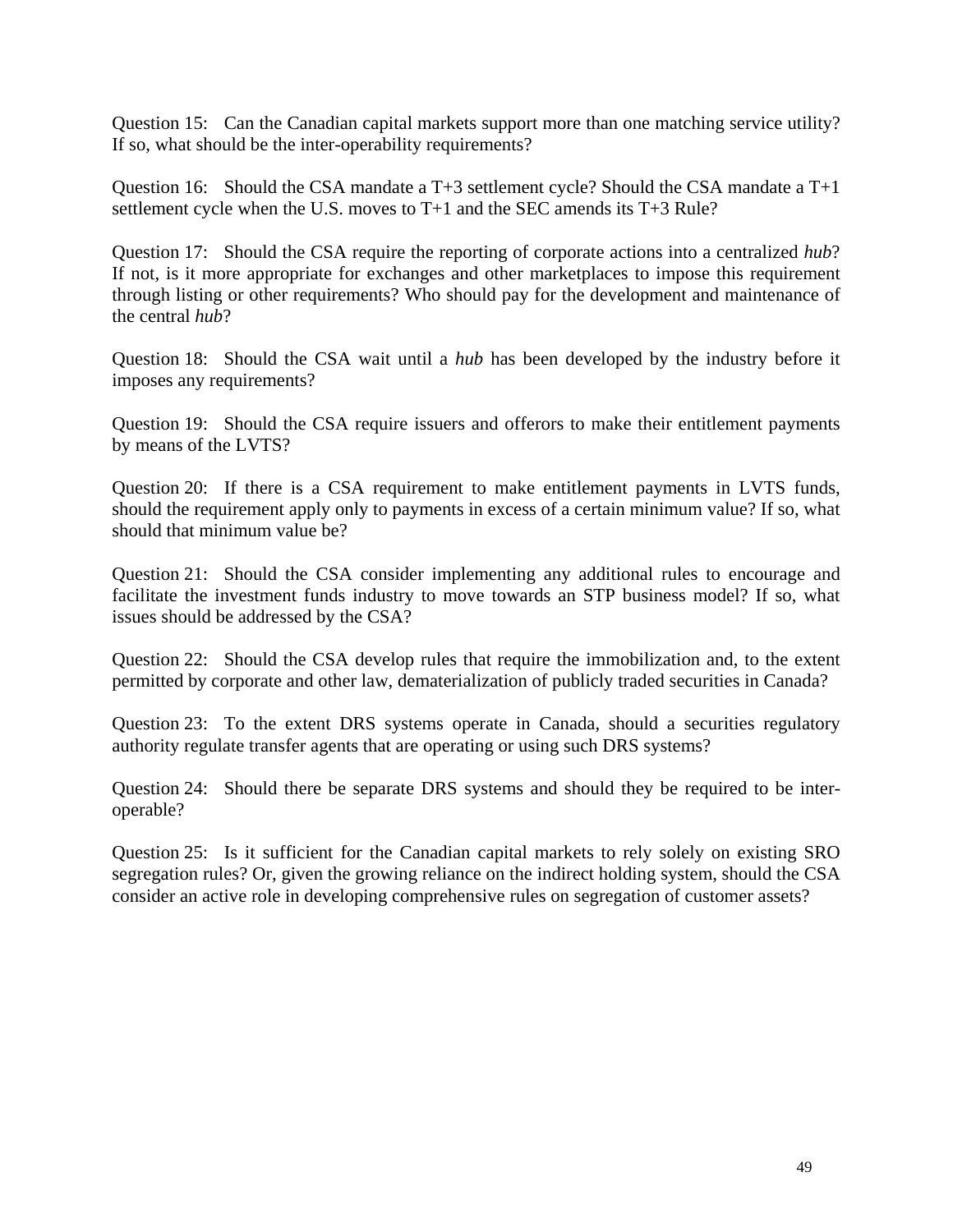Question 15: Can the Canadian capital markets support more than one matching service utility? If so, what should be the inter-operability requirements?

Question 16: Should the CSA mandate a T+3 settlement cycle? Should the CSA mandate a T+1 settlement cycle when the U.S. moves to T+1 and the SEC amends its T+3 Rule?

Question 17: Should the CSA require the reporting of corporate actions into a centralized *hub*? If not, is it more appropriate for exchanges and other marketplaces to impose this requirement through listing or other requirements? Who should pay for the development and maintenance of the central *hub*?

Question 18: Should the CSA wait until a *hub* has been developed by the industry before it imposes any requirements?

Question 19: Should the CSA require issuers and offerors to make their entitlement payments by means of the LVTS?

Question 20: If there is a CSA requirement to make entitlement payments in LVTS funds, should the requirement apply only to payments in excess of a certain minimum value? If so, what should that minimum value be?

Question 21: Should the CSA consider implementing any additional rules to encourage and facilitate the investment funds industry to move towards an STP business model? If so, what issues should be addressed by the CSA?

Question 22: Should the CSA develop rules that require the immobilization and, to the extent permitted by corporate and other law, dematerialization of publicly traded securities in Canada?

Question 23: To the extent DRS systems operate in Canada, should a securities regulatory authority regulate transfer agents that are operating or using such DRS systems?

Question 24: Should there be separate DRS systems and should they be required to be inter-operable?

Question 25: Is it sufficient for the Canadian capital markets to rely solely on existing SRO segregation rules? Or, given the growing reliance on the indirect holding system, should the CSA consider an active role in developing comprehensive rules on segregation of customer assets?